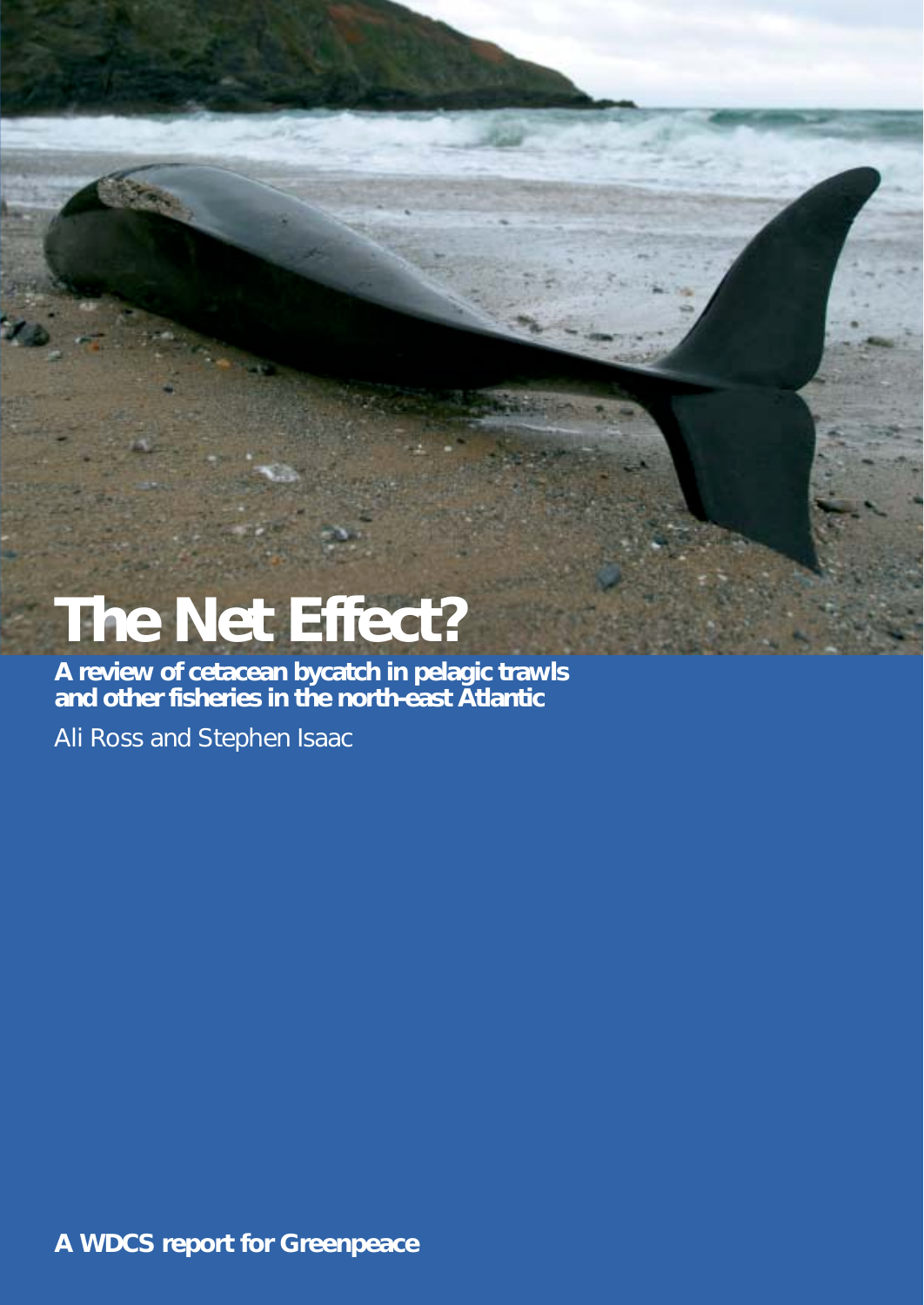# The Net Effect?

**A review of cetacean bycatch in pelagic trawls and other fisheries in the north-east Atlantic**

Ali Ross and Stephen Isaac

**A WDCS report for Greenpeace**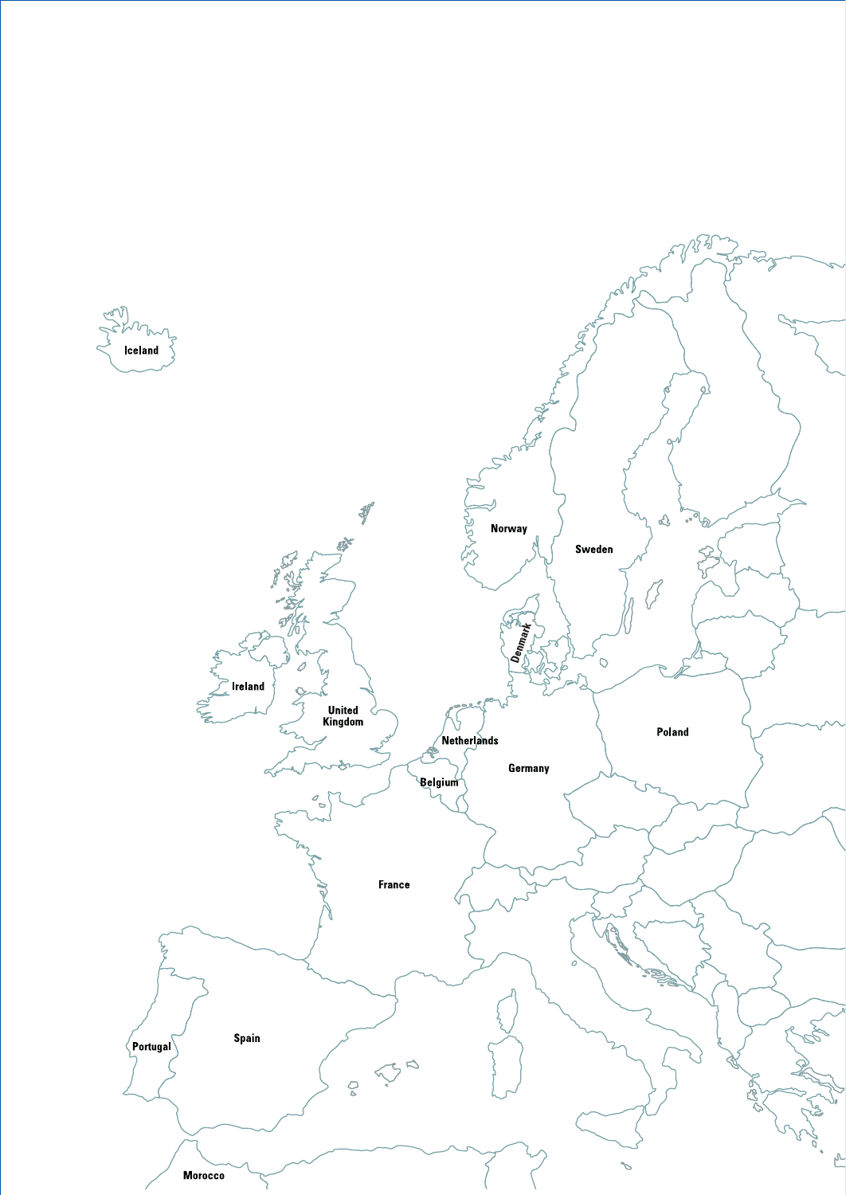Iceland

Norway

Sweden

Denmark

Ireland

United Kingdom

Netherlands

Poland

Germany

Belgium

France

Spain

Portugal

Morocco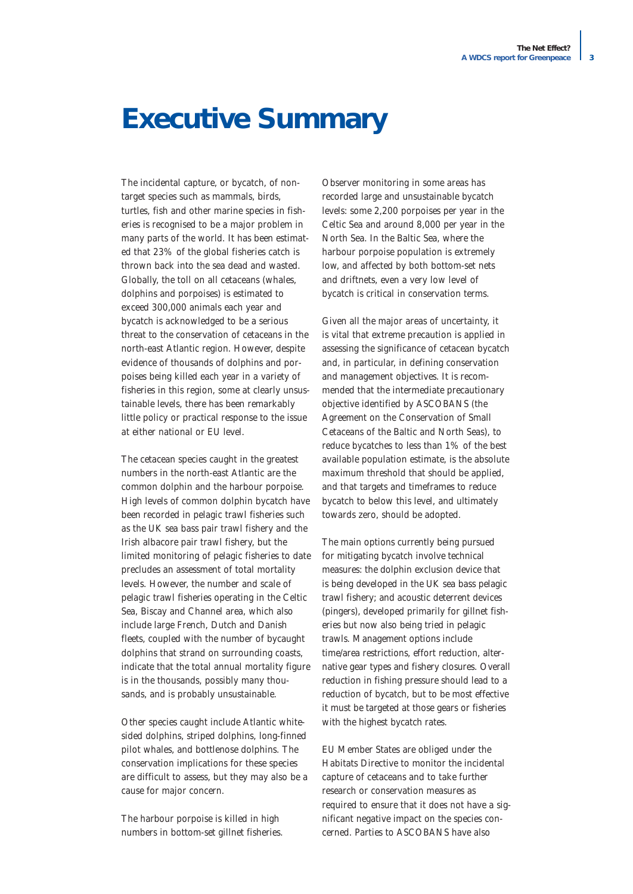# Executive Summary

The incidental capture, or bycatch, of non-target species such as mammals, birds, turtles, fish and other marine species in fisheries is recognised to be a major problem in many parts of the world. It has been estimated that 23% of the global fisheries catch is thrown back into the sea dead and wasted. Globally, the toll on all cetaceans (whales, dolphins and porpoises) is estimated to exceed 300,000 animals each year and bycatch is acknowledged to be a serious threat to the conservation of cetaceans in the north-east Atlantic region. However, despite evidence of thousands of dolphins and porpoises being killed each year in a variety of fisheries in this region, some at clearly unsustainable levels, there has been remarkably little policy or practical response to the issue at either national or EU level.

The cetacean species caught in the greatest numbers in the north-east Atlantic are the common dolphin and the harbour porpoise. High levels of common dolphin bycatch have been recorded in pelagic trawl fisheries such as the UK sea bass pair trawl fishery and the Irish albacore pair trawl fishery, but the limited monitoring of pelagic fisheries to date precludes an assessment of total mortality levels. However, the number and scale of pelagic trawl fisheries operating in the Celtic Sea, Biscay and Channel area, which also include large French, Dutch and Danish fleets, coupled with the number of bycaught dolphins that strand on surrounding coasts, indicate that the total annual mortality figure is in the thousands, possibly many thousands, and is probably unsustainable.

Other species caught include Atlantic white-sided dolphins, striped dolphins, long-finned pilot whales, and bottlenose dolphins. The conservation implications for these species are difficult to assess, but they may also be a cause for major concern.

The harbour porpoise is killed in high numbers in bottom-set gillnet fisheries. Observer monitoring in some areas has recorded large and unsustainable bycatch levels: some 2,200 porpoises per year in the Celtic Sea and around 8,000 per year in the North Sea. In the Baltic Sea, where the harbour porpoise population is extremely low, and affected by both bottom-set nets and driftnets, even a very low level of bycatch is critical in conservation terms.

Given all the major areas of uncertainty, it is vital that extreme precaution is applied in assessing the significance of cetacean bycatch and, in particular, in defining conservation and management objectives. It is recommended that the intermediate precautionary objective identified by ASCOBANS (the Agreement on the Conservation of Small Cetaceans of the Baltic and North Seas), to reduce bycatches to less than 1% of the best available population estimate, is the absolute maximum threshold that should be applied, and that targets and timeframes to reduce bycatch to below this level, and ultimately towards zero, should be adopted.

The main options currently being pursued for mitigating bycatch involve technical measures: the dolphin exclusion device that is being developed in the UK sea bass pelagic trawl fishery; and acoustic deterrent devices (pingers), developed primarily for gillnet fisheries but now also being tried in pelagic trawls. Management options include time/area restrictions, effort reduction, alternative gear types and fishery closures. Overall reduction in fishing pressure should lead to a reduction of bycatch, but to be most effective it must be targeted at those gears or fisheries with the highest bycatch rates.

EU Member States are obliged under the Habitats Directive to monitor the incidental capture of cetaceans and to take further research or conservation measures as required to ensure that it does not have a significant negative impact on the species concerned. Parties to ASCOBANS have also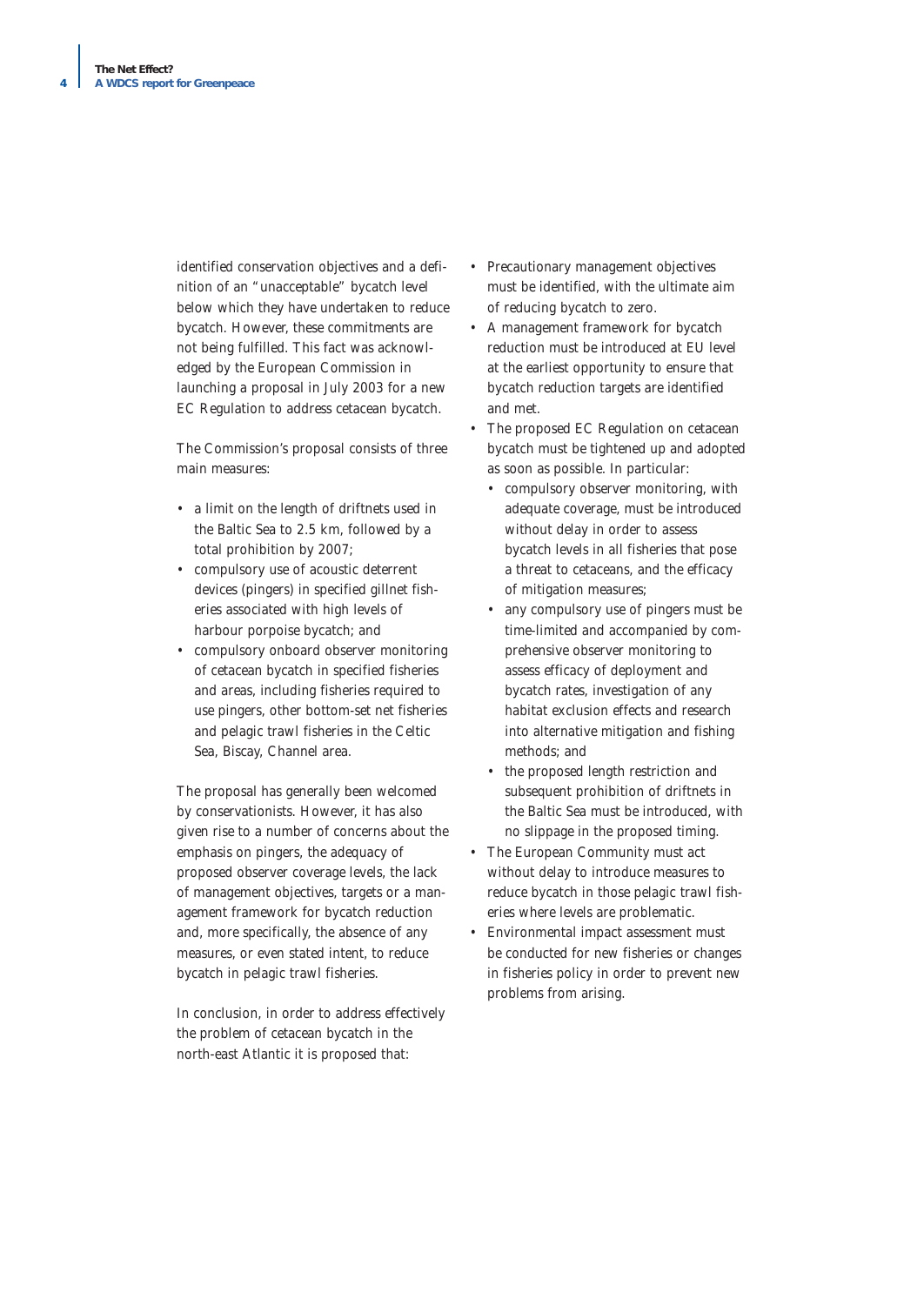identified conservation objectives and a definition of an "unacceptable" bycatch level below which they have undertaken to reduce bycatch. However, these commitments are not being fulfilled. This fact was acknowledged by the European Commission in launching a proposal in July 2003 for a new EC Regulation to address cetacean bycatch.

The Commission's proposal consists of three main measures:

- a limit on the length of driftnets used in the Baltic Sea to 2.5 km, followed by a total prohibition by 2007;
- compulsory use of acoustic deterrent devices (pingers) in specified gillnet fisheries associated with high levels of harbour porpoise bycatch; and
- compulsory onboard observer monitoring of cetacean bycatch in specified fisheries and areas, including fisheries required to use pingers, other bottom-set net fisheries and pelagic trawl fisheries in the Celtic Sea, Biscay, Channel area.

The proposal has generally been welcomed by conservationists. However, it has also given rise to a number of concerns about the emphasis on pingers, the adequacy of proposed observer coverage levels, the lack of management objectives, targets or a management framework for bycatch reduction and, more specifically, the absence of any measures, or even stated intent, to reduce bycatch in pelagic trawl fisheries.

In conclusion, in order to address effectively the problem of cetacean bycatch in the north-east Atlantic it is proposed that:

- Precautionary management objectives must be identified, with the ultimate aim of reducing bycatch to zero.
- A management framework for bycatch reduction must be introduced at EU level at the earliest opportunity to ensure that bycatch reduction targets are identified and met.
- The proposed EC Regulation on cetacean bycatch must be tightened up and adopted as soon as possible. In particular:
  - compulsory observer monitoring, with adequate coverage, must be introduced without delay in order to assess bycatch levels in all fisheries that pose a threat to cetaceans, and the efficacy of mitigation measures;
  - any compulsory use of pingers must be time-limited and accompanied by comprehensive observer monitoring to assess efficacy of deployment and bycatch rates, investigation of any habitat exclusion effects and research into alternative mitigation and fishing methods; and
  - the proposed length restriction and subsequent prohibition of driftnets in the Baltic Sea must be introduced, with no slippage in the proposed timing.
- The European Community must act without delay to introduce measures to reduce bycatch in those pelagic trawl fisheries where levels are problematic.
- Environmental impact assessment must be conducted for new fisheries or changes in fisheries policy in order to prevent new problems from arising.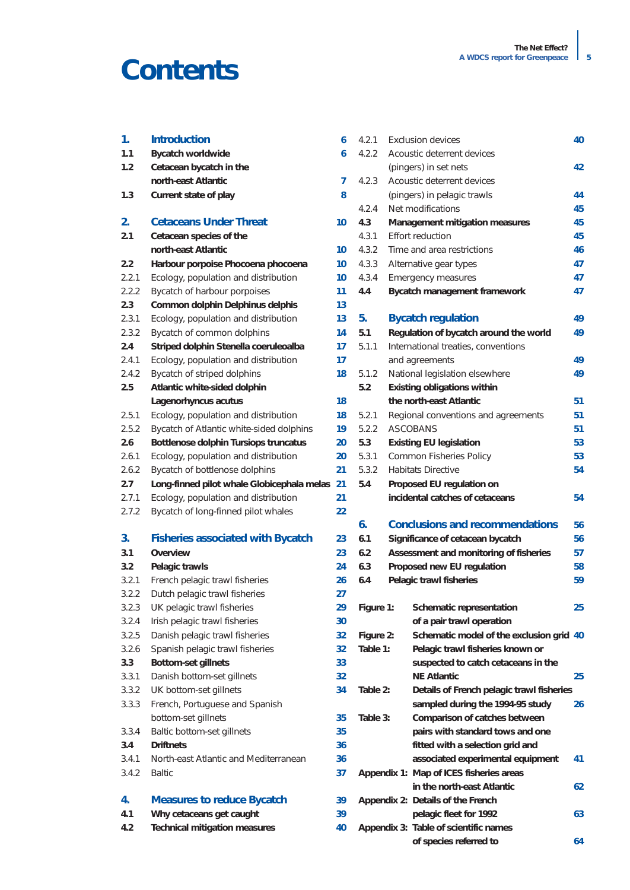# Contents

| | | |
|---|---|---|
| **1.** | **Introduction** | **6** |
| **1.1** | **Bycatch worldwide** | **6** |
| **1.2** | **Cetacean bycatch in the north-east Atlantic** | **7** |
| **1.3** | **Current state of play** | **8** |
| **2.** | **Cetaceans Under Threat** | **10** |
| **2.1** | **Cetacean species of the north-east Atlantic** | **10** |
| **2.2** | **Harbour porpoise Phocoena phocoena** | **10** |
| 2.2.1 | Ecology, population and distribution | **10** |
| 2.2.2 | Bycatch of harbour porpoises | **11** |
| **2.3** | **Common dolphin Delphinus delphis** | **13** |
| 2.3.1 | Ecology, population and distribution | **13** |
| 2.3.2 | Bycatch of common dolphins | **14** |
| **2.4** | **Striped dolphin Stenella coeruleoalba** | **17** |
| 2.4.1 | Ecology, population and distribution | **17** |
| 2.4.2 | Bycatch of striped dolphins | **18** |
| **2.5** | **Atlantic white-sided dolphin Lagenorhyncus acutus** | **18** |
| 2.5.1 | Ecology, population and distribution | **18** |
| 2.5.2 | Bycatch of Atlantic white-sided dolphins | **19** |
| **2.6** | **Bottlenose dolphin Tursiops truncatus** | **20** |
| 2.6.1 | Ecology, population and distribution | **20** |
| 2.6.2 | Bycatch of bottlenose dolphins | **21** |
| **2.7** | **Long-finned pilot whale Globicephala melas** | **21** |
| 2.7.1 | Ecology, population and distribution | **21** |
| 2.7.2 | Bycatch of long-finned pilot whales | **22** |
| **3.** | **Fisheries associated with Bycatch** | **23** |
| **3.1** | **Overview** | **23** |
| **3.2** | **Pelagic trawls** | **24** |
| 3.2.1 | French pelagic trawl fisheries | **26** |
| 3.2.2 | Dutch pelagic trawl fisheries | **27** |
| 3.2.3 | UK pelagic trawl fisheries | **29** |
| 3.2.4 | Irish pelagic trawl fisheries | **30** |
| 3.2.5 | Danish pelagic trawl fisheries | **32** |
| 3.2.6 | Spanish pelagic trawl fisheries | **32** |
| **3.3** | **Bottom-set gillnets** | **33** |
| 3.3.1 | Danish bottom-set gillnets | **32** |
| 3.3.2 | UK bottom-set gillnets | **34** |
| 3.3.3 | French, Portuguese and Spanish bottom-set gillnets | **35** |
| 3.3.4 | Baltic bottom-set gillnets | **35** |
| **3.4** | **Driftnets** | **36** |
| 3.4.1 | North-east Atlantic and Mediterranean | **36** |
| 3.4.2 | Baltic | **37** |
| **4.** | **Measures to reduce Bycatch** | **39** |
| **4.1** | **Why cetaceans get caught** | **39** |
| **4.2** | **Technical mitigation measures** | **40** |
| 4.2.1 | Exclusion devices | **40** |
| 4.2.2 | Acoustic deterrent devices (pingers) in set nets | **42** |
| 4.2.3 | Acoustic deterrent devices (pingers) in pelagic trawls | **44** |
| 4.2.4 | Net modifications | **45** |
| **4.3** | **Management mitigation measures** | **45** |
| 4.3.1 | Effort reduction | **45** |
| 4.3.2 | Time and area restrictions | **46** |
| 4.3.3 | Alternative gear types | **47** |
| 4.3.4 | Emergency measures | **47** |
| **4.4** | **Bycatch management framework** | **47** |
| **5.** | **Bycatch regulation** | **49** |
| **5.1** | **Regulation of bycatch around the world** | **49** |
| 5.1.1 | International treaties, conventions and agreements | **49** |
| 5.1.2 | National legislation elsewhere | **49** |
| **5.2** | **Existing obligations within the north-east Atlantic** | **51** |
| 5.2.1 | Regional conventions and agreements | **51** |
| 5.2.2 | ASCOBANS | **51** |
| **5.3** | **Existing EU legislation** | **53** |
| 5.3.1 | Common Fisheries Policy | **53** |
| 5.3.2 | Habitats Directive | **54** |
| **5.4** | **Proposed EU regulation on incidental catches of cetaceans** | **54** |
| **6.** | **Conclusions and recommendations** | **56** |
| **6.1** | **Significance of cetacean bycatch** | **56** |
| **6.2** | **Assessment and monitoring of fisheries** | **57** |
| **6.3** | **Proposed new EU regulation** | **58** |
| **6.4** | **Pelagic trawl fisheries** | **59** |
| **Figure 1:** | **Schematic representation of a pair trawl operation** | **25** |
| **Figure 2:** | **Schematic model of the exclusion grid** | **40** |
| **Table 1:** | **Pelagic trawl fisheries known or suspected to catch cetaceans in the NE Atlantic** | **25** |
| **Table 2:** | **Details of French pelagic trawl fisheries sampled during the 1994-95 study** | **26** |
| **Table 3:** | **Comparison of catches between pairs with standard tows and one fitted with a selection grid and associated experimental equipment** | **41** |
| **Appendix 1:** | **Map of ICES fisheries areas in the north-east Atlantic** | **62** |
| **Appendix 2:** | **Details of the French pelagic fleet for 1992** | **63** |
| **Appendix 3:** | **Table of scientific names of species referred to** | **64** |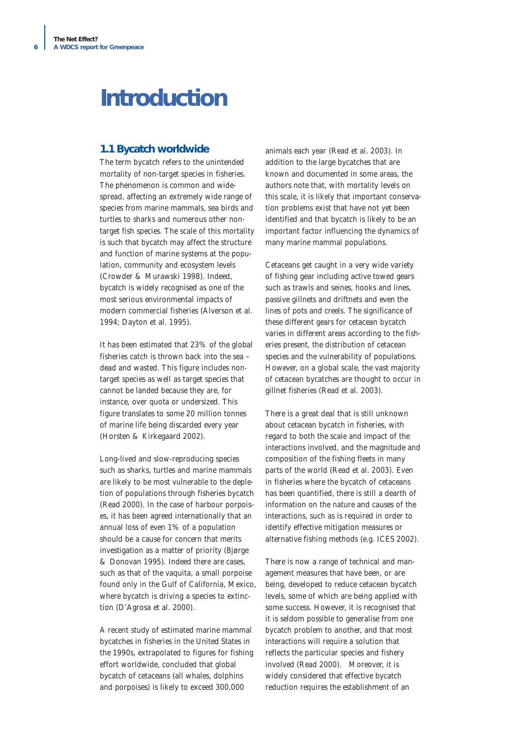# Introduction

## 1.1 Bycatch worldwide

The term bycatch refers to the unintended mortality of non-target species in fisheries. The phenomenon is common and widespread, affecting an extremely wide range of species from marine mammals, sea birds and turtles to sharks and numerous other non-target fish species. The scale of this mortality is such that bycatch may affect the structure and function of marine systems at the population, community and ecosystem levels (Crowder & Murawski 1998). Indeed, bycatch is widely recognised as one of the most serious environmental impacts of modern commercial fisheries (Alverson et al. 1994; Dayton et al. 1995).

It has been estimated that 23% of the global fisheries catch is thrown back into the sea – dead and wasted. This figure includes non-target species as well as target species that cannot be landed because they are, for instance, over quota or undersized. This figure translates to some 20 million tonnes of marine life being discarded every year (Horsten & Kirkegaard 2002).

Long-lived and slow-reproducing species such as sharks, turtles and marine mammals are likely to be most vulnerable to the depletion of populations through fisheries bycatch (Read 2000). In the case of harbour porpoises, it has been agreed internationally that an annual loss of even 1% of a population should be a cause for concern that merits investigation as a matter of priority (Bjørge & Donovan 1995). Indeed there are cases, such as that of the vaquita, a small porpoise found only in the Gulf of California, Mexico, where bycatch is driving a species to extinction (D'Agrosa et al. 2000).

A recent study of estimated marine mammal bycatches in fisheries in the United States in the 1990s, extrapolated to figures for fishing effort worldwide, concluded that global bycatch of cetaceans (all whales, dolphins and porpoises) is likely to exceed 300,000 animals each year (Read et al. 2003). In addition to the large bycatches that are known and documented in some areas, the authors note that, with mortality levels on this scale, it is likely that important conservation problems exist that have not yet been identified and that bycatch is likely to be an important factor influencing the dynamics of many marine mammal populations.

Cetaceans get caught in a very wide variety of fishing gear including active towed gears such as trawls and seines, hooks and lines, passive gillnets and driftnets and even the lines of pots and creels. The significance of these different gears for cetacean bycatch varies in different areas according to the fisheries present, the distribution of cetacean species and the vulnerability of populations. However, on a global scale, the vast majority of cetacean bycatches are thought to occur in gillnet fisheries (Read et al. 2003).

There is a great deal that is still unknown about cetacean bycatch in fisheries, with regard to both the scale and impact of the interactions involved, and the magnitude and composition of the fishing fleets in many parts of the world (Read et al. 2003). Even in fisheries where the bycatch of cetaceans has been quantified, there is still a dearth of information on the nature and causes of the interactions, such as is required in order to identify effective mitigation measures or alternative fishing methods (e.g. ICES 2002).

There is now a range of technical and management measures that have been, or are being, developed to reduce cetacean bycatch levels, some of which are being applied with some success. However, it is recognised that it is seldom possible to generalise from one bycatch problem to another, and that most interactions will require a solution that reflects the particular species and fishery involved (Read 2000). Moreover, it is widely considered that effective bycatch reduction requires the establishment of an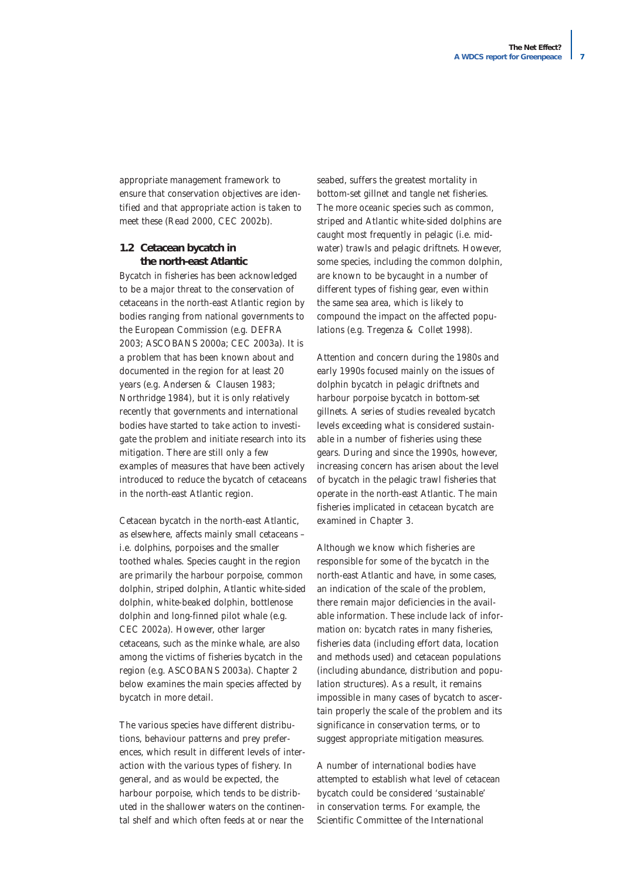appropriate management framework to ensure that conservation objectives are identified and that appropriate action is taken to meet these (Read 2000, CEC 2002b).

## 1.2 Cetacean bycatch in the north-east Atlantic

Bycatch in fisheries has been acknowledged to be a major threat to the conservation of cetaceans in the north-east Atlantic region by bodies ranging from national governments to the European Commission (e.g. DEFRA 2003; ASCOBANS 2000a; CEC 2003a). It is a problem that has been known about and documented in the region for at least 20 years (e.g. Andersen & Clausen 1983; Northridge 1984), but it is only relatively recently that governments and international bodies have started to take action to investigate the problem and initiate research into its mitigation. There are still only a few examples of measures that have been actively introduced to reduce the bycatch of cetaceans in the north-east Atlantic region.

Cetacean bycatch in the north-east Atlantic, as elsewhere, affects mainly small cetaceans – i.e. dolphins, porpoises and the smaller toothed whales. Species caught in the region are primarily the harbour porpoise, common dolphin, striped dolphin, Atlantic white-sided dolphin, white-beaked dolphin, bottlenose dolphin and long-finned pilot whale (e.g. CEC 2002a). However, other larger cetaceans, such as the minke whale, are also among the victims of fisheries bycatch in the region (e.g. ASCOBANS 2003a). Chapter 2 below examines the main species affected by bycatch in more detail.

The various species have different distributions, behaviour patterns and prey preferences, which result in different levels of interaction with the various types of fishery. In general, and as would be expected, the harbour porpoise, which tends to be distributed in the shallower waters on the continental shelf and which often feeds at or near the seabed, suffers the greatest mortality in bottom-set gillnet and tangle net fisheries. The more oceanic species such as common, striped and Atlantic white-sided dolphins are caught most frequently in pelagic (i.e. mid-water) trawls and pelagic driftnets. However, some species, including the common dolphin, are known to be bycaught in a number of different types of fishing gear, even within the same sea area, which is likely to compound the impact on the affected populations (e.g. Tregenza & Collet 1998).

Attention and concern during the 1980s and early 1990s focused mainly on the issues of dolphin bycatch in pelagic driftnets and harbour porpoise bycatch in bottom-set gillnets. A series of studies revealed bycatch levels exceeding what is considered sustainable in a number of fisheries using these gears. During and since the 1990s, however, increasing concern has arisen about the level of bycatch in the pelagic trawl fisheries that operate in the north-east Atlantic. The main fisheries implicated in cetacean bycatch are examined in Chapter 3.

Although we know which fisheries are responsible for some of the bycatch in the north-east Atlantic and have, in some cases, an indication of the scale of the problem, there remain major deficiencies in the available information. These include lack of information on: bycatch rates in many fisheries, fisheries data (including effort data, location and methods used) and cetacean populations (including abundance, distribution and population structures). As a result, it remains impossible in many cases of bycatch to ascertain properly the scale of the problem and its significance in conservation terms, or to suggest appropriate mitigation measures.

A number of international bodies have attempted to establish what level of cetacean bycatch could be considered 'sustainable' in conservation terms. For example, the Scientific Committee of the International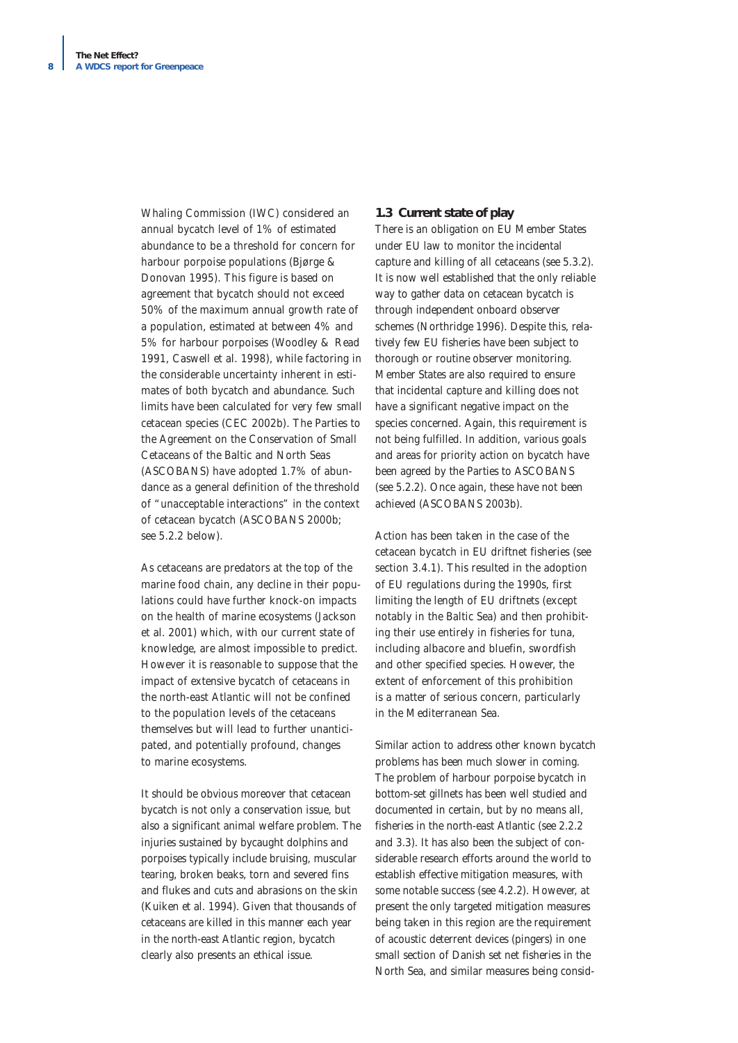Whaling Commission (IWC) considered an annual bycatch level of 1% of estimated abundance to be a threshold for concern for harbour porpoise populations (Bjørge & Donovan 1995). This figure is based on agreement that bycatch should not exceed 50% of the maximum annual growth rate of a population, estimated at between 4% and 5% for harbour porpoises (Woodley & Read 1991, Caswell et al. 1998), while factoring in the considerable uncertainty inherent in estimates of both bycatch and abundance. Such limits have been calculated for very few small cetacean species (CEC 2002b). The Parties to the Agreement on the Conservation of Small Cetaceans of the Baltic and North Seas (ASCOBANS) have adopted 1.7% of abundance as a general definition of the threshold of "unacceptable interactions" in the context of cetacean bycatch (ASCOBANS 2000b; see 5.2.2 below).

As cetaceans are predators at the top of the marine food chain, any decline in their populations could have further knock-on impacts on the health of marine ecosystems (Jackson et al. 2001) which, with our current state of knowledge, are almost impossible to predict. However it is reasonable to suppose that the impact of extensive bycatch of cetaceans in the north-east Atlantic will not be confined to the population levels of the cetaceans themselves but will lead to further unanticipated, and potentially profound, changes to marine ecosystems.

It should be obvious moreover that cetacean bycatch is not only a conservation issue, but also a significant animal welfare problem. The injuries sustained by bycaught dolphins and porpoises typically include bruising, muscular tearing, broken beaks, torn and severed fins and flukes and cuts and abrasions on the skin (Kuiken et al. 1994). Given that thousands of cetaceans are killed in this manner each year in the north-east Atlantic region, bycatch clearly also presents an ethical issue.

## 1.3 Current state of play

There is an obligation on EU Member States under EU law to monitor the incidental capture and killing of all cetaceans (see 5.3.2). It is now well established that the only reliable way to gather data on cetacean bycatch is through independent onboard observer schemes (Northridge 1996). Despite this, relatively few EU fisheries have been subject to thorough or routine observer monitoring. Member States are also required to ensure that incidental capture and killing does not have a significant negative impact on the species concerned. Again, this requirement is not being fulfilled. In addition, various goals and areas for priority action on bycatch have been agreed by the Parties to ASCOBANS (see 5.2.2). Once again, these have not been achieved (ASCOBANS 2003b).

Action has been taken in the case of the cetacean bycatch in EU driftnet fisheries (see section 3.4.1). This resulted in the adoption of EU regulations during the 1990s, first limiting the length of EU driftnets (except notably in the Baltic Sea) and then prohibiting their use entirely in fisheries for tuna, including albacore and bluefin, swordfish and other specified species. However, the extent of enforcement of this prohibition is a matter of serious concern, particularly in the Mediterranean Sea.

Similar action to address other known bycatch problems has been much slower in coming. The problem of harbour porpoise bycatch in bottom-set gillnets has been well studied and documented in certain, but by no means all, fisheries in the north-east Atlantic (see 2.2.2 and 3.3). It has also been the subject of considerable research efforts around the world to establish effective mitigation measures, with some notable success (see 4.2.2). However, at present the only targeted mitigation measures being taken in this region are the requirement of acoustic deterrent devices (pingers) in one small section of Danish set net fisheries in the North Sea, and similar measures being consid-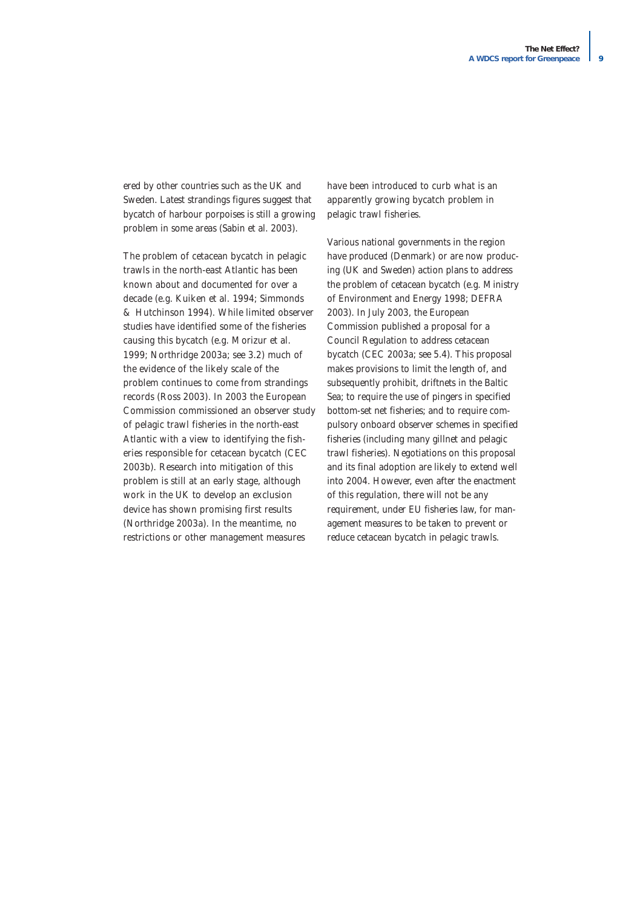ered by other countries such as the UK and Sweden. Latest strandings figures suggest that bycatch of harbour porpoises is still a growing problem in some areas (Sabin et al. 2003).

The problem of cetacean bycatch in pelagic trawls in the north-east Atlantic has been known about and documented for over a decade (e.g. Kuiken et al. 1994; Simmonds & Hutchinson 1994). While limited observer studies have identified some of the fisheries causing this bycatch (e.g. Morizur et al. 1999; Northridge 2003a; see 3.2) much of the evidence of the likely scale of the problem continues to come from strandings records (Ross 2003). In 2003 the European Commission commissioned an observer study of pelagic trawl fisheries in the north-east Atlantic with a view to identifying the fisheries responsible for cetacean bycatch (CEC 2003b). Research into mitigation of this problem is still at an early stage, although work in the UK to develop an exclusion device has shown promising first results (Northridge 2003a). In the meantime, no restrictions or other management measures have been introduced to curb what is an apparently growing bycatch problem in pelagic trawl fisheries.

Various national governments in the region have produced (Denmark) or are now producing (UK and Sweden) action plans to address the problem of cetacean bycatch (e.g. Ministry of Environment and Energy 1998; DEFRA 2003). In July 2003, the European Commission published a proposal for a Council Regulation to address cetacean bycatch (CEC 2003a; see 5.4). This proposal makes provisions to limit the length of, and subsequently prohibit, driftnets in the Baltic Sea; to require the use of pingers in specified bottom-set net fisheries; and to require compulsory onboard observer schemes in specified fisheries (including many gillnet and pelagic trawl fisheries). Negotiations on this proposal and its final adoption are likely to extend well into 2004. However, even after the enactment of this regulation, there will not be any requirement, under EU fisheries law, for management measures to be taken to prevent or reduce cetacean bycatch in pelagic trawls.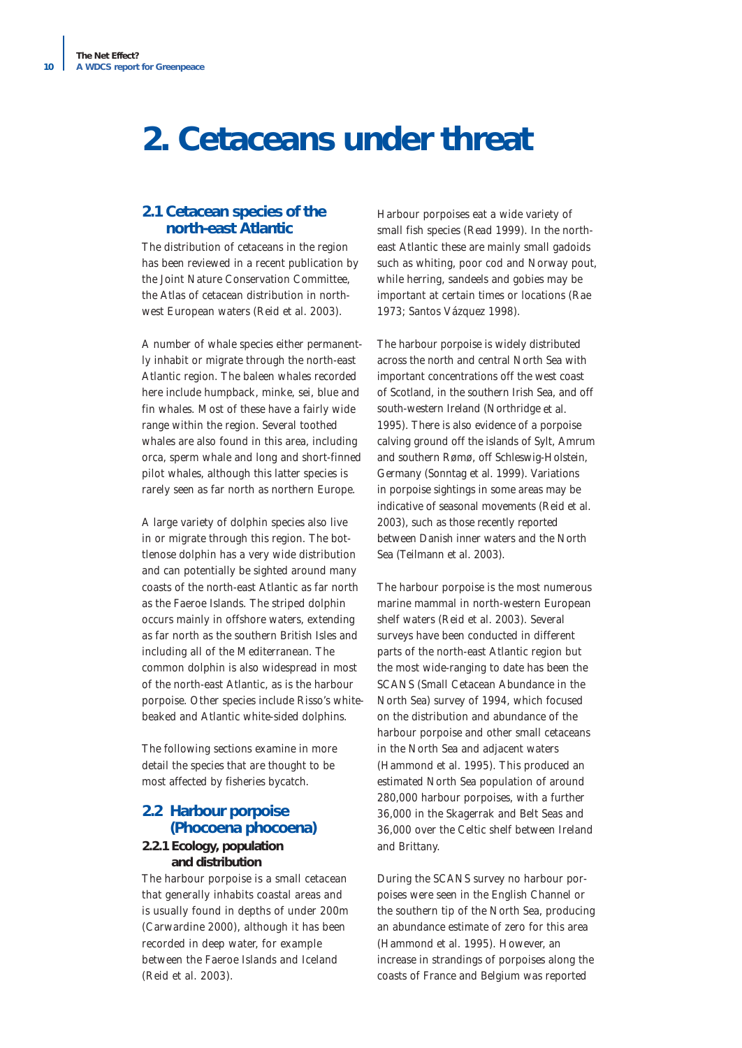# 2. Cetaceans under threat

## 2.1 Cetacean species of the north-east Atlantic

The distribution of cetaceans in the region has been reviewed in a recent publication by the Joint Nature Conservation Committee, the Atlas of cetacean distribution in north-west European waters (Reid et al. 2003).

A number of whale species either permanently inhabit or migrate through the north-east Atlantic region. The baleen whales recorded here include humpback, minke, sei, blue and fin whales. Most of these have a fairly wide range within the region. Several toothed whales are also found in this area, including orca, sperm whale and long and short-finned pilot whales, although this latter species is rarely seen as far north as northern Europe.

A large variety of dolphin species also live in or migrate through this region. The bottlenose dolphin has a very wide distribution and can potentially be sighted around many coasts of the north-east Atlantic as far north as the Faeroe Islands. The striped dolphin occurs mainly in offshore waters, extending as far north as the southern British Isles and including all of the Mediterranean. The common dolphin is also widespread in most of the north-east Atlantic, as is the harbour porpoise. Other species include Risso's white-beaked and Atlantic white-sided dolphins.

The following sections examine in more detail the species that are thought to be most affected by fisheries bycatch.

## 2.2 Harbour porpoise (*Phocoena phocoena*)

### 2.2.1 Ecology, population and distribution

The harbour porpoise is a small cetacean that generally inhabits coastal areas and is usually found in depths of under 200m (Carwardine 2000), although it has been recorded in deep water, for example between the Faeroe Islands and Iceland (Reid et al. 2003).

Harbour porpoises eat a wide variety of small fish species (Read 1999). In the north-east Atlantic these are mainly small gadoids such as whiting, poor cod and Norway pout, while herring, sandeels and gobies may be important at certain times or locations (Rae 1973; Santos Vázquez 1998).

The harbour porpoise is widely distributed across the north and central North Sea with important concentrations off the west coast of Scotland, in the southern Irish Sea, and off south-western Ireland (Northridge et al. 1995). There is also evidence of a porpoise calving ground off the islands of Sylt, Amrum and southern Rømø, off Schleswig-Holstein, Germany (Sonntag et al. 1999). Variations in porpoise sightings in some areas may be indicative of seasonal movements (Reid et al. 2003), such as those recently reported between Danish inner waters and the North Sea (Teilmann et al. 2003).

The harbour porpoise is the most numerous marine mammal in north-western European shelf waters (Reid et al. 2003). Several surveys have been conducted in different parts of the north-east Atlantic region but the most wide-ranging to date has been the SCANS (Small Cetacean Abundance in the North Sea) survey of 1994, which focused on the distribution and abundance of the harbour porpoise and other small cetaceans in the North Sea and adjacent waters (Hammond et al. 1995). This produced an estimated North Sea population of around 280,000 harbour porpoises, with a further 36,000 in the Skagerrak and Belt Seas and 36,000 over the Celtic shelf between Ireland and Brittany.

During the SCANS survey no harbour porpoises were seen in the English Channel or the southern tip of the North Sea, producing an abundance estimate of zero for this area (Hammond et al. 1995). However, an increase in strandings of porpoises along the coasts of France and Belgium was reported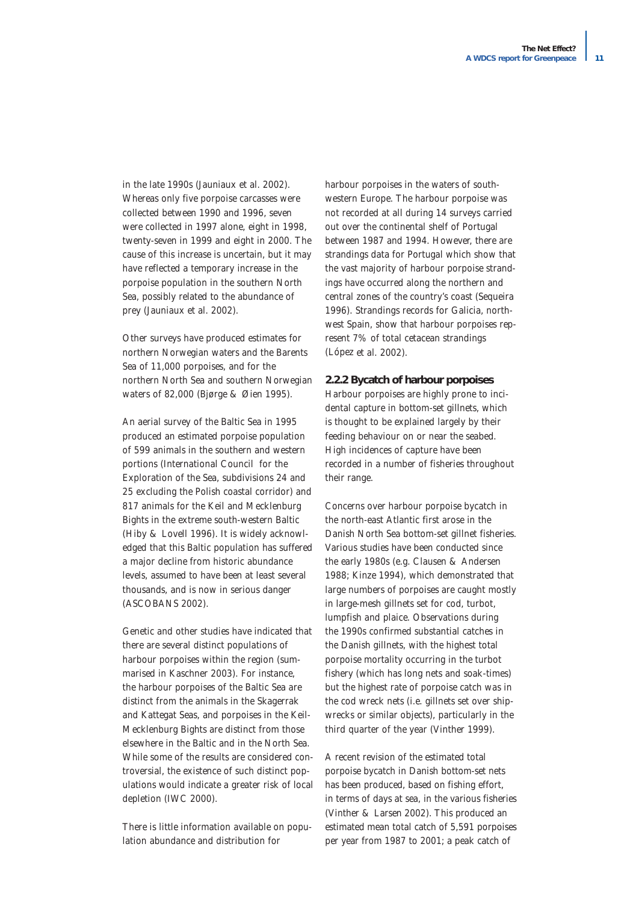in the late 1990s (Jauniaux et al. 2002). Whereas only five porpoise carcasses were collected between 1990 and 1996, seven were collected in 1997 alone, eight in 1998, twenty-seven in 1999 and eight in 2000. The cause of this increase is uncertain, but it may have reflected a temporary increase in the porpoise population in the southern North Sea, possibly related to the abundance of prey (Jauniaux et al. 2002).

Other surveys have produced estimates for northern Norwegian waters and the Barents Sea of 11,000 porpoises, and for the northern North Sea and southern Norwegian waters of 82,000 (Bjørge & Øien 1995).

An aerial survey of the Baltic Sea in 1995 produced an estimated porpoise population of 599 animals in the southern and western portions (International Council for the Exploration of the Sea, subdivisions 24 and 25 excluding the Polish coastal corridor) and 817 animals for the Keil and Mecklenburg Bights in the extreme south-western Baltic (Hiby & Lovell 1996). It is widely acknowledged that this Baltic population has suffered a major decline from historic abundance levels, assumed to have been at least several thousands, and is now in serious danger (ASCOBANS 2002).

Genetic and other studies have indicated that there are several distinct populations of harbour porpoises within the region (summarised in Kaschner 2003). For instance, the harbour porpoises of the Baltic Sea are distinct from the animals in the Skagerrak and Kattegat Seas, and porpoises in the Keil-Mecklenburg Bights are distinct from those elsewhere in the Baltic and in the North Sea. While some of the results are considered controversial, the existence of such distinct populations would indicate a greater risk of local depletion (IWC 2000).

There is little information available on population abundance and distribution for harbour porpoises in the waters of south-western Europe. The harbour porpoise was not recorded at all during 14 surveys carried out over the continental shelf of Portugal between 1987 and 1994. However, there are strandings data for Portugal which show that the vast majority of harbour porpoise strandings have occurred along the northern and central zones of the country's coast (Sequeira 1996). Strandings records for Galicia, north-west Spain, show that harbour porpoises represent 7% of total cetacean strandings (López et al. 2002).

### 2.2.2 Bycatch of harbour porpoises

Harbour porpoises are highly prone to incidental capture in bottom-set gillnets, which is thought to be explained largely by their feeding behaviour on or near the seabed. High incidences of capture have been recorded in a number of fisheries throughout their range.

Concerns over harbour porpoise bycatch in the north-east Atlantic first arose in the Danish North Sea bottom-set gillnet fisheries. Various studies have been conducted since the early 1980s (e.g. Clausen & Andersen 1988; Kinze 1994), which demonstrated that large numbers of porpoises are caught mostly in large-mesh gillnets set for cod, turbot, lumpfish and plaice. Observations during the 1990s confirmed substantial catches in the Danish gillnets, with the highest total porpoise mortality occurring in the turbot fishery (which has long nets and soak-times) but the highest rate of porpoise catch was in the cod wreck nets (i.e. gillnets set over shipwrecks or similar objects), particularly in the third quarter of the year (Vinther 1999).

A recent revision of the estimated total porpoise bycatch in Danish bottom-set nets has been produced, based on fishing effort, in terms of days at sea, in the various fisheries (Vinther & Larsen 2002). This produced an estimated mean total catch of 5,591 porpoises per year from 1987 to 2001; a peak catch of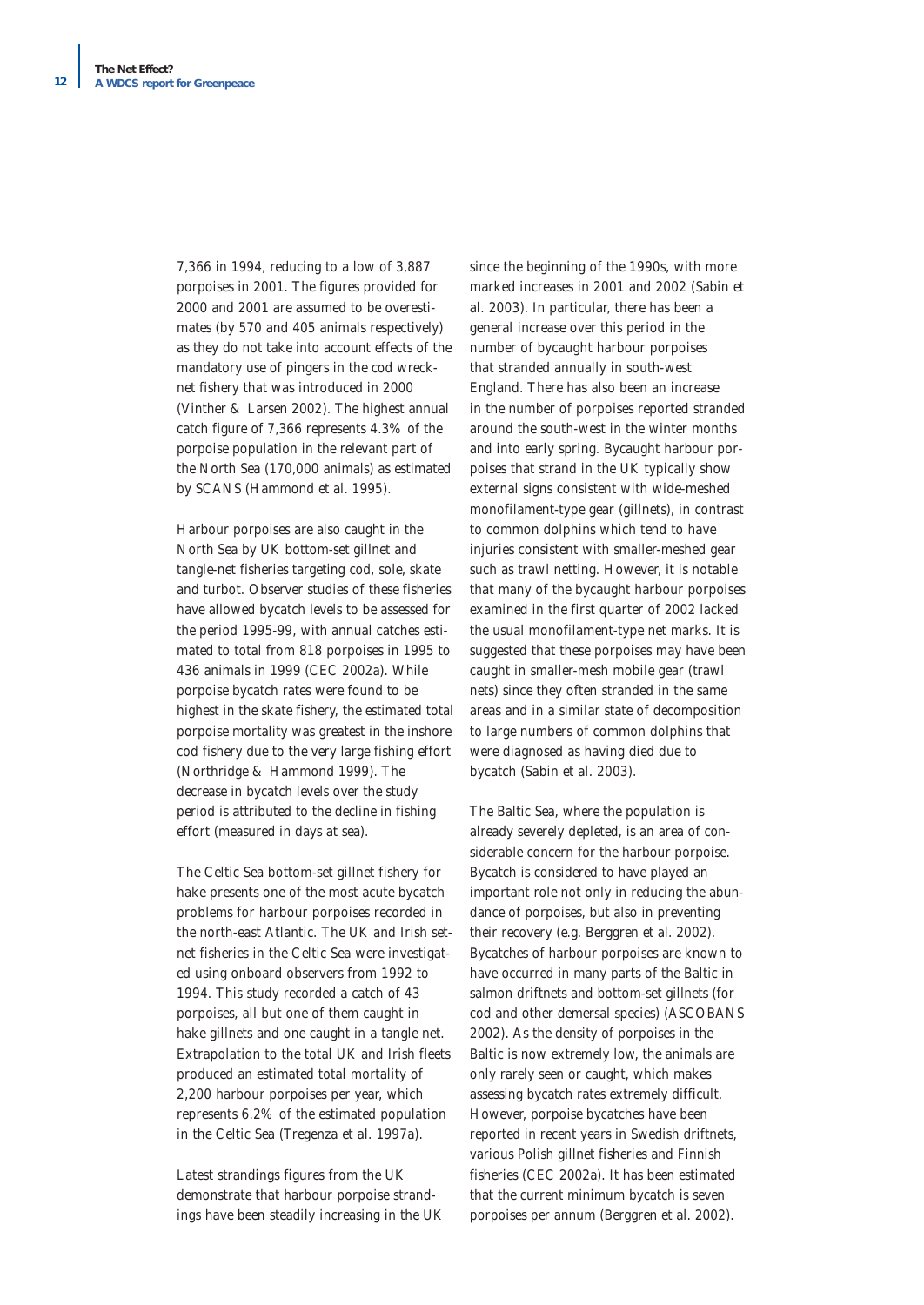7,366 in 1994, reducing to a low of 3,887 porpoises in 2001. The figures provided for 2000 and 2001 are assumed to be overestimates (by 570 and 405 animals respectively) as they do not take into account effects of the mandatory use of pingers in the cod wreck-net fishery that was introduced in 2000 (Vinther & Larsen 2002). The highest annual catch figure of 7,366 represents 4.3% of the porpoise population in the relevant part of the North Sea (170,000 animals) as estimated by SCANS (Hammond et al. 1995).

Harbour porpoises are also caught in the North Sea by UK bottom-set gillnet and tangle-net fisheries targeting cod, sole, skate and turbot. Observer studies of these fisheries have allowed bycatch levels to be assessed for the period 1995-99, with annual catches estimated to total from 818 porpoises in 1995 to 436 animals in 1999 (CEC 2002a). While porpoise bycatch rates were found to be highest in the skate fishery, the estimated total porpoise mortality was greatest in the inshore cod fishery due to the very large fishing effort (Northridge & Hammond 1999). The decrease in bycatch levels over the study period is attributed to the decline in fishing effort (measured in days at sea).

The Celtic Sea bottom-set gillnet fishery for hake presents one of the most acute bycatch problems for harbour porpoises recorded in the north-east Atlantic. The UK and Irish set-net fisheries in the Celtic Sea were investigated using onboard observers from 1992 to 1994. This study recorded a catch of 43 porpoises, all but one of them caught in hake gillnets and one caught in a tangle net. Extrapolation to the total UK and Irish fleets produced an estimated total mortality of 2,200 harbour porpoises per year, which represents 6.2% of the estimated population in the Celtic Sea (Tregenza et al. 1997a).

Latest strandings figures from the UK demonstrate that harbour porpoise strandings have been steadily increasing in the UK since the beginning of the 1990s, with more marked increases in 2001 and 2002 (Sabin et al. 2003). In particular, there has been a general increase over this period in the number of bycaught harbour porpoises that stranded annually in south-west England. There has also been an increase in the number of porpoises reported stranded around the south-west in the winter months and into early spring. Bycaught harbour porpoises that strand in the UK typically show external signs consistent with wide-meshed monofilament-type gear (gillnets), in contrast to common dolphins which tend to have injuries consistent with smaller-meshed gear such as trawl netting. However, it is notable that many of the bycaught harbour porpoises examined in the first quarter of 2002 lacked the usual monofilament-type net marks. It is suggested that these porpoises may have been caught in smaller-mesh mobile gear (trawl nets) since they often stranded in the same areas and in a similar state of decomposition to large numbers of common dolphins that were diagnosed as having died due to bycatch (Sabin et al. 2003).

The Baltic Sea, where the population is already severely depleted, is an area of considerable concern for the harbour porpoise. Bycatch is considered to have played an important role not only in reducing the abundance of porpoises, but also in preventing their recovery (e.g. Berggren et al. 2002). Bycatches of harbour porpoises are known to have occurred in many parts of the Baltic in salmon driftnets and bottom-set gillnets (for cod and other demersal species) (ASCOBANS 2002). As the density of porpoises in the Baltic is now extremely low, the animals are only rarely seen or caught, which makes assessing bycatch rates extremely difficult. However, porpoise bycatches have been reported in recent years in Swedish driftnets, various Polish gillnet fisheries and Finnish fisheries (CEC 2002a). It has been estimated that the current minimum bycatch is seven porpoises per annum (Berggren et al. 2002).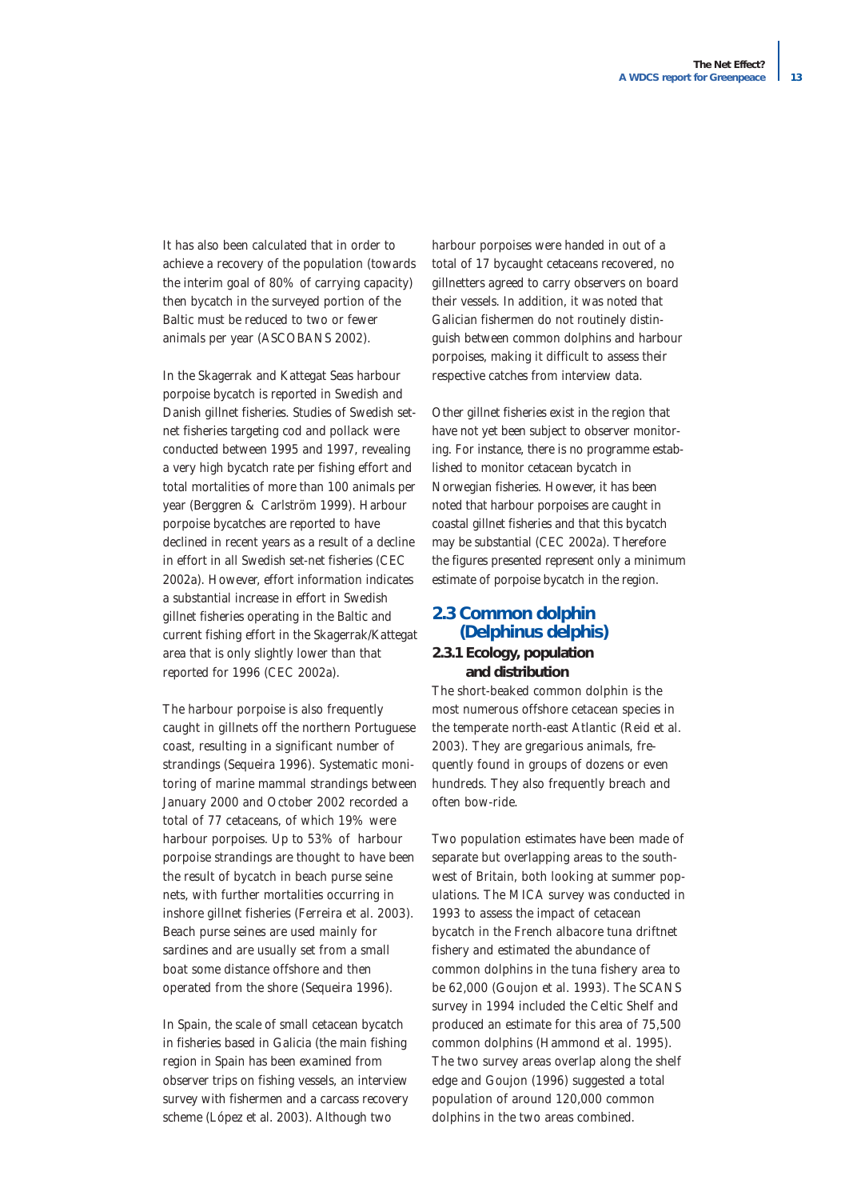It has also been calculated that in order to achieve a recovery of the population (towards the interim goal of 80% of carrying capacity) then bycatch in the surveyed portion of the Baltic must be reduced to two or fewer animals per year (ASCOBANS 2002).

In the Skagerrak and Kattegat Seas harbour porpoise bycatch is reported in Swedish and Danish gillnet fisheries. Studies of Swedish set-net fisheries targeting cod and pollack were conducted between 1995 and 1997, revealing a very high bycatch rate per fishing effort and total mortalities of more than 100 animals per year (Berggren & Carlström 1999). Harbour porpoise bycatches are reported to have declined in recent years as a result of a decline in effort in all Swedish set-net fisheries (CEC 2002a). However, effort information indicates a substantial increase in effort in Swedish gillnet fisheries operating in the Baltic and current fishing effort in the Skagerrak/Kattegat area that is only slightly lower than that reported for 1996 (CEC 2002a).

The harbour porpoise is also frequently caught in gillnets off the northern Portuguese coast, resulting in a significant number of strandings (Sequeira 1996). Systematic monitoring of marine mammal strandings between January 2000 and October 2002 recorded a total of 77 cetaceans, of which 19% were harbour porpoises. Up to 53% of harbour porpoise strandings are thought to have been the result of bycatch in beach purse seine nets, with further mortalities occurring in inshore gillnet fisheries (Ferreira et al. 2003). Beach purse seines are used mainly for sardines and are usually set from a small boat some distance offshore and then operated from the shore (Sequeira 1996).

In Spain, the scale of small cetacean bycatch in fisheries based in Galicia (the main fishing region in Spain has been examined from observer trips on fishing vessels, an interview survey with fishermen and a carcass recovery scheme (López et al. 2003). Although two harbour porpoises were handed in out of a total of 17 bycaught cetaceans recovered, no gillnetters agreed to carry observers on board their vessels. In addition, it was noted that Galician fishermen do not routinely distinguish between common dolphins and harbour porpoises, making it difficult to assess their respective catches from interview data.

Other gillnet fisheries exist in the region that have not yet been subject to observer monitoring. For instance, there is no programme established to monitor cetacean bycatch in Norwegian fisheries. However, it has been noted that harbour porpoises are caught in coastal gillnet fisheries and that this bycatch may be substantial (CEC 2002a). Therefore the figures presented represent only a minimum estimate of porpoise bycatch in the region.

## 2.3 Common dolphin (*Delphinus delphis*)

### 2.3.1 Ecology, population and distribution

The short-beaked common dolphin is the most numerous offshore cetacean species in the temperate north-east Atlantic (Reid et al. 2003). They are gregarious animals, frequently found in groups of dozens or even hundreds. They also frequently breach and often bow-ride.

Two population estimates have been made of separate but overlapping areas to the south-west of Britain, both looking at summer populations. The MICA survey was conducted in 1993 to assess the impact of cetacean bycatch in the French albacore tuna driftnet fishery and estimated the abundance of common dolphins in the tuna fishery area to be 62,000 (Goujon et al. 1993). The SCANS survey in 1994 included the Celtic Shelf and produced an estimate for this area of 75,500 common dolphins (Hammond et al. 1995). The two survey areas overlap along the shelf edge and Goujon (1996) suggested a total population of around 120,000 common dolphins in the two areas combined.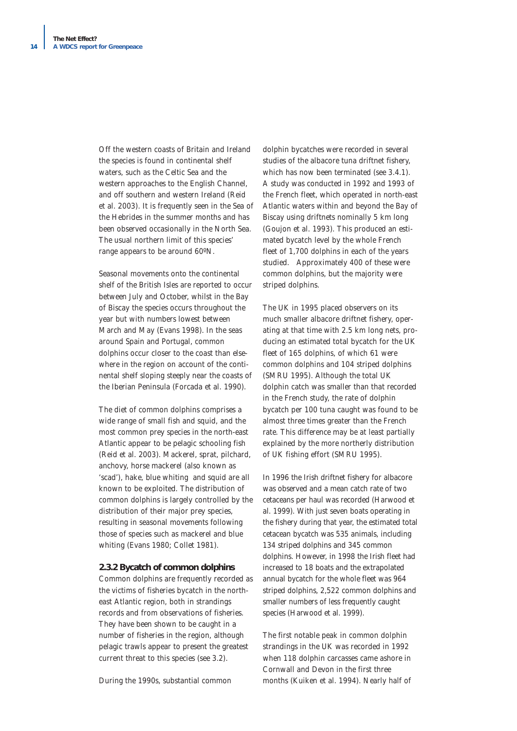Off the western coasts of Britain and Ireland the species is found in continental shelf waters, such as the Celtic Sea and the western approaches to the English Channel, and off southern and western Ireland (Reid et al. 2003). It is frequently seen in the Sea of the Hebrides in the summer months and has been observed occasionally in the North Sea. The usual northern limit of this species' range appears to be around 60ºN.

Seasonal movements onto the continental shelf of the British Isles are reported to occur between July and October, whilst in the Bay of Biscay the species occurs throughout the year but with numbers lowest between March and May (Evans 1998). In the seas around Spain and Portugal, common dolphins occur closer to the coast than elsewhere in the region on account of the continental shelf sloping steeply near the coasts of the Iberian Peninsula (Forcada et al. 1990).

The diet of common dolphins comprises a wide range of small fish and squid, and the most common prey species in the north-east Atlantic appear to be pelagic schooling fish (Reid et al. 2003). Mackerel, sprat, pilchard, anchovy, horse mackerel (also known as 'scad'), hake, blue whiting and squid are all known to be exploited. The distribution of common dolphins is largely controlled by the distribution of their major prey species, resulting in seasonal movements following those of species such as mackerel and blue whiting (Evans 1980; Collet 1981).

### 2.3.2 Bycatch of common dolphins

Common dolphins are frequently recorded as the victims of fisheries bycatch in the north-east Atlantic region, both in strandings records and from observations of fisheries. They have been shown to be caught in a number of fisheries in the region, although pelagic trawls appear to present the greatest current threat to this species (see 3.2).

During the 1990s, substantial common dolphin bycatches were recorded in several studies of the albacore tuna driftnet fishery, which has now been terminated (see 3.4.1). A study was conducted in 1992 and 1993 of the French fleet, which operated in north-east Atlantic waters within and beyond the Bay of Biscay using driftnets nominally 5 km long (Goujon et al. 1993). This produced an estimated bycatch level by the whole French fleet of 1,700 dolphins in each of the years studied. Approximately 400 of these were common dolphins, but the majority were striped dolphins.

The UK in 1995 placed observers on its much smaller albacore driftnet fishery, operating at that time with 2.5 km long nets, producing an estimated total bycatch for the UK fleet of 165 dolphins, of which 61 were common dolphins and 104 striped dolphins (SMRU 1995). Although the total UK dolphin catch was smaller than that recorded in the French study, the rate of dolphin bycatch per 100 tuna caught was found to be almost three times greater than the French rate. This difference may be at least partially explained by the more northerly distribution of UK fishing effort (SMRU 1995).

In 1996 the Irish driftnet fishery for albacore was observed and a mean catch rate of two cetaceans per haul was recorded (Harwood et al. 1999). With just seven boats operating in the fishery during that year, the estimated total cetacean bycatch was 535 animals, including 134 striped dolphins and 345 common dolphins. However, in 1998 the Irish fleet had increased to 18 boats and the extrapolated annual bycatch for the whole fleet was 964 striped dolphins, 2,522 common dolphins and smaller numbers of less frequently caught species (Harwood et al. 1999).

The first notable peak in common dolphin strandings in the UK was recorded in 1992 when 118 dolphin carcasses came ashore in Cornwall and Devon in the first three months (Kuiken et al. 1994). Nearly half of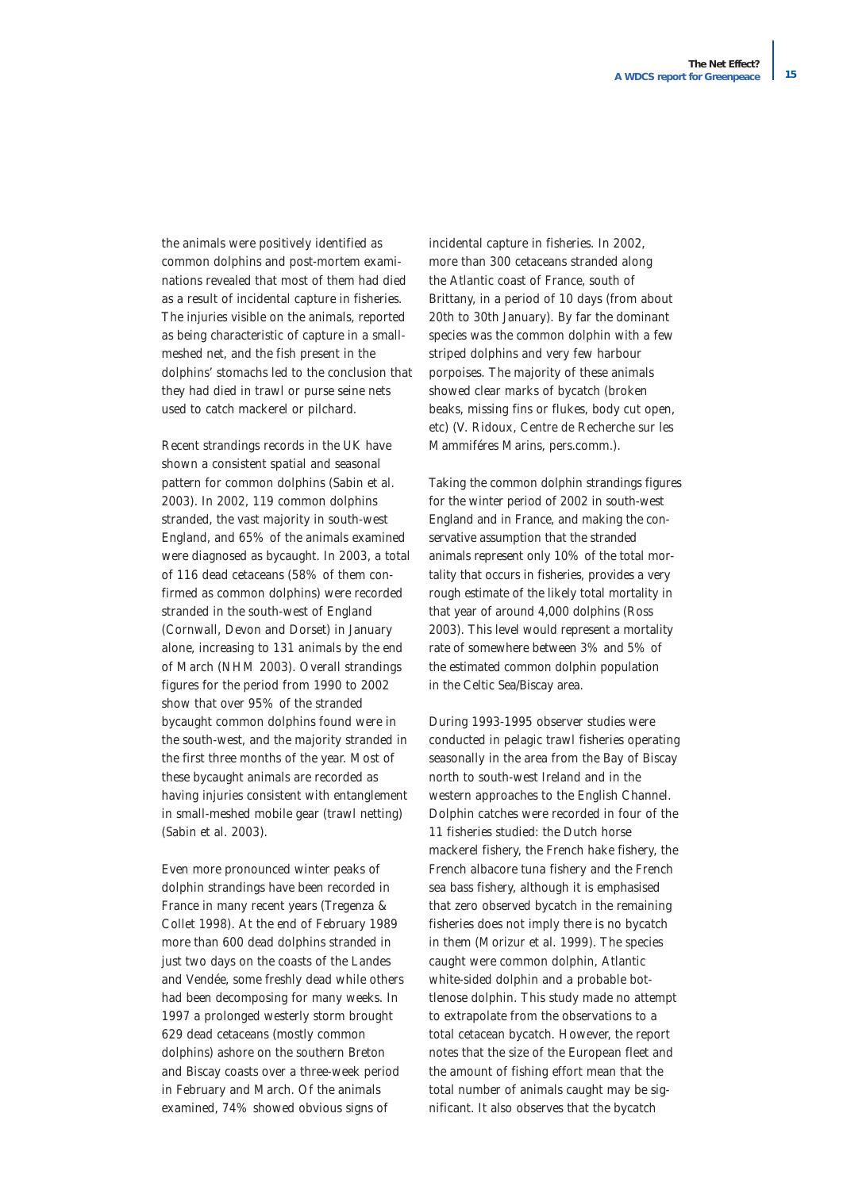the animals were positively identified as common dolphins and post-mortem examinations revealed that most of them had died as a result of incidental capture in fisheries. The injuries visible on the animals, reported as being characteristic of capture in a small-meshed net, and the fish present in the dolphins' stomachs led to the conclusion that they had died in trawl or purse seine nets used to catch mackerel or pilchard.

Recent strandings records in the UK have shown a consistent spatial and seasonal pattern for common dolphins (Sabin et al. 2003). In 2002, 119 common dolphins stranded, the vast majority in south-west England, and 65% of the animals examined were diagnosed as bycaught. In 2003, a total of 116 dead cetaceans (58% of them confirmed as common dolphins) were recorded stranded in the south-west of England (Cornwall, Devon and Dorset) in January alone, increasing to 131 animals by the end of March (NHM 2003). Overall strandings figures for the period from 1990 to 2002 show that over 95% of the stranded bycaught common dolphins found were in the south-west, and the majority stranded in the first three months of the year. Most of these bycaught animals are recorded as having injuries consistent with entanglement in small-meshed mobile gear (trawl netting) (Sabin et al. 2003).

Even more pronounced winter peaks of dolphin strandings have been recorded in France in many recent years (Tregenza & Collet 1998). At the end of February 1989 more than 600 dead dolphins stranded in just two days on the coasts of the Landes and Vendée, some freshly dead while others had been decomposing for many weeks. In 1997 a prolonged westerly storm brought 629 dead cetaceans (mostly common dolphins) ashore on the southern Breton and Biscay coasts over a three-week period in February and March. Of the animals examined, 74% showed obvious signs of incidental capture in fisheries. In 2002, more than 300 cetaceans stranded along the Atlantic coast of France, south of Brittany, in a period of 10 days (from about 20th to 30th January). By far the dominant species was the common dolphin with a few striped dolphins and very few harbour porpoises. The majority of these animals showed clear marks of bycatch (broken beaks, missing fins or flukes, body cut open, etc) (V. Ridoux, Centre de Recherche sur les Mammiféres Marins, pers.comm.).

Taking the common dolphin strandings figures for the winter period of 2002 in south-west England and in France, and making the conservative assumption that the stranded animals represent only 10% of the total mortality that occurs in fisheries, provides a very rough estimate of the likely total mortality in that year of around 4,000 dolphins (Ross 2003). This level would represent a mortality rate of somewhere between 3% and 5% of the estimated common dolphin population in the Celtic Sea/Biscay area.

During 1993-1995 observer studies were conducted in pelagic trawl fisheries operating seasonally in the area from the Bay of Biscay north to south-west Ireland and in the western approaches to the English Channel. Dolphin catches were recorded in four of the 11 fisheries studied: the Dutch horse mackerel fishery, the French hake fishery, the French albacore tuna fishery and the French sea bass fishery, although it is emphasised that zero observed bycatch in the remaining fisheries does not imply there is no bycatch in them (Morizur et al. 1999). The species caught were common dolphin, Atlantic white-sided dolphin and a probable bottlenose dolphin. This study made no attempt to extrapolate from the observations to a total cetacean bycatch. However, the report notes that the size of the European fleet and the amount of fishing effort mean that the total number of animals caught may be significant. It also observes that the bycatch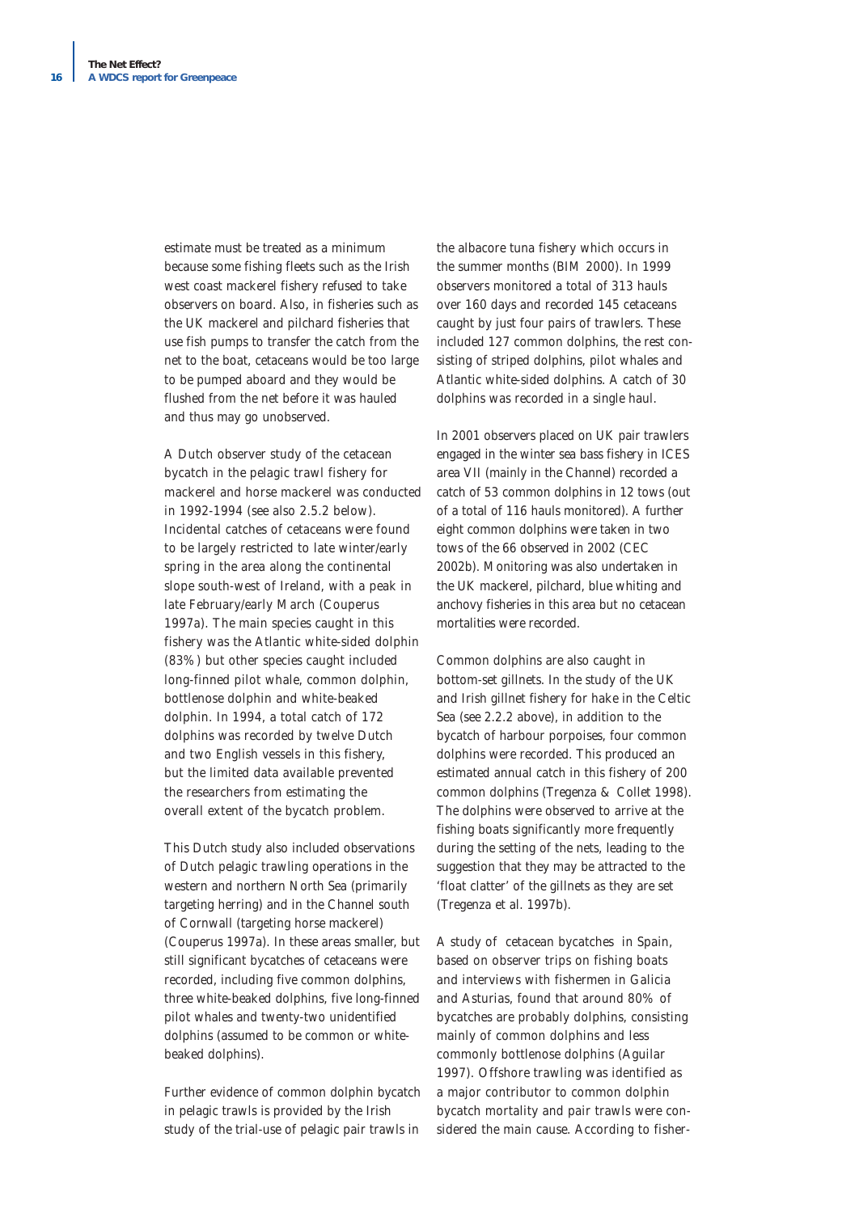estimate must be treated as a minimum because some fishing fleets such as the Irish west coast mackerel fishery refused to take observers on board. Also, in fisheries such as the UK mackerel and pilchard fisheries that use fish pumps to transfer the catch from the net to the boat, cetaceans would be too large to be pumped aboard and they would be flushed from the net before it was hauled and thus may go unobserved.

A Dutch observer study of the cetacean bycatch in the pelagic trawl fishery for mackerel and horse mackerel was conducted in 1992-1994 (see also 2.5.2 below). Incidental catches of cetaceans were found to be largely restricted to late winter/early spring in the area along the continental slope south-west of Ireland, with a peak in late February/early March (Couperus 1997a). The main species caught in this fishery was the Atlantic white-sided dolphin (83%) but other species caught included long-finned pilot whale, common dolphin, bottlenose dolphin and white-beaked dolphin. In 1994, a total catch of 172 dolphins was recorded by twelve Dutch and two English vessels in this fishery, but the limited data available prevented the researchers from estimating the overall extent of the bycatch problem.

This Dutch study also included observations of Dutch pelagic trawling operations in the western and northern North Sea (primarily targeting herring) and in the Channel south of Cornwall (targeting horse mackerel) (Couperus 1997a). In these areas smaller, but still significant bycatches of cetaceans were recorded, including five common dolphins, three white-beaked dolphins, five long-finned pilot whales and twenty-two unidentified dolphins (assumed to be common or white-beaked dolphins).

Further evidence of common dolphin bycatch in pelagic trawls is provided by the Irish study of the trial-use of pelagic pair trawls in the albacore tuna fishery which occurs in the summer months (BIM 2000). In 1999 observers monitored a total of 313 hauls over 160 days and recorded 145 cetaceans caught by just four pairs of trawlers. These included 127 common dolphins, the rest consisting of striped dolphins, pilot whales and Atlantic white-sided dolphins. A catch of 30 dolphins was recorded in a single haul.

In 2001 observers placed on UK pair trawlers engaged in the winter sea bass fishery in ICES area VII (mainly in the Channel) recorded a catch of 53 common dolphins in 12 tows (out of a total of 116 hauls monitored). A further eight common dolphins were taken in two tows of the 66 observed in 2002 (CEC 2002b). Monitoring was also undertaken in the UK mackerel, pilchard, blue whiting and anchovy fisheries in this area but no cetacean mortalities were recorded.

Common dolphins are also caught in bottom-set gillnets. In the study of the UK and Irish gillnet fishery for hake in the Celtic Sea (see 2.2.2 above), in addition to the bycatch of harbour porpoises, four common dolphins were recorded. This produced an estimated annual catch in this fishery of 200 common dolphins (Tregenza & Collet 1998). The dolphins were observed to arrive at the fishing boats significantly more frequently during the setting of the nets, leading to the suggestion that they may be attracted to the 'float clatter' of the gillnets as they are set (Tregenza et al. 1997b).

A study of cetacean bycatches in Spain, based on observer trips on fishing boats and interviews with fishermen in Galicia and Asturias, found that around 80% of bycatches are probably dolphins, consisting mainly of common dolphins and less commonly bottlenose dolphins (Aguilar 1997). Offshore trawling was identified as a major contributor to common dolphin bycatch mortality and pair trawls were considered the main cause. According to fisher-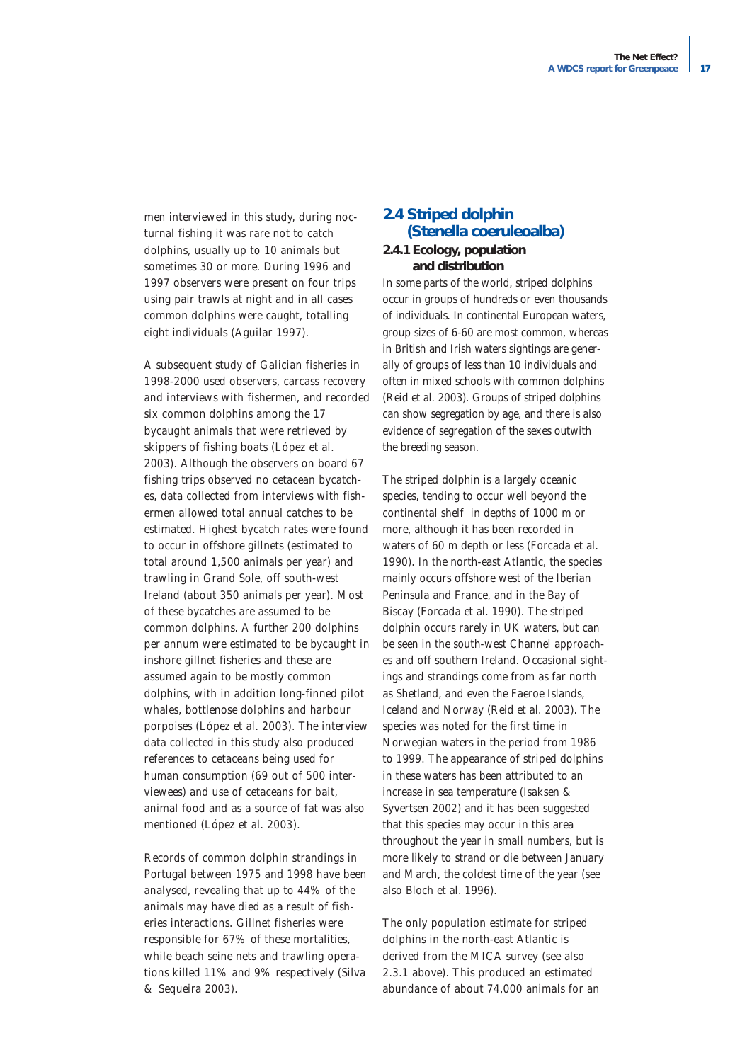men interviewed in this study, during nocturnal fishing it was rare not to catch dolphins, usually up to 10 animals but sometimes 30 or more. During 1996 and 1997 observers were present on four trips using pair trawls at night and in all cases common dolphins were caught, totalling eight individuals (Aguilar 1997).

A subsequent study of Galician fisheries in 1998-2000 used observers, carcass recovery and interviews with fishermen, and recorded six common dolphins among the 17 bycaught animals that were retrieved by skippers of fishing boats (López et al. 2003). Although the observers on board 67 fishing trips observed no cetacean bycatches, data collected from interviews with fishermen allowed total annual catches to be estimated. Highest bycatch rates were found to occur in offshore gillnets (estimated to total around 1,500 animals per year) and trawling in Grand Sole, off south-west Ireland (about 350 animals per year). Most of these bycatches are assumed to be common dolphins. A further 200 dolphins per annum were estimated to be bycaught in inshore gillnet fisheries and these are assumed again to be mostly common dolphins, with in addition long-finned pilot whales, bottlenose dolphins and harbour porpoises (López et al. 2003). The interview data collected in this study also produced references to cetaceans being used for human consumption (69 out of 500 interviewees) and use of cetaceans for bait, animal food and as a source of fat was also mentioned (López et al. 2003).

Records of common dolphin strandings in Portugal between 1975 and 1998 have been analysed, revealing that up to 44% of the animals may have died as a result of fisheries interactions. Gillnet fisheries were responsible for 67% of these mortalities, while beach seine nets and trawling operations killed 11% and 9% respectively (Silva & Sequeira 2003).

## 2.4 Striped dolphin (*Stenella coeruleoalba*)

### 2.4.1 Ecology, population and distribution

In some parts of the world, striped dolphins occur in groups of hundreds or even thousands of individuals. In continental European waters, group sizes of 6-60 are most common, whereas in British and Irish waters sightings are generally of groups of less than 10 individuals and often in mixed schools with common dolphins (Reid et al. 2003). Groups of striped dolphins can show segregation by age, and there is also evidence of segregation of the sexes outwith the breeding season.

The striped dolphin is a largely oceanic species, tending to occur well beyond the continental shelf in depths of 1000 m or more, although it has been recorded in waters of 60 m depth or less (Forcada et al. 1990). In the north-east Atlantic, the species mainly occurs offshore west of the Iberian Peninsula and France, and in the Bay of Biscay (Forcada et al. 1990). The striped dolphin occurs rarely in UK waters, but can be seen in the south-west Channel approaches and off southern Ireland. Occasional sightings and strandings come from as far north as Shetland, and even the Faeroe Islands, Iceland and Norway (Reid et al. 2003). The species was noted for the first time in Norwegian waters in the period from 1986 to 1999. The appearance of striped dolphins in these waters has been attributed to an increase in sea temperature (Isaksen & Syvertsen 2002) and it has been suggested that this species may occur in this area throughout the year in small numbers, but is more likely to strand or die between January and March, the coldest time of the year (see also Bloch et al. 1996).

The only population estimate for striped dolphins in the north-east Atlantic is derived from the MICA survey (see also 2.3.1 above). This produced an estimated abundance of about 74,000 animals for an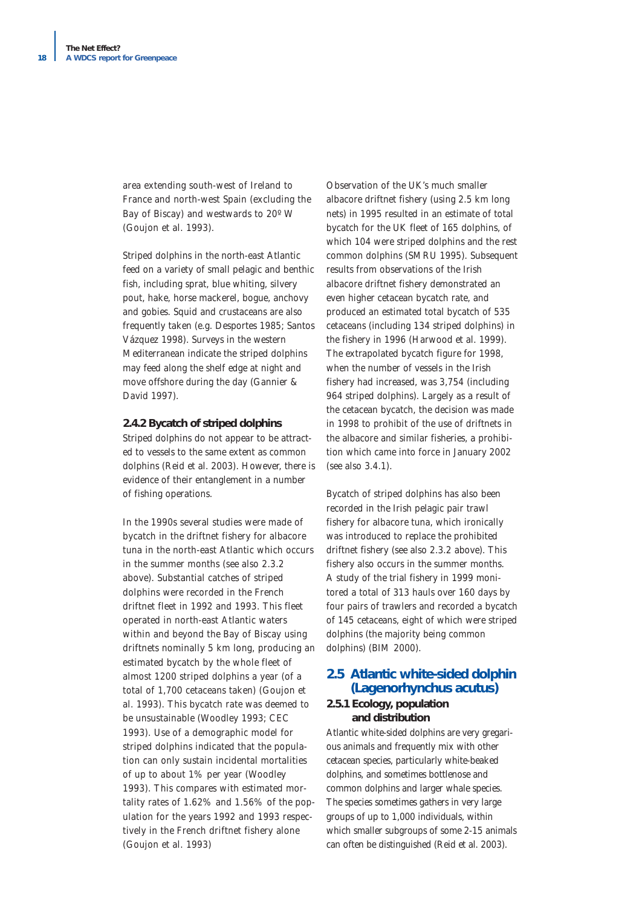area extending south-west of Ireland to France and north-west Spain (excluding the Bay of Biscay) and westwards to 20º W (Goujon *et al.* 1993).

Striped dolphins in the north-east Atlantic feed on a variety of small pelagic and benthic fish, including sprat, blue whiting, silvery pout, hake, horse mackerel, bogue, anchovy and gobies. Squid and crustaceans are also frequently taken (e.g. Desportes 1985; Santos Vázquez 1998). Surveys in the western Mediterranean indicate the striped dolphins may feed along the shelf edge at night and move offshore during the day (Gannier & David 1997).

### 2.4.2 Bycatch of striped dolphins

Striped dolphins do not appear to be attracted to vessels to the same extent as common dolphins (Reid *et al.* 2003). However, there is evidence of their entanglement in a number of fishing operations.

In the 1990s several studies were made of bycatch in the driftnet fishery for albacore tuna in the north-east Atlantic which occurs in the summer months (see also 2.3.2 above). Substantial catches of striped dolphins were recorded in the French driftnet fleet in 1992 and 1993. This fleet operated in north-east Atlantic waters within and beyond the Bay of Biscay using driftnets nominally 5 km long, producing an estimated bycatch by the whole fleet of almost 1200 striped dolphins a year (of a total of 1,700 cetaceans taken) (Goujon *et al.* 1993). This bycatch rate was deemed to be unsustainable (Woodley 1993; CEC 1993). Use of a demographic model for striped dolphins indicated that the population can only sustain incidental mortalities of up to about 1% per year (Woodley 1993). This compares with estimated mortality rates of 1.62% and 1.56% of the population for the years 1992 and 1993 respectively in the French driftnet fishery alone (Goujon *et al.* 1993)

Observation of the UK's much smaller albacore driftnet fishery (using 2.5 km long nets) in 1995 resulted in an estimate of total bycatch for the UK fleet of 165 dolphins, of which 104 were striped dolphins and the rest common dolphins (SMRU 1995). Subsequent results from observations of the Irish albacore driftnet fishery demonstrated an even higher cetacean bycatch rate, and produced an estimated total bycatch of 535 cetaceans (including 134 striped dolphins) in the fishery in 1996 (Harwood *et al.* 1999). The extrapolated bycatch figure for 1998, when the number of vessels in the Irish fishery had increased, was 3,754 (including 964 striped dolphins). Largely as a result of the cetacean bycatch, the decision was made in 1998 to prohibit of the use of driftnets in the albacore and similar fisheries, a prohibition which came into force in January 2002 (see also 3.4.1).

Bycatch of striped dolphins has also been recorded in the Irish pelagic pair trawl fishery for albacore tuna, which ironically was introduced to replace the prohibited driftnet fishery (see also 2.3.2 above). This fishery also occurs in the summer months. A study of the trial fishery in 1999 monitored a total of 313 hauls over 160 days by four pairs of trawlers and recorded a bycatch of 145 cetaceans, eight of which were striped dolphins (the majority being common dolphins) (BIM 2000).

## 2.5 Atlantic white-sided dolphin (*Lagenorhynchus acutus*)

### 2.5.1 Ecology, population and distribution

Atlantic white-sided dolphins are very gregarious animals and frequently mix with other cetacean species, particularly white-beaked dolphins, and sometimes bottlenose and common dolphins and larger whale species. The species sometimes gathers in very large groups of up to 1,000 individuals, within which smaller subgroups of some 2-15 animals can often be distinguished (Reid *et al.* 2003).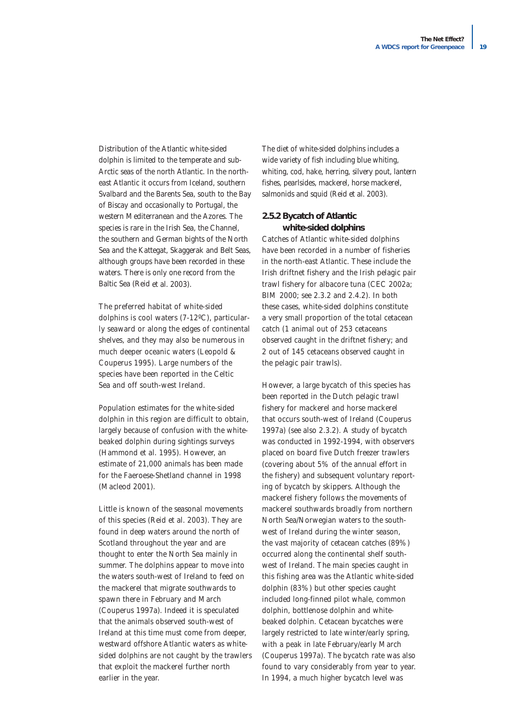Distribution of the Atlantic white-sided dolphin is limited to the temperate and sub-Arctic seas of the north Atlantic. In the north-east Atlantic it occurs from Iceland, southern Svalbard and the Barents Sea, south to the Bay of Biscay and occasionally to Portugal, the western Mediterranean and the Azores. The species is rare in the Irish Sea, the Channel, the southern and German bights of the North Sea and the Kattegat, Skaggerak and Belt Seas, although groups have been recorded in these waters. There is only one record from the Baltic Sea (Reid et al. 2003).

The preferred habitat of white-sided dolphins is cool waters (7-12ºC), particularly seaward or along the edges of continental shelves, and they may also be numerous in much deeper oceanic waters (Leopold & Couperus 1995). Large numbers of the species have been reported in the Celtic Sea and off south-west Ireland.

Population estimates for the white-sided dolphin in this region are difficult to obtain, largely because of confusion with the white-beaked dolphin during sightings surveys (Hammond et al. 1995). However, an estimate of 21,000 animals has been made for the Faeroese-Shetland channel in 1998 (Macleod 2001).

Little is known of the seasonal movements of this species (Reid et al. 2003). They are found in deep waters around the north of Scotland throughout the year and are thought to enter the North Sea mainly in summer. The dolphins appear to move into the waters south-west of Ireland to feed on the mackerel that migrate southwards to spawn there in February and March (Couperus 1997a). Indeed it is speculated that the animals observed south-west of Ireland at this time must come from deeper, westward offshore Atlantic waters as white-sided dolphins are not caught by the trawlers that exploit the mackerel further north earlier in the year.

The diet of white-sided dolphins includes a wide variety of fish including blue whiting, whiting, cod, hake, herring, silvery pout, lantern fishes, pearlsides, mackerel, horse mackerel, salmonids and squid (Reid et al. 2003).

### 2.5.2 Bycatch of Atlantic white-sided dolphins

Catches of Atlantic white-sided dolphins have been recorded in a number of fisheries in the north-east Atlantic. These include the Irish driftnet fishery and the Irish pelagic pair trawl fishery for albacore tuna (CEC 2002a; BIM 2000; see 2.3.2 and 2.4.2). In both these cases, white-sided dolphins constitute a very small proportion of the total cetacean catch (1 animal out of 253 cetaceans observed caught in the driftnet fishery; and 2 out of 145 cetaceans observed caught in the pelagic pair trawls).

However, a large bycatch of this species has been reported in the Dutch pelagic trawl fishery for mackerel and horse mackerel that occurs south-west of Ireland (Couperus 1997a) (see also 2.3.2). A study of bycatch was conducted in 1992-1994, with observers placed on board five Dutch freezer trawlers (covering about 5% of the annual effort in the fishery) and subsequent voluntary reporting of bycatch by skippers. Although the mackerel fishery follows the movements of mackerel southwards broadly from northern North Sea/Norwegian waters to the south-west of Ireland during the winter season, the vast majority of cetacean catches (89%) occurred along the continental shelf south-west of Ireland. The main species caught in this fishing area was the Atlantic white-sided dolphin (83%) but other species caught included long-finned pilot whale, common dolphin, bottlenose dolphin and white-beaked dolphin. Cetacean bycatches were largely restricted to late winter/early spring, with a peak in late February/early March (Couperus 1997a). The bycatch rate was also found to vary considerably from year to year. In 1994, a much higher bycatch level was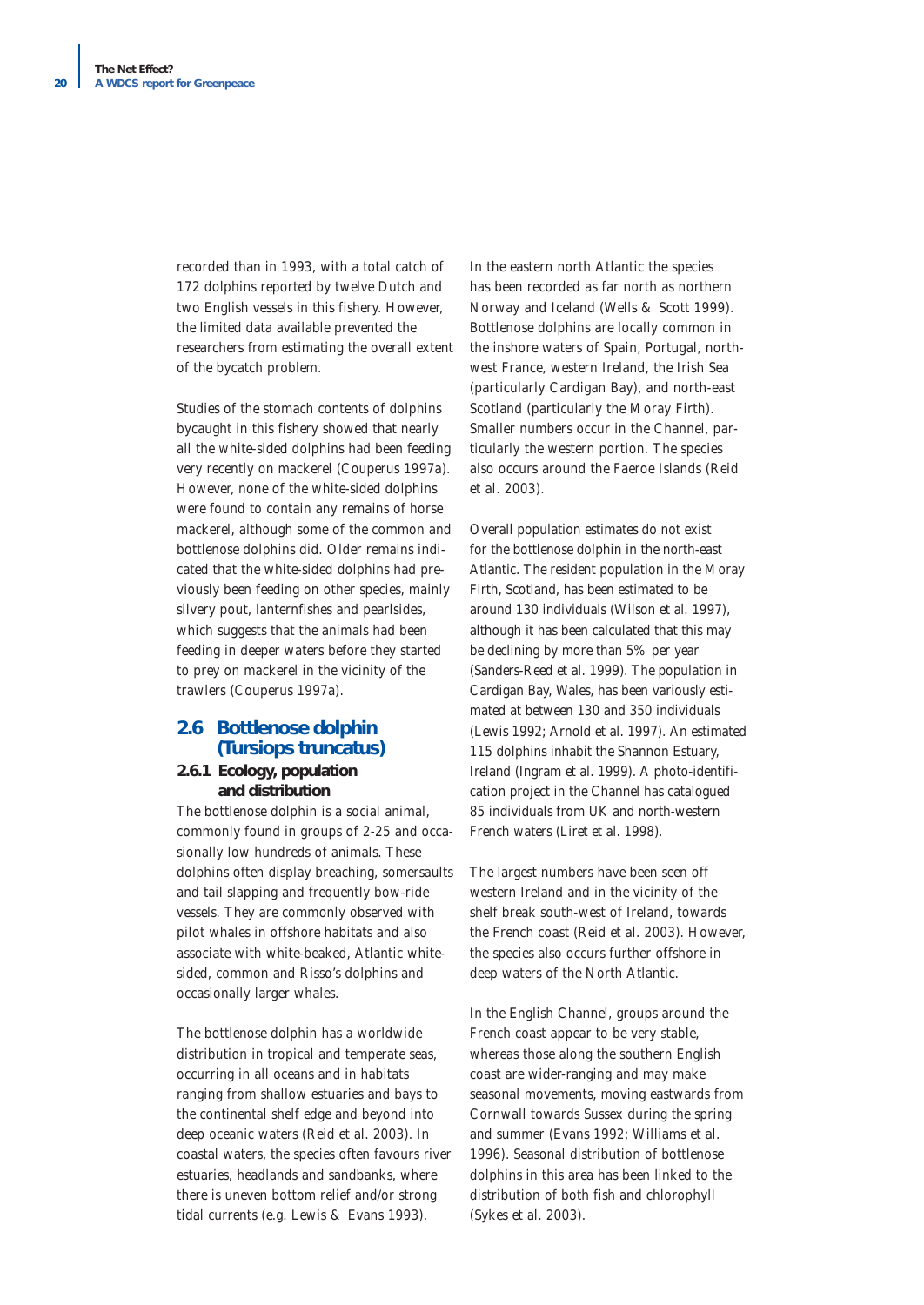recorded than in 1993, with a total catch of 172 dolphins reported by twelve Dutch and two English vessels in this fishery. However, the limited data available prevented the researchers from estimating the overall extent of the bycatch problem.

Studies of the stomach contents of dolphins bycaught in this fishery showed that nearly all the white-sided dolphins had been feeding very recently on mackerel (Couperus 1997a). However, none of the white-sided dolphins were found to contain any remains of horse mackerel, although some of the common and bottlenose dolphins did. Older remains indicated that the white-sided dolphins had previously been feeding on other species, mainly silvery pout, lanternfishes and pearlsides, which suggests that the animals had been feeding in deeper waters before they started to prey on mackerel in the vicinity of the trawlers (Couperus 1997a).

## 2.6 Bottlenose dolphin (*Tursiops truncatus*)

### 2.6.1 Ecology, population and distribution

The bottlenose dolphin is a social animal, commonly found in groups of 2-25 and occasionally low hundreds of animals. These dolphins often display breaching, somersaults and tail slapping and frequently bow-ride vessels. They are commonly observed with pilot whales in offshore habitats and also associate with white-beaked, Atlantic white-sided, common and Risso's dolphins and occasionally larger whales.

The bottlenose dolphin has a worldwide distribution in tropical and temperate seas, occurring in all oceans and in habitats ranging from shallow estuaries and bays to the continental shelf edge and beyond into deep oceanic waters (Reid et al. 2003). In coastal waters, the species often favours river estuaries, headlands and sandbanks, where there is uneven bottom relief and/or strong tidal currents (e.g. Lewis & Evans 1993).

In the eastern north Atlantic the species has been recorded as far north as northern Norway and Iceland (Wells & Scott 1999). Bottlenose dolphins are locally common in the inshore waters of Spain, Portugal, north-west France, western Ireland, the Irish Sea (particularly Cardigan Bay), and north-east Scotland (particularly the Moray Firth). Smaller numbers occur in the Channel, particularly the western portion. The species also occurs around the Faeroe Islands (Reid et al. 2003).

Overall population estimates do not exist for the bottlenose dolphin in the north-east Atlantic. The resident population in the Moray Firth, Scotland, has been estimated to be around 130 individuals (Wilson et al. 1997), although it has been calculated that this may be declining by more than 5% per year (Sanders-Reed et al. 1999). The population in Cardigan Bay, Wales, has been variously estimated at between 130 and 350 individuals (Lewis 1992; Arnold et al. 1997). An estimated 115 dolphins inhabit the Shannon Estuary, Ireland (Ingram et al. 1999). A photo-identification project in the Channel has catalogued 85 individuals from UK and north-western French waters (Liret et al. 1998).

The largest numbers have been seen off western Ireland and in the vicinity of the shelf break south-west of Ireland, towards the French coast (Reid et al. 2003). However, the species also occurs further offshore in deep waters of the North Atlantic.

In the English Channel, groups around the French coast appear to be very stable, whereas those along the southern English coast are wider-ranging and may make seasonal movements, moving eastwards from Cornwall towards Sussex during the spring and summer (Evans 1992; Williams et al. 1996). Seasonal distribution of bottlenose dolphins in this area has been linked to the distribution of both fish and chlorophyll (Sykes et al. 2003).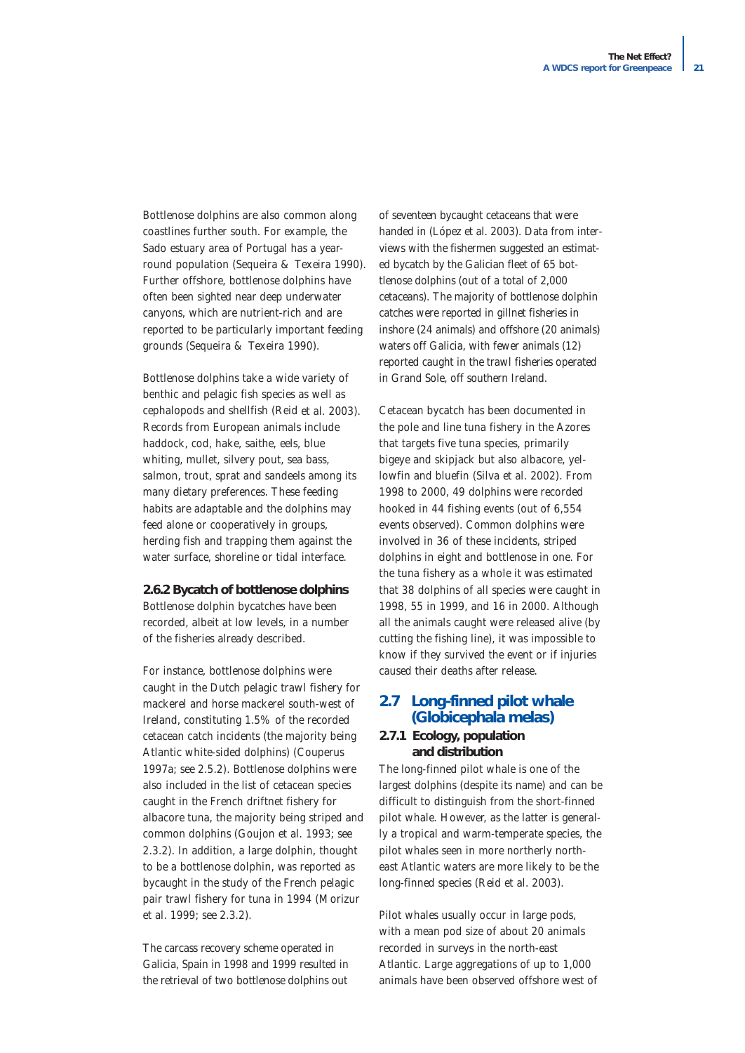Bottlenose dolphins are also common along coastlines further south. For example, the Sado estuary area of Portugal has a year-round population (Sequeira & Texeira 1990). Further offshore, bottlenose dolphins have often been sighted near deep underwater canyons, which are nutrient-rich and are reported to be particularly important feeding grounds (Sequeira & Texeira 1990).

Bottlenose dolphins take a wide variety of benthic and pelagic fish species as well as cephalopods and shellfish (Reid *et al.* 2003). Records from European animals include haddock, cod, hake, saithe, eels, blue whiting, mullet, silvery pout, sea bass, salmon, trout, sprat and sandeels among its many dietary preferences. These feeding habits are adaptable and the dolphins may feed alone or cooperatively in groups, herding fish and trapping them against the water surface, shoreline or tidal interface.

### 2.6.2 Bycatch of bottlenose dolphins

Bottlenose dolphin bycatches have been recorded, albeit at low levels, in a number of the fisheries already described.

For instance, bottlenose dolphins were caught in the Dutch pelagic trawl fishery for mackerel and horse mackerel south-west of Ireland, constituting 1.5% of the recorded cetacean catch incidents (the majority being Atlantic white-sided dolphins) (Couperus 1997a; see 2.5.2). Bottlenose dolphins were also included in the list of cetacean species caught in the French driftnet fishery for albacore tuna, the majority being striped and common dolphins (Goujon *et al.* 1993; see 2.3.2). In addition, a large dolphin, thought to be a bottlenose dolphin, was reported as bycaught in the study of the French pelagic pair trawl fishery for tuna in 1994 (Morizur *et al.* 1999; see 2.3.2).

The carcass recovery scheme operated in Galicia, Spain in 1998 and 1999 resulted in the retrieval of two bottlenose dolphins out of seventeen bycaught cetaceans that were handed in (López *et al.* 2003). Data from interviews with the fishermen suggested an estimated bycatch by the Galician fleet of 65 bottlenose dolphins (out of a total of 2,000 cetaceans). The majority of bottlenose dolphin catches were reported in gillnet fisheries in inshore (24 animals) and offshore (20 animals) waters off Galicia, with fewer animals (12) reported caught in the trawl fisheries operated in Grand Sole, off southern Ireland.

Cetacean bycatch has been documented in the pole and line tuna fishery in the Azores that targets five tuna species, primarily bigeye and skipjack but also albacore, yellowfin and bluefin (Silva *et al.* 2002). From 1998 to 2000, 49 dolphins were recorded hooked in 44 fishing events (out of 6,554 events observed). Common dolphins were involved in 36 of these incidents, striped dolphins in eight and bottlenose in one. For the tuna fishery as a whole it was estimated that 38 dolphins of all species were caught in 1998, 55 in 1999, and 16 in 2000. Although all the animals caught were released alive (by cutting the fishing line), it was impossible to know if they survived the event or if injuries caused their deaths after release.

## 2.7 Long-finned pilot whale (*Globicephala melas*)

### 2.7.1 Ecology, population and distribution

The long-finned pilot whale is one of the largest dolphins (despite its name) and can be difficult to distinguish from the short-finned pilot whale. However, as the latter is generally a tropical and warm-temperate species, the pilot whales seen in more northerly north-east Atlantic waters are more likely to be the long-finned species (Reid *et al.* 2003).

Pilot whales usually occur in large pods, with a mean pod size of about 20 animals recorded in surveys in the north-east Atlantic. Large aggregations of up to 1,000 animals have been observed offshore west of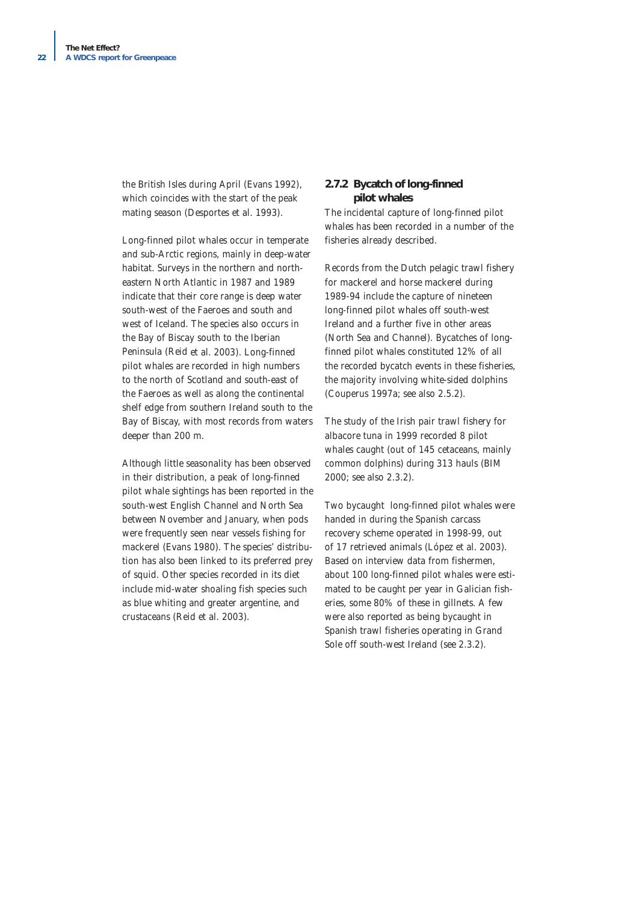the British Isles during April (Evans 1992), which coincides with the start of the peak mating season (Desportes et al. 1993).

Long-finned pilot whales occur in temperate and sub-Arctic regions, mainly in deep-water habitat. Surveys in the northern and north-eastern North Atlantic in 1987 and 1989 indicate that their core range is deep water south-west of the Faeroes and south and west of Iceland. The species also occurs in the Bay of Biscay south to the Iberian Peninsula (Reid et al. 2003). Long-finned pilot whales are recorded in high numbers to the north of Scotland and south-east of the Faeroes as well as along the continental shelf edge from southern Ireland south to the Bay of Biscay, with most records from waters deeper than 200 m.

Although little seasonality has been observed in their distribution, a peak of long-finned pilot whale sightings has been reported in the south-west English Channel and North Sea between November and January, when pods were frequently seen near vessels fishing for mackerel (Evans 1980). The species' distribution has also been linked to its preferred prey of squid. Other species recorded in its diet include mid-water shoaling fish species such as blue whiting and greater argentine, and crustaceans (Reid et al. 2003).

### 2.7.2 Bycatch of long-finned pilot whales

The incidental capture of long-finned pilot whales has been recorded in a number of the fisheries already described.

Records from the Dutch pelagic trawl fishery for mackerel and horse mackerel during 1989-94 include the capture of nineteen long-finned pilot whales off south-west Ireland and a further five in other areas (North Sea and Channel). Bycatches of long-finned pilot whales constituted 12% of all the recorded bycatch events in these fisheries, the majority involving white-sided dolphins (Couperus 1997a; see also 2.5.2).

The study of the Irish pair trawl fishery for albacore tuna in 1999 recorded 8 pilot whales caught (out of 145 cetaceans, mainly common dolphins) during 313 hauls (BIM 2000; see also 2.3.2).

Two bycaught long-finned pilot whales were handed in during the Spanish carcass recovery scheme operated in 1998-99, out of 17 retrieved animals (López et al. 2003). Based on interview data from fishermen, about 100 long-finned pilot whales were estimated to be caught per year in Galician fisheries, some 80% of these in gillnets. A few were also reported as being bycaught in Spanish trawl fisheries operating in Grand Sole off south-west Ireland (see 2.3.2).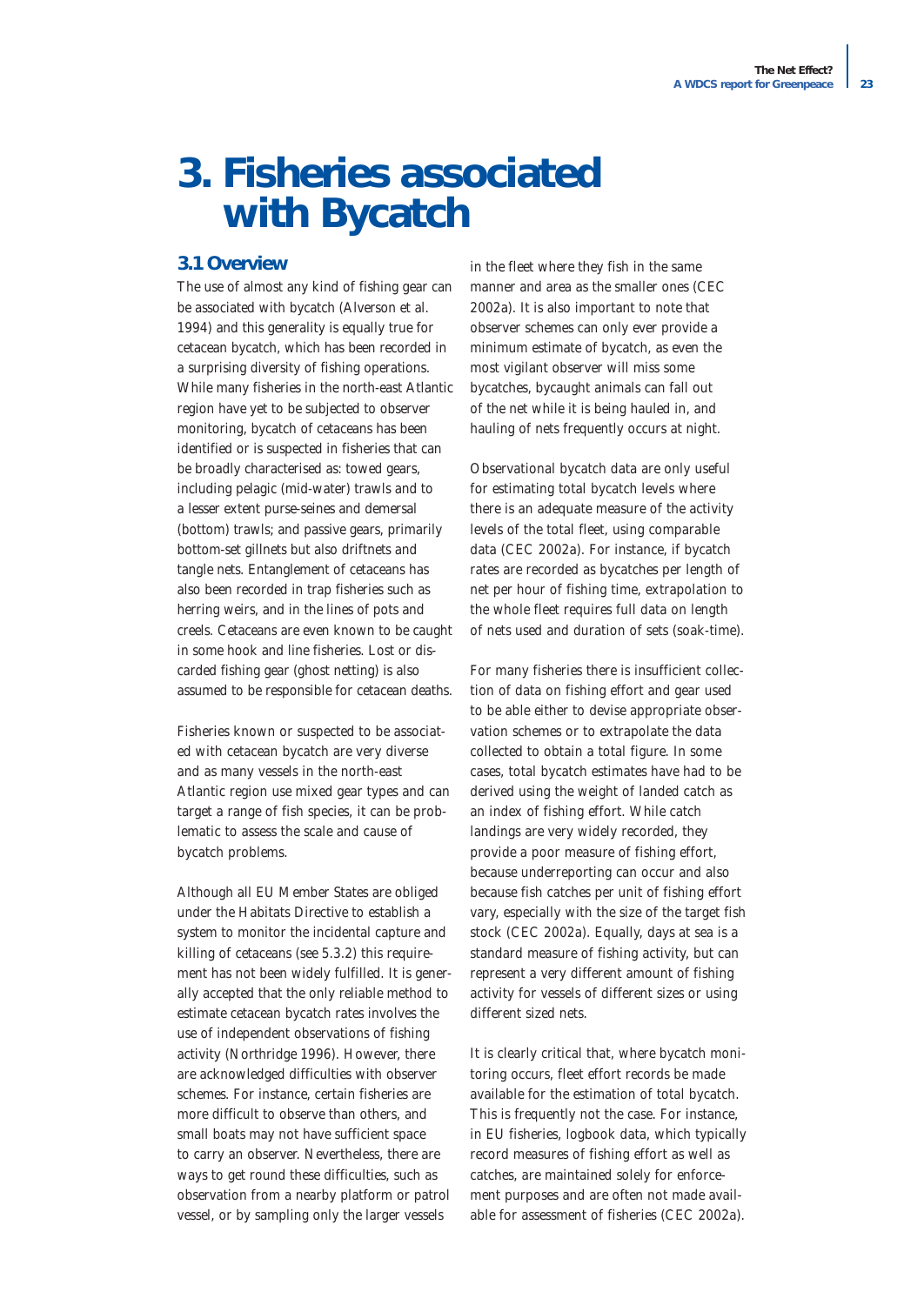# 3. Fisheries associated with Bycatch

## 3.1 Overview

The use of almost any kind of fishing gear can be associated with bycatch (Alverson et al. 1994) and this generality is equally true for cetacean bycatch, which has been recorded in a surprising diversity of fishing operations. While many fisheries in the north-east Atlantic region have yet to be subjected to observer monitoring, bycatch of cetaceans has been identified or is suspected in fisheries that can be broadly characterised as: towed gears, including pelagic (mid-water) trawls and to a lesser extent purse-seines and demersal (bottom) trawls; and passive gears, primarily bottom-set gillnets but also driftnets and tangle nets. Entanglement of cetaceans has also been recorded in trap fisheries such as herring weirs, and in the lines of pots and creels. Cetaceans are even known to be caught in some hook and line fisheries. Lost or discarded fishing gear (ghost netting) is also assumed to be responsible for cetacean deaths.

Fisheries known or suspected to be associated with cetacean bycatch are very diverse and as many vessels in the north-east Atlantic region use mixed gear types and can target a range of fish species, it can be problematic to assess the scale and cause of bycatch problems.

Although all EU Member States are obliged under the Habitats Directive to establish a system to monitor the incidental capture and killing of cetaceans (see 5.3.2) this requirement has not been widely fulfilled. It is generally accepted that the only reliable method to estimate cetacean bycatch rates involves the use of independent observations of fishing activity (Northridge 1996). However, there are acknowledged difficulties with observer schemes. For instance, certain fisheries are more difficult to observe than others, and small boats may not have sufficient space to carry an observer. Nevertheless, there are ways to get round these difficulties, such as observation from a nearby platform or patrol vessel, or by sampling only the larger vessels in the fleet where they fish in the same manner and area as the smaller ones (CEC 2002a). It is also important to note that observer schemes can only ever provide a minimum estimate of bycatch, as even the most vigilant observer will miss some bycatches, bycaught animals can fall out of the net while it is being hauled in, and hauling of nets frequently occurs at night.

Observational bycatch data are only useful for estimating total bycatch levels where there is an adequate measure of the activity levels of the total fleet, using comparable data (CEC 2002a). For instance, if bycatch rates are recorded as bycatches per length of net per hour of fishing time, extrapolation to the whole fleet requires full data on length of nets used and duration of sets (soak-time).

For many fisheries there is insufficient collection of data on fishing effort and gear used to be able either to devise appropriate observation schemes or to extrapolate the data collected to obtain a total figure. In some cases, total bycatch estimates have had to be derived using the weight of landed catch as an index of fishing effort. While catch landings are very widely recorded, they provide a poor measure of fishing effort, because underreporting can occur and also because fish catches per unit of fishing effort vary, especially with the size of the target fish stock (CEC 2002a). Equally, days at sea is a standard measure of fishing activity, but can represent a very different amount of fishing activity for vessels of different sizes or using different sized nets.

It is clearly critical that, where bycatch monitoring occurs, fleet effort records be made available for the estimation of total bycatch. This is frequently not the case. For instance, in EU fisheries, logbook data, which typically record measures of fishing effort as well as catches, are maintained solely for enforcement purposes and are often not made available for assessment of fisheries (CEC 2002a).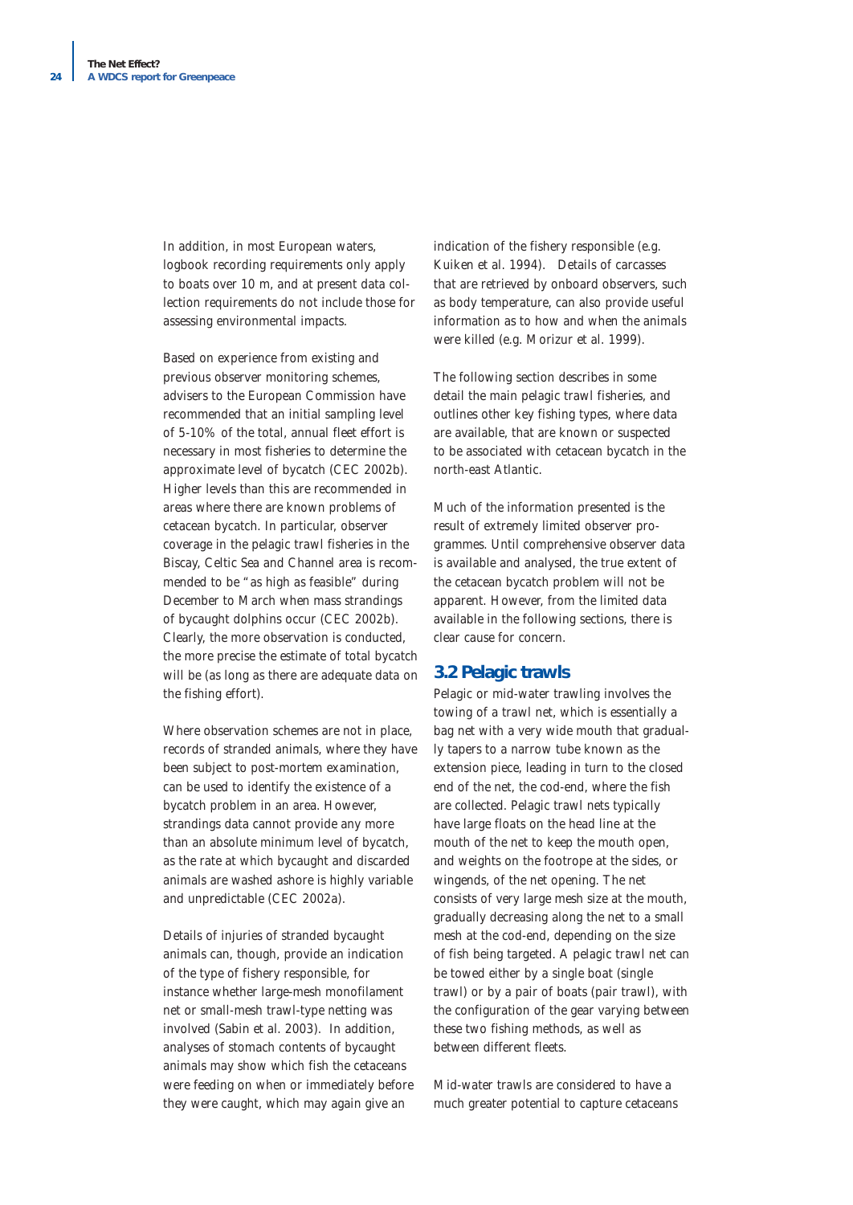In addition, in most European waters, logbook recording requirements only apply to boats over 10 m, and at present data collection requirements do not include those for assessing environmental impacts.

Based on experience from existing and previous observer monitoring schemes, advisers to the European Commission have recommended that an initial sampling level of 5-10% of the total, annual fleet effort is necessary in most fisheries to determine the approximate level of bycatch (CEC 2002b). Higher levels than this are recommended in areas where there are known problems of cetacean bycatch. In particular, observer coverage in the pelagic trawl fisheries in the Biscay, Celtic Sea and Channel area is recommended to be "as high as feasible" during December to March when mass strandings of bycaught dolphins occur (CEC 2002b). Clearly, the more observation is conducted, the more precise the estimate of total bycatch will be (as long as there are adequate data on the fishing effort).

Where observation schemes are not in place, records of stranded animals, where they have been subject to post-mortem examination, can be used to identify the existence of a bycatch problem in an area. However, strandings data cannot provide any more than an absolute minimum level of bycatch, as the rate at which bycaught and discarded animals are washed ashore is highly variable and unpredictable (CEC 2002a).

Details of injuries of stranded bycaught animals can, though, provide an indication of the type of fishery responsible, for instance whether large-mesh monofilament net or small-mesh trawl-type netting was involved (Sabin et al. 2003). In addition, analyses of stomach contents of bycaught animals may show which fish the cetaceans were feeding on when or immediately before they were caught, which may again give an indication of the fishery responsible (e.g. Kuiken et al. 1994). Details of carcasses that are retrieved by onboard observers, such as body temperature, can also provide useful information as to how and when the animals were killed (e.g. Morizur et al. 1999).

The following section describes in some detail the main pelagic trawl fisheries, and outlines other key fishing types, where data are available, that are known or suspected to be associated with cetacean bycatch in the north-east Atlantic.

Much of the information presented is the result of extremely limited observer programmes. Until comprehensive observer data is available and analysed, the true extent of the cetacean bycatch problem will not be apparent. However, from the limited data available in the following sections, there is clear cause for concern.

## 3.2 Pelagic trawls

Pelagic or mid-water trawling involves the towing of a trawl net, which is essentially a bag net with a very wide mouth that gradually tapers to a narrow tube known as the extension piece, leading in turn to the closed end of the net, the cod-end, where the fish are collected. Pelagic trawl nets typically have large floats on the head line at the mouth of the net to keep the mouth open, and weights on the footrope at the sides, or wingends, of the net opening. The net consists of very large mesh size at the mouth, gradually decreasing along the net to a small mesh at the cod-end, depending on the size of fish being targeted. A pelagic trawl net can be towed either by a single boat (single trawl) or by a pair of boats (pair trawl), with the configuration of the gear varying between these two fishing methods, as well as between different fleets.

Mid-water trawls are considered to have a much greater potential to capture cetaceans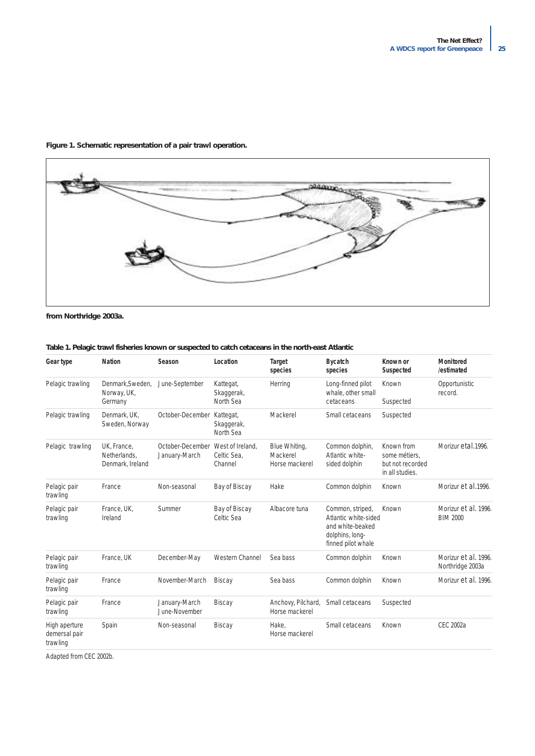**Figure 1. Schematic representation of a pair trawl operation.**

**from Northridge 2003a.**

**Table 1. Pelagic trawl fisheries known or suspected to catch cetaceans in the north-east Atlantic**

| Gear type | Nation | Season | Location | Target species | Bycatch species | Known or Suspected | Monitored /estimated |
|---|---|---|---|---|---|---|---|
| Pelagic trawling | Denmark,Sweden, Norway, UK, Germany | June-September | Kattegat, Skaggerak, North Sea | Herring | Long-finned pilot whale, other small cetaceans | Known<br>Suspected | Opportunistic record. |
| Pelagic trawling | Denmark, UK, Sweden, Norway | October-December | Kattegat, Skaggerak, North Sea | Mackerel | Small cetaceans | Suspected | |
| Pelagic trawling | UK, France, Netherlands, Denmark, Ireland | October-December January-March | West of Ireland, Celtic Sea, Channel | Blue Whiting, Mackerel Horse mackerel | Common dolphin, Atlantic white-sided dolphin | Known from some métiers, but not recorded in all studies. | Morizur *et al*.1996. |
| Pelagic pair trawling | France | Non-seasonal | Bay of Biscay | Hake | Common dolphin | Known | Morizur *et al*.1996. |
| Pelagic pair trawling | France, UK, Ireland | Summer | Bay of Biscay Celtic Sea | Albacore tuna | Common, striped, Atlantic white-sided and white-beaked dolphins, long-finned pilot whale | Known | Morizur *et al*. 1996. BIM 2000 |
| Pelagic pair trawling | France, UK | December-May | Western Channel | Sea bass | Common dolphin | Known | Morizur *et al*. 1996. Northridge 2003a |
| Pelagic pair trawling | France | November-March | Biscay | Sea bass | Common dolphin | Known | Morizur *et al*. 1996. |
| Pelagic pair trawling | France | January-March June-November | Biscay | Anchovy, Pilchard, Horse mackerel | Small cetaceans | Suspected | |
| High aperture demersal pair trawling | Spain | Non-seasonal | Biscay | Hake, Horse mackerel | Small cetaceans | Known | CEC 2002a |

Adapted from CEC 2002b.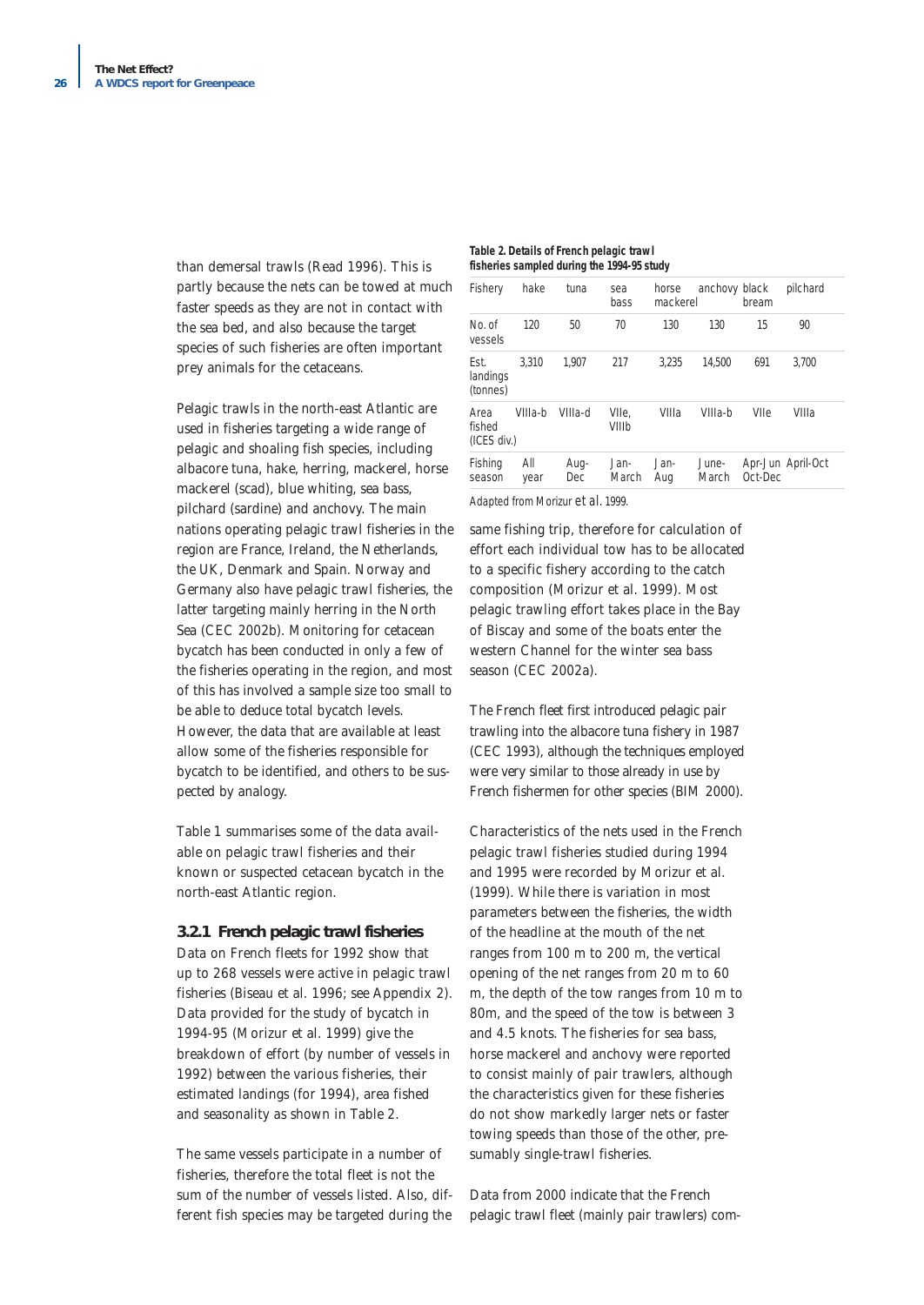than demersal trawls (Read 1996). This is partly because the nets can be towed at much faster speeds as they are not in contact with the sea bed, and also because the target species of such fisheries are often important prey animals for the cetaceans.

Pelagic trawls in the north-east Atlantic are used in fisheries targeting a wide range of pelagic and shoaling fish species, including albacore tuna, hake, herring, mackerel, horse mackerel (scad), blue whiting, sea bass, pilchard (sardine) and anchovy. The main nations operating pelagic trawl fisheries in the region are France, Ireland, the Netherlands, the UK, Denmark and Spain. Norway and Germany also have pelagic trawl fisheries, the latter targeting mainly herring in the North Sea (CEC 2002b). Monitoring for cetacean bycatch has been conducted in only a few of the fisheries operating in the region, and most of this has involved a sample size too small to be able to deduce total bycatch levels. However, the data that are available at least allow some of the fisheries responsible for bycatch to be identified, and others to be suspected by analogy.

Table 1 summarises some of the data available on pelagic trawl fisheries and their known or suspected cetacean bycatch in the north-east Atlantic region.

### 3.2.1 French pelagic trawl fisheries

Data on French fleets for 1992 show that up to 268 vessels were active in pelagic trawl fisheries (Biseau et al. 1996; see Appendix 2). Data provided for the study of bycatch in 1994-95 (Morizur et al. 1999) give the breakdown of effort (by number of vessels in 1992) between the various fisheries, their estimated landings (for 1994), area fished and seasonality as shown in Table 2.

The same vessels participate in a number of fisheries, therefore the total fleet is not the sum of the number of vessels listed. Also, different fish species may be targeted during the same fishing trip, therefore for calculation of effort each individual tow has to be allocated to a specific fishery according to the catch composition (Morizur et al. 1999). Most pelagic trawling effort takes place in the Bay of Biscay and some of the boats enter the western Channel for the winter sea bass season (CEC 2002a).

**Table 2. Details of French pelagic trawl fisheries sampled during the 1994-95 study**

| Fishery | hake | tuna | sea bass | horse mackerel | anchovy | black bream | pilchard |
|---|---|---|---|---|---|---|---|
| No. of vessels | 120 | 50 | 70 | 130 | 130 | 15 | 90 |
| Est. landings (tonnes) | 3,310 | 1,907 | 217 | 3,235 | 14,500 | 691 | 3,700 |
| Area fished (ICES div.) | VIIIa-b | VIIIa-d | VIIe, VIIIb | VIIIa | VIIIa-b | VIIe | VIIIa |
| Fishing season | All year | Aug-Dec | Jan-March | Jan-Aug | June-March | Apr-Jun Oct-Dec | April-Oct |

Adapted from Morizur *et al.* 1999.

The French fleet first introduced pelagic pair trawling into the albacore tuna fishery in 1987 (CEC 1993), although the techniques employed were very similar to those already in use by French fishermen for other species (BIM 2000).

Characteristics of the nets used in the French pelagic trawl fisheries studied during 1994 and 1995 were recorded by Morizur et al. (1999). While there is variation in most parameters between the fisheries, the width of the headline at the mouth of the net ranges from 100 m to 200 m, the vertical opening of the net ranges from 20 m to 60 m, the depth of the tow ranges from 10 m to 80m, and the speed of the tow is between 3 and 4.5 knots. The fisheries for sea bass, horse mackerel and anchovy were reported to consist mainly of pair trawlers, although the characteristics given for these fisheries do not show markedly larger nets or faster towing speeds than those of the other, presumably single-trawl fisheries.

Data from 2000 indicate that the French pelagic trawl fleet (mainly pair trawlers) com-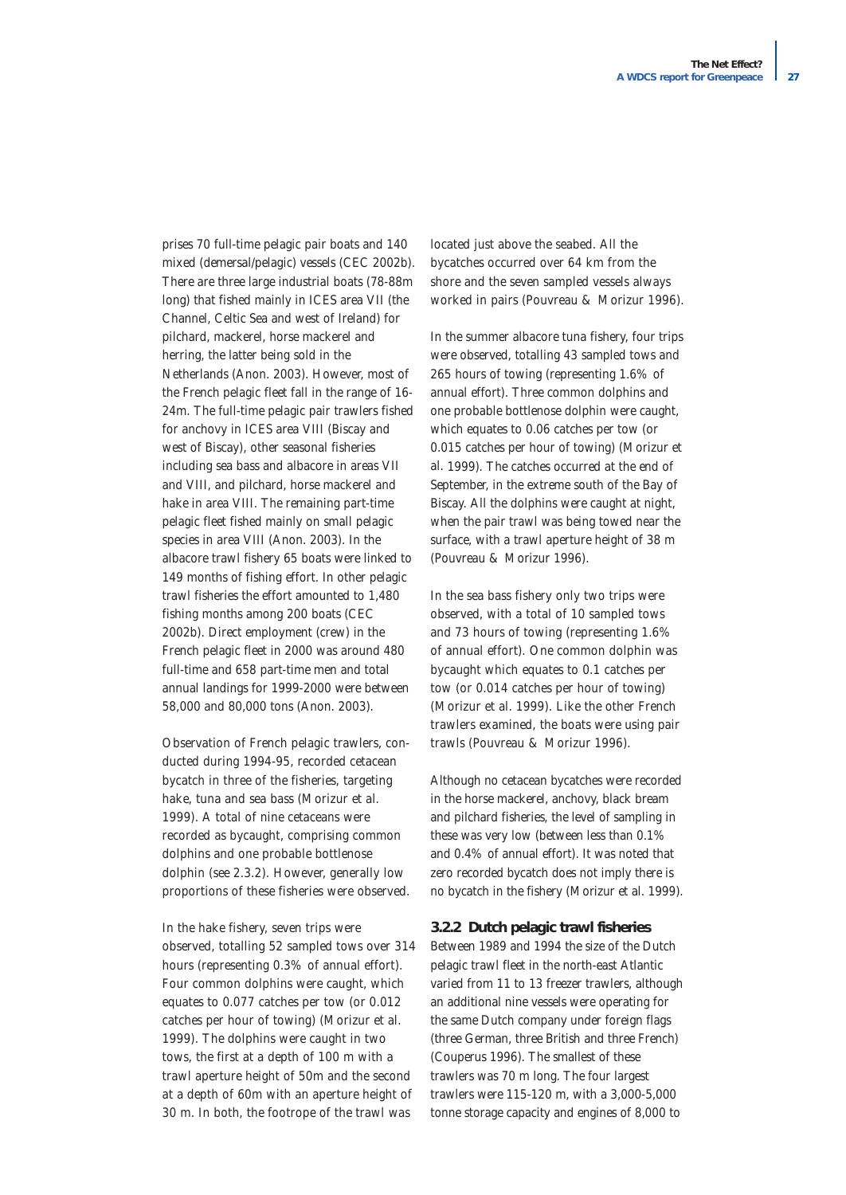prises 70 full-time pelagic pair boats and 140 mixed (demersal/pelagic) vessels (CEC 2002b). There are three large industrial boats (78-88m long) that fished mainly in ICES area VII (the Channel, Celtic Sea and west of Ireland) for pilchard, mackerel, horse mackerel and herring, the latter being sold in the Netherlands (Anon. 2003). However, most of the French pelagic fleet fall in the range of 16-24m. The full-time pelagic pair trawlers fished for anchovy in ICES area VIII (Biscay and west of Biscay), other seasonal fisheries including sea bass and albacore in areas VII and VIII, and pilchard, horse mackerel and hake in area VIII. The remaining part-time pelagic fleet fished mainly on small pelagic species in area VIII (Anon. 2003). In the albacore trawl fishery 65 boats were linked to 149 months of fishing effort. In other pelagic trawl fisheries the effort amounted to 1,480 fishing months among 200 boats (CEC 2002b). Direct employment (crew) in the French pelagic fleet in 2000 was around 480 full-time and 658 part-time men and total annual landings for 1999-2000 were between 58,000 and 80,000 tons (Anon. 2003).

Observation of French pelagic trawlers, conducted during 1994-95, recorded cetacean bycatch in three of the fisheries, targeting hake, tuna and sea bass (Morizur et al. 1999). A total of nine cetaceans were recorded as bycaught, comprising common dolphins and one probable bottlenose dolphin (see 2.3.2). However, generally low proportions of these fisheries were observed.

In the hake fishery, seven trips were observed, totalling 52 sampled tows over 314 hours (representing 0.3% of annual effort). Four common dolphins were caught, which equates to 0.077 catches per tow (or 0.012 catches per hour of towing) (Morizur et al. 1999). The dolphins were caught in two tows, the first at a depth of 100 m with a trawl aperture height of 50m and the second at a depth of 60m with an aperture height of 30 m. In both, the footrope of the trawl was located just above the seabed. All the bycatches occurred over 64 km from the shore and the seven sampled vessels always worked in pairs (Pouvreau & Morizur 1996).

In the summer albacore tuna fishery, four trips were observed, totalling 43 sampled tows and 265 hours of towing (representing 1.6% of annual effort). Three common dolphins and one probable bottlenose dolphin were caught, which equates to 0.06 catches per tow (or 0.015 catches per hour of towing) (Morizur et al. 1999). The catches occurred at the end of September, in the extreme south of the Bay of Biscay. All the dolphins were caught at night, when the pair trawl was being towed near the surface, with a trawl aperture height of 38 m (Pouvreau & Morizur 1996).

In the sea bass fishery only two trips were observed, with a total of 10 sampled tows and 73 hours of towing (representing 1.6% of annual effort). One common dolphin was bycaught which equates to 0.1 catches per tow (or 0.014 catches per hour of towing) (Morizur et al. 1999). Like the other French trawlers examined, the boats were using pair trawls (Pouvreau & Morizur 1996).

Although no cetacean bycatches were recorded in the horse mackerel, anchovy, black bream and pilchard fisheries, the level of sampling in these was very low (between less than 0.1% and 0.4% of annual effort). It was noted that zero recorded bycatch does not imply there is no bycatch in the fishery (Morizur et al. 1999).

### 3.2.2 Dutch pelagic trawl fisheries

Between 1989 and 1994 the size of the Dutch pelagic trawl fleet in the north-east Atlantic varied from 11 to 13 freezer trawlers, although an additional nine vessels were operating for the same Dutch company under foreign flags (three German, three British and three French) (Couperus 1996). The smallest of these trawlers was 70 m long. The four largest trawlers were 115-120 m, with a 3,000-5,000 tonne storage capacity and engines of 8,000 to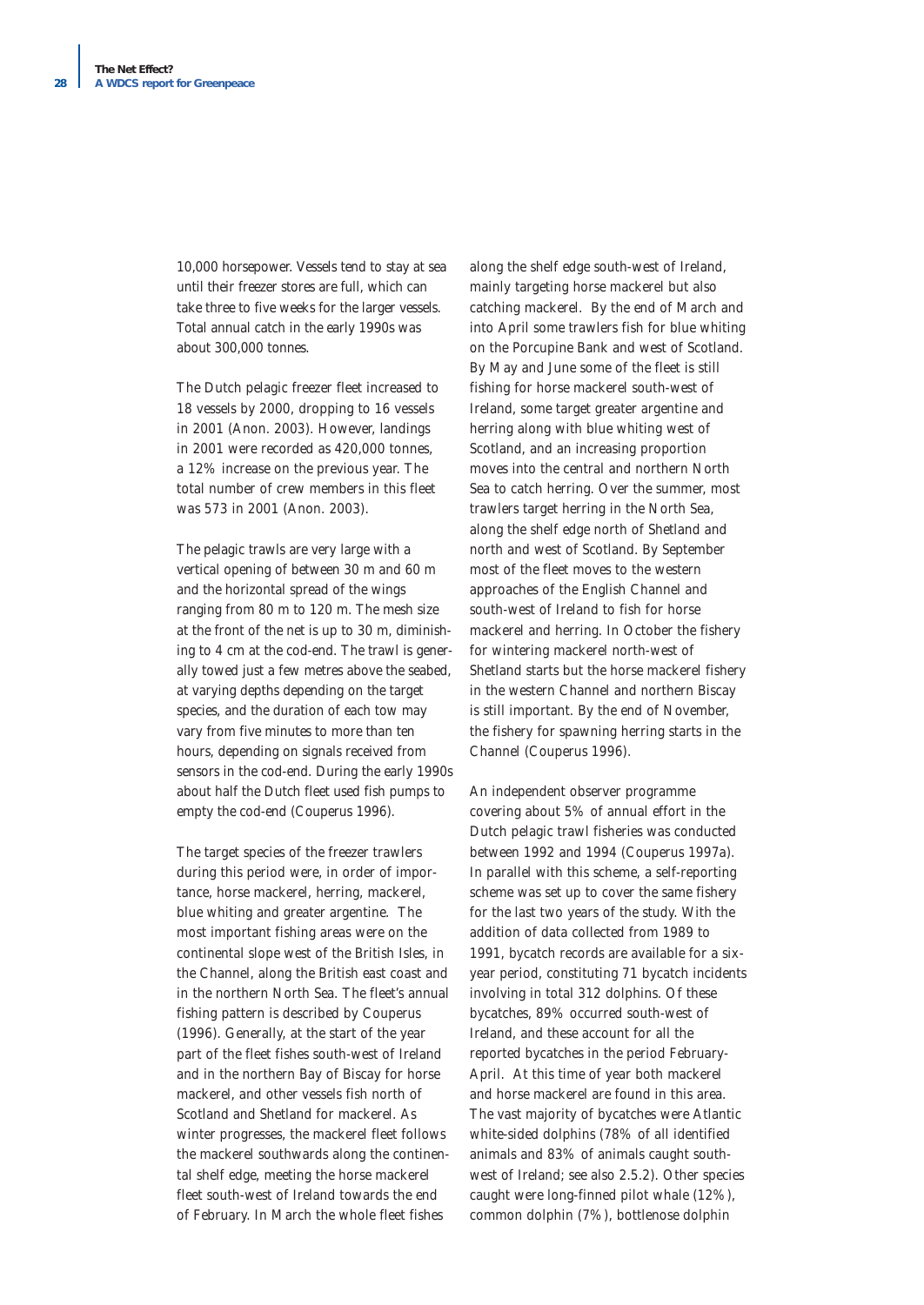10,000 horsepower. Vessels tend to stay at sea until their freezer stores are full, which can take three to five weeks for the larger vessels. Total annual catch in the early 1990s was about 300,000 tonnes.

The Dutch pelagic freezer fleet increased to 18 vessels by 2000, dropping to 16 vessels in 2001 (Anon. 2003). However, landings in 2001 were recorded as 420,000 tonnes, a 12% increase on the previous year. The total number of crew members in this fleet was 573 in 2001 (Anon. 2003).

The pelagic trawls are very large with a vertical opening of between 30 m and 60 m and the horizontal spread of the wings ranging from 80 m to 120 m. The mesh size at the front of the net is up to 30 m, diminishing to 4 cm at the cod-end. The trawl is generally towed just a few metres above the seabed, at varying depths depending on the target species, and the duration of each tow may vary from five minutes to more than ten hours, depending on signals received from sensors in the cod-end. During the early 1990s about half the Dutch fleet used fish pumps to empty the cod-end (Couperus 1996).

The target species of the freezer trawlers during this period were, in order of importance, horse mackerel, herring, mackerel, blue whiting and greater argentine. The most important fishing areas were on the continental slope west of the British Isles, in the Channel, along the British east coast and in the northern North Sea. The fleet's annual fishing pattern is described by Couperus (1996). Generally, at the start of the year part of the fleet fishes south-west of Ireland and in the northern Bay of Biscay for horse mackerel, and other vessels fish north of Scotland and Shetland for mackerel. As winter progresses, the mackerel fleet follows the mackerel southwards along the continental shelf edge, meeting the horse mackerel fleet south-west of Ireland towards the end of February. In March the whole fleet fishes along the shelf edge south-west of Ireland, mainly targeting horse mackerel but also catching mackerel. By the end of March and into April some trawlers fish for blue whiting on the Porcupine Bank and west of Scotland. By May and June some of the fleet is still fishing for horse mackerel south-west of Ireland, some target greater argentine and herring along with blue whiting west of Scotland, and an increasing proportion moves into the central and northern North Sea to catch herring. Over the summer, most trawlers target herring in the North Sea, along the shelf edge north of Shetland and north and west of Scotland. By September most of the fleet moves to the western approaches of the English Channel and south-west of Ireland to fish for horse mackerel and herring. In October the fishery for wintering mackerel north-west of Shetland starts but the horse mackerel fishery in the western Channel and northern Biscay is still important. By the end of November, the fishery for spawning herring starts in the Channel (Couperus 1996).

An independent observer programme covering about 5% of annual effort in the Dutch pelagic trawl fisheries was conducted between 1992 and 1994 (Couperus 1997a). In parallel with this scheme, a self-reporting scheme was set up to cover the same fishery for the last two years of the study. With the addition of data collected from 1989 to 1991, bycatch records are available for a six-year period, constituting 71 bycatch incidents involving in total 312 dolphins. Of these bycatches, 89% occurred south-west of Ireland, and these account for all the reported bycatches in the period February-April. At this time of year both mackerel and horse mackerel are found in this area. The vast majority of bycatches were Atlantic white-sided dolphins (78% of all identified animals and 83% of animals caught south-west of Ireland; see also 2.5.2). Other species caught were long-finned pilot whale (12%), common dolphin (7%), bottlenose dolphin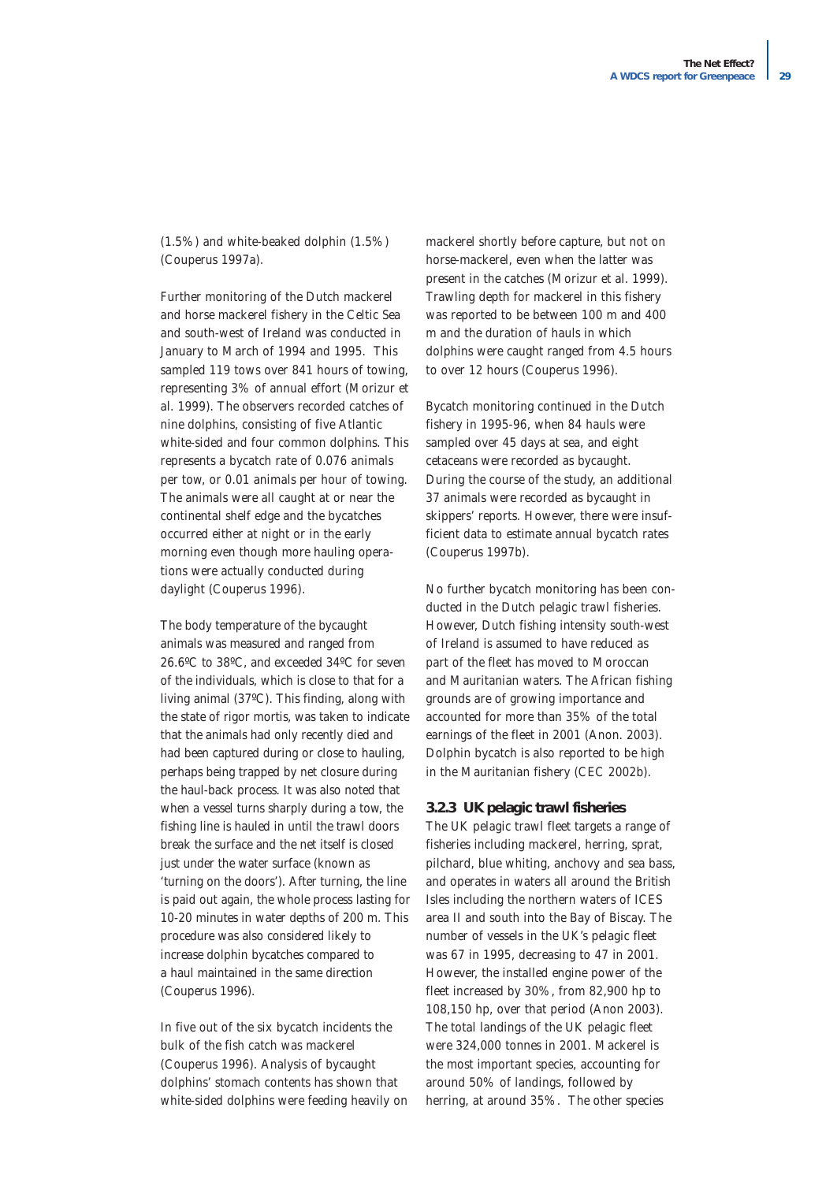(1.5%) and white-beaked dolphin (1.5%) (Couperus 1997a).

Further monitoring of the Dutch mackerel and horse mackerel fishery in the Celtic Sea and south-west of Ireland was conducted in January to March of 1994 and 1995. This sampled 119 tows over 841 hours of towing, representing 3% of annual effort (Morizur et al. 1999). The observers recorded catches of nine dolphins, consisting of five Atlantic white-sided and four common dolphins. This represents a bycatch rate of 0.076 animals per tow, or 0.01 animals per hour of towing. The animals were all caught at or near the continental shelf edge and the bycatches occurred either at night or in the early morning even though more hauling operations were actually conducted during daylight (Couperus 1996).

The body temperature of the bycaught animals was measured and ranged from 26.6ºC to 38ºC, and exceeded 34ºC for seven of the individuals, which is close to that for a living animal (37ºC). This finding, along with the state of rigor mortis, was taken to indicate that the animals had only recently died and had been captured during or close to hauling, perhaps being trapped by net closure during the haul-back process. It was also noted that when a vessel turns sharply during a tow, the fishing line is hauled in until the trawl doors break the surface and the net itself is closed just under the water surface (known as 'turning on the doors'). After turning, the line is paid out again, the whole process lasting for 10-20 minutes in water depths of 200 m. This procedure was also considered likely to increase dolphin bycatches compared to a haul maintained in the same direction (Couperus 1996).

In five out of the six bycatch incidents the bulk of the fish catch was mackerel (Couperus 1996). Analysis of bycaught dolphins' stomach contents has shown that white-sided dolphins were feeding heavily on mackerel shortly before capture, but not on horse-mackerel, even when the latter was present in the catches (Morizur et al. 1999). Trawling depth for mackerel in this fishery was reported to be between 100 m and 400 m and the duration of hauls in which dolphins were caught ranged from 4.5 hours to over 12 hours (Couperus 1996).

Bycatch monitoring continued in the Dutch fishery in 1995-96, when 84 hauls were sampled over 45 days at sea, and eight cetaceans were recorded as bycaught. During the course of the study, an additional 37 animals were recorded as bycaught in skippers' reports. However, there were insufficient data to estimate annual bycatch rates (Couperus 1997b).

No further bycatch monitoring has been conducted in the Dutch pelagic trawl fisheries. However, Dutch fishing intensity south-west of Ireland is assumed to have reduced as part of the fleet has moved to Moroccan and Mauritanian waters. The African fishing grounds are of growing importance and accounted for more than 35% of the total earnings of the fleet in 2001 (Anon. 2003). Dolphin bycatch is also reported to be high in the Mauritanian fishery (CEC 2002b).

### 3.2.3 UK pelagic trawl fisheries

The UK pelagic trawl fleet targets a range of fisheries including mackerel, herring, sprat, pilchard, blue whiting, anchovy and sea bass, and operates in waters all around the British Isles including the northern waters of ICES area II and south into the Bay of Biscay. The number of vessels in the UK's pelagic fleet was 67 in 1995, decreasing to 47 in 2001. However, the installed engine power of the fleet increased by 30%, from 82,900 hp to 108,150 hp, over that period (Anon 2003). The total landings of the UK pelagic fleet were 324,000 tonnes in 2001. Mackerel is the most important species, accounting for around 50% of landings, followed by herring, at around 35%. The other species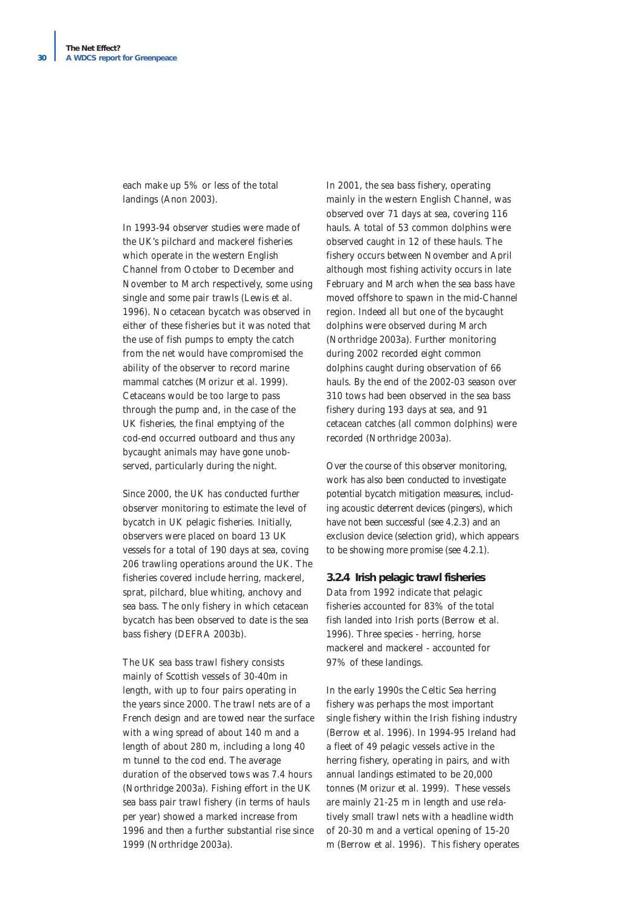each make up 5% or less of the total landings (Anon 2003).

In 1993-94 observer studies were made of the UK's pilchard and mackerel fisheries which operate in the western English Channel from October to December and November to March respectively, some using single and some pair trawls (Lewis et al. 1996). No cetacean bycatch was observed in either of these fisheries but it was noted that the use of fish pumps to empty the catch from the net would have compromised the ability of the observer to record marine mammal catches (Morizur et al. 1999). Cetaceans would be too large to pass through the pump and, in the case of the UK fisheries, the final emptying of the cod-end occurred outboard and thus any bycaught animals may have gone unobserved, particularly during the night.

Since 2000, the UK has conducted further observer monitoring to estimate the level of bycatch in UK pelagic fisheries. Initially, observers were placed on board 13 UK vessels for a total of 190 days at sea, coving 206 trawling operations around the UK. The fisheries covered include herring, mackerel, sprat, pilchard, blue whiting, anchovy and sea bass. The only fishery in which cetacean bycatch has been observed to date is the sea bass fishery (DEFRA 2003b).

The UK sea bass trawl fishery consists mainly of Scottish vessels of 30-40m in length, with up to four pairs operating in the years since 2000. The trawl nets are of a French design and are towed near the surface with a wing spread of about 140 m and a length of about 280 m, including a long 40 m tunnel to the cod end. The average duration of the observed tows was 7.4 hours (Northridge 2003a). Fishing effort in the UK sea bass pair trawl fishery (in terms of hauls per year) showed a marked increase from 1996 and then a further substantial rise since 1999 (Northridge 2003a).

In 2001, the sea bass fishery, operating mainly in the western English Channel, was observed over 71 days at sea, covering 116 hauls. A total of 53 common dolphins were observed caught in 12 of these hauls. The fishery occurs between November and April although most fishing activity occurs in late February and March when the sea bass have moved offshore to spawn in the mid-Channel region. Indeed all but one of the bycaught dolphins were observed during March (Northridge 2003a). Further monitoring during 2002 recorded eight common dolphins caught during observation of 66 hauls. By the end of the 2002-03 season over 310 tows had been observed in the sea bass fishery during 193 days at sea, and 91 cetacean catches (all common dolphins) were recorded (Northridge 2003a).

Over the course of this observer monitoring, work has also been conducted to investigate potential bycatch mitigation measures, including acoustic deterrent devices (pingers), which have not been successful (see 4.2.3) and an exclusion device (selection grid), which appears to be showing more promise (see 4.2.1).

### 3.2.4 Irish pelagic trawl fisheries

Data from 1992 indicate that pelagic fisheries accounted for 83% of the total fish landed into Irish ports (Berrow et al. 1996). Three species - herring, horse mackerel and mackerel - accounted for 97% of these landings.

In the early 1990s the Celtic Sea herring fishery was perhaps the most important single fishery within the Irish fishing industry (Berrow et al. 1996). In 1994-95 Ireland had a fleet of 49 pelagic vessels active in the herring fishery, operating in pairs, and with annual landings estimated to be 20,000 tonnes (Morizur et al. 1999). These vessels are mainly 21-25 m in length and use relatively small trawl nets with a headline width of 20-30 m and a vertical opening of 15-20 m (Berrow et al. 1996). This fishery operates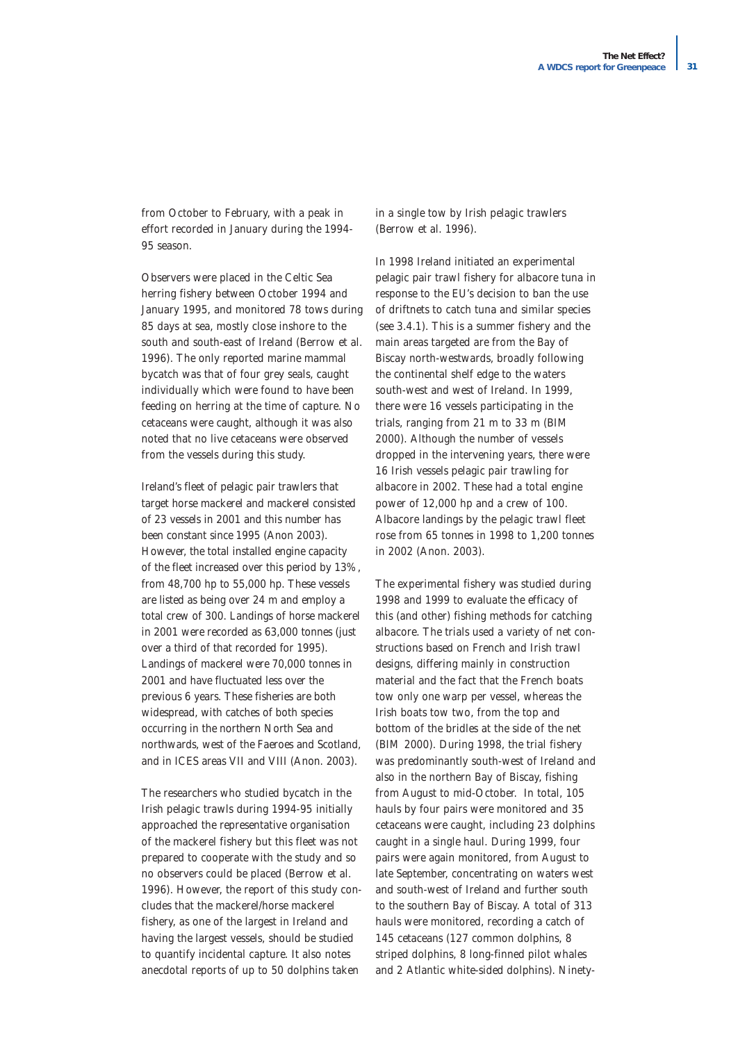from October to February, with a peak in effort recorded in January during the 1994-95 season.

Observers were placed in the Celtic Sea herring fishery between October 1994 and January 1995, and monitored 78 tows during 85 days at sea, mostly close inshore to the south and south-east of Ireland (Berrow et al. 1996). The only reported marine mammal bycatch was that of four grey seals, caught individually which were found to have been feeding on herring at the time of capture. No cetaceans were caught, although it was also noted that no live cetaceans were observed from the vessels during this study.

Ireland's fleet of pelagic pair trawlers that target horse mackerel and mackerel consisted of 23 vessels in 2001 and this number has been constant since 1995 (Anon 2003). However, the total installed engine capacity of the fleet increased over this period by 13%, from 48,700 hp to 55,000 hp. These vessels are listed as being over 24 m and employ a total crew of 300. Landings of horse mackerel in 2001 were recorded as 63,000 tonnes (just over a third of that recorded for 1995). Landings of mackerel were 70,000 tonnes in 2001 and have fluctuated less over the previous 6 years. These fisheries are both widespread, with catches of both species occurring in the northern North Sea and northwards, west of the Faeroes and Scotland, and in ICES areas VII and VIII (Anon. 2003).

The researchers who studied bycatch in the Irish pelagic trawls during 1994-95 initially approached the representative organisation of the mackerel fishery but this fleet was not prepared to cooperate with the study and so no observers could be placed (Berrow et al. 1996). However, the report of this study concludes that the mackerel/horse mackerel fishery, as one of the largest in Ireland and having the largest vessels, should be studied to quantify incidental capture. It also notes anecdotal reports of up to 50 dolphins taken in a single tow by Irish pelagic trawlers (Berrow et al. 1996).

In 1998 Ireland initiated an experimental pelagic pair trawl fishery for albacore tuna in response to the EU's decision to ban the use of driftnets to catch tuna and similar species (see 3.4.1). This is a summer fishery and the main areas targeted are from the Bay of Biscay north-westwards, broadly following the continental shelf edge to the waters south-west and west of Ireland. In 1999, there were 16 vessels participating in the trials, ranging from 21 m to 33 m (BIM 2000). Although the number of vessels dropped in the intervening years, there were 16 Irish vessels pelagic pair trawling for albacore in 2002. These had a total engine power of 12,000 hp and a crew of 100. Albacore landings by the pelagic trawl fleet rose from 65 tonnes in 1998 to 1,200 tonnes in 2002 (Anon. 2003).

The experimental fishery was studied during 1998 and 1999 to evaluate the efficacy of this (and other) fishing methods for catching albacore. The trials used a variety of net constructions based on French and Irish trawl designs, differing mainly in construction material and the fact that the French boats tow only one warp per vessel, whereas the Irish boats tow two, from the top and bottom of the bridles at the side of the net (BIM 2000). During 1998, the trial fishery was predominantly south-west of Ireland and also in the northern Bay of Biscay, fishing from August to mid-October. In total, 105 hauls by four pairs were monitored and 35 cetaceans were caught, including 23 dolphins caught in a single haul. During 1999, four pairs were again monitored, from August to late September, concentrating on waters west and south-west of Ireland and further south to the southern Bay of Biscay. A total of 313 hauls were monitored, recording a catch of 145 cetaceans (127 common dolphins, 8 striped dolphins, 8 long-finned pilot whales and 2 Atlantic white-sided dolphins). Ninety-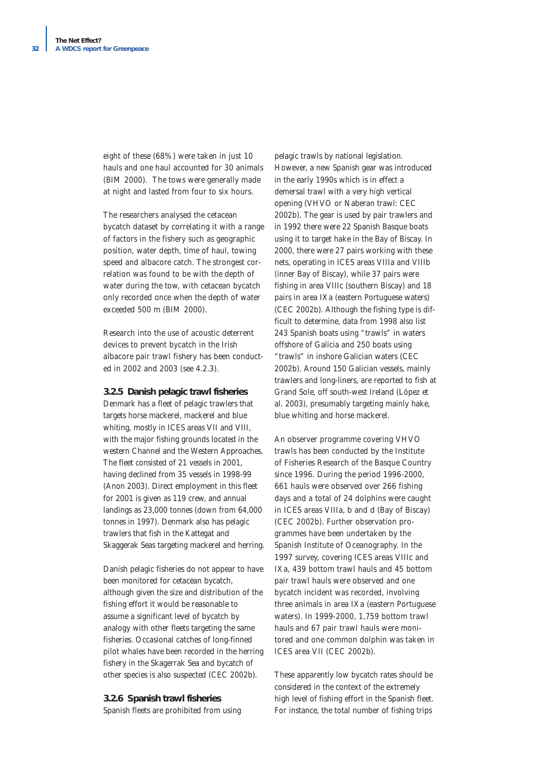eight of these (68%) were taken in just 10 hauls and one haul accounted for 30 animals (BIM 2000). The tows were generally made at night and lasted from four to six hours.

The researchers analysed the cetacean bycatch dataset by correlating it with a range of factors in the fishery such as geographic position, water depth, time of haul, towing speed and albacore catch. The strongest correlation was found to be with the depth of water during the tow, with cetacean bycatch only recorded once when the depth of water exceeded 500 m (BIM 2000).

Research into the use of acoustic deterrent devices to prevent bycatch in the Irish albacore pair trawl fishery has been conducted in 2002 and 2003 (see 4.2.3).

### 3.2.5 Danish pelagic trawl fisheries

Denmark has a fleet of pelagic trawlers that targets horse mackerel, mackerel and blue whiting, mostly in ICES areas VII and VIII, with the major fishing grounds located in the western Channel and the Western Approaches. The fleet consisted of 21 vessels in 2001, having declined from 35 vessels in 1998-99 (Anon 2003). Direct employment in this fleet for 2001 is given as 119 crew, and annual landings as 23,000 tonnes (down from 64,000 tonnes in 1997). Denmark also has pelagic trawlers that fish in the Kattegat and Skaggerak Seas targeting mackerel and herring.

Danish pelagic fisheries do not appear to have been monitored for cetacean bycatch, although given the size and distribution of the fishing effort it would be reasonable to assume a significant level of bycatch by analogy with other fleets targeting the same fisheries. Occasional catches of long-finned pilot whales have been recorded in the herring fishery in the Skagerrak Sea and bycatch of other species is also suspected (CEC 2002b).

### 3.2.6 Spanish trawl fisheries

Spanish fleets are prohibited from using pelagic trawls by national legislation. However, a new Spanish gear was introduced in the early 1990s which is in effect a demersal trawl with a very high vertical opening (VHVO or Naberan trawl: CEC 2002b). The gear is used by pair trawlers and in 1992 there were 22 Spanish Basque boats using it to target hake in the Bay of Biscay. In 2000, there were 27 pairs working with these nets, operating in ICES areas VIIIa and VIIIb (inner Bay of Biscay), while 37 pairs were fishing in area VIIIc (southern Biscay) and 18 pairs in area IXa (eastern Portuguese waters) (CEC 2002b). Although the fishing type is difficult to determine, data from 1998 also list 243 Spanish boats using "trawls" in waters offshore of Galicia and 250 boats using "trawls" in inshore Galician waters (CEC 2002b). Around 150 Galician vessels, mainly trawlers and long-liners, are reported to fish at Grand Sole, off south-west Ireland (López et al. 2003), presumably targeting mainly hake, blue whiting and horse mackerel.

An observer programme covering VHVO trawls has been conducted by the Institute of Fisheries Research of the Basque Country since 1996. During the period 1996-2000, 661 hauls were observed over 266 fishing days and a total of 24 dolphins were caught in ICES areas VIIIa, b and d (Bay of Biscay) (CEC 2002b). Further observation programmes have been undertaken by the Spanish Institute of Oceanography. In the 1997 survey, covering ICES areas VIIIc and IXa, 439 bottom trawl hauls and 45 bottom pair trawl hauls were observed and one bycatch incident was recorded, involving three animals in area IXa (eastern Portuguese waters). In 1999-2000, 1,759 bottom trawl hauls and 67 pair trawl hauls were monitored and one common dolphin was taken in ICES area VII (CEC 2002b).

These apparently low bycatch rates should be considered in the context of the extremely high level of fishing effort in the Spanish fleet. For instance, the total number of fishing trips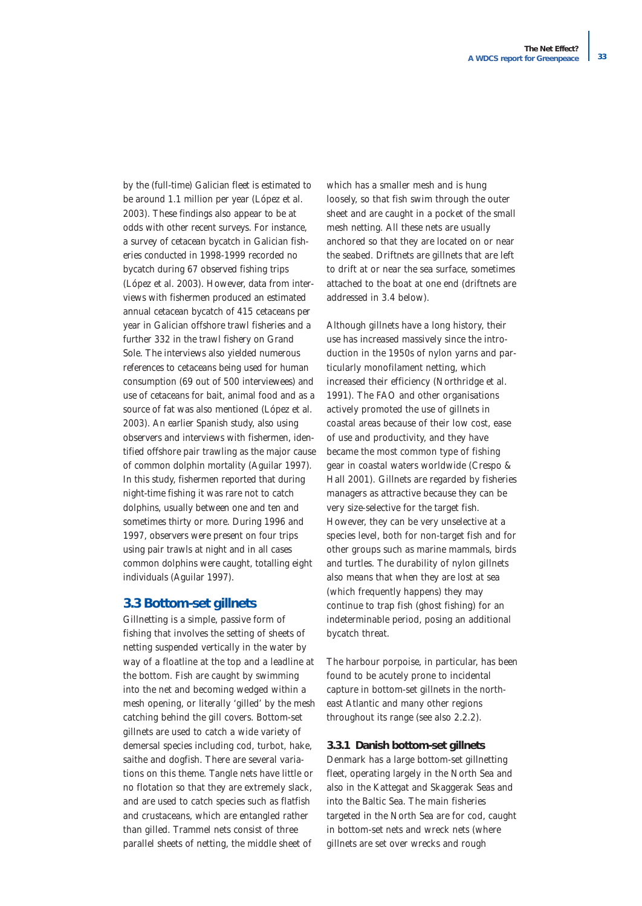by the (full-time) Galician fleet is estimated to be around 1.1 million per year (López et al. 2003). These findings also appear to be at odds with other recent surveys. For instance, a survey of cetacean bycatch in Galician fisheries conducted in 1998-1999 recorded no bycatch during 67 observed fishing trips (López et al. 2003). However, data from interviews with fishermen produced an estimated annual cetacean bycatch of 415 cetaceans per year in Galician offshore trawl fisheries and a further 332 in the trawl fishery on Grand Sole. The interviews also yielded numerous references to cetaceans being used for human consumption (69 out of 500 interviewees) and use of cetaceans for bait, animal food and as a source of fat was also mentioned (López et al. 2003). An earlier Spanish study, also using observers and interviews with fishermen, identified offshore pair trawling as the major cause of common dolphin mortality (Aguilar 1997). In this study, fishermen reported that during night-time fishing it was rare not to catch dolphins, usually between one and ten and sometimes thirty or more. During 1996 and 1997, observers were present on four trips using pair trawls at night and in all cases common dolphins were caught, totalling eight individuals (Aguilar 1997).

## 3.3 Bottom-set gillnets

Gillnetting is a simple, passive form of fishing that involves the setting of sheets of netting suspended vertically in the water by way of a floatline at the top and a leadline at the bottom. Fish are caught by swimming into the net and becoming wedged within a mesh opening, or literally 'gilled' by the mesh catching behind the gill covers. Bottom-set gillnets are used to catch a wide variety of demersal species including cod, turbot, hake, saithe and dogfish. There are several variations on this theme. Tangle nets have little or no flotation so that they are extremely slack, and are used to catch species such as flatfish and crustaceans, which are entangled rather than gilled. Trammel nets consist of three parallel sheets of netting, the middle sheet of which has a smaller mesh and is hung loosely, so that fish swim through the outer sheet and are caught in a pocket of the small mesh netting. All these nets are usually anchored so that they are located on or near the seabed. Driftnets are gillnets that are left to drift at or near the sea surface, sometimes attached to the boat at one end (driftnets are addressed in 3.4 below).

Although gillnets have a long history, their use has increased massively since the introduction in the 1950s of nylon yarns and particularly monofilament netting, which increased their efficiency (Northridge et al. 1991). The FAO and other organisations actively promoted the use of gillnets in coastal areas because of their low cost, ease of use and productivity, and they have became the most common type of fishing gear in coastal waters worldwide (Crespo & Hall 2001). Gillnets are regarded by fisheries managers as attractive because they can be very size-selective for the target fish. However, they can be very unselective at a species level, both for non-target fish and for other groups such as marine mammals, birds and turtles. The durability of nylon gillnets also means that when they are lost at sea (which frequently happens) they may continue to trap fish (ghost fishing) for an indeterminable period, posing an additional bycatch threat.

The harbour porpoise, in particular, has been found to be acutely prone to incidental capture in bottom-set gillnets in the north-east Atlantic and many other regions throughout its range (see also 2.2.2).

### 3.3.1 Danish bottom-set gillnets

Denmark has a large bottom-set gillnetting fleet, operating largely in the North Sea and also in the Kattegat and Skaggerak Seas and into the Baltic Sea. The main fisheries targeted in the North Sea are for cod, caught in bottom-set nets and wreck nets (where gillnets are set over wrecks and rough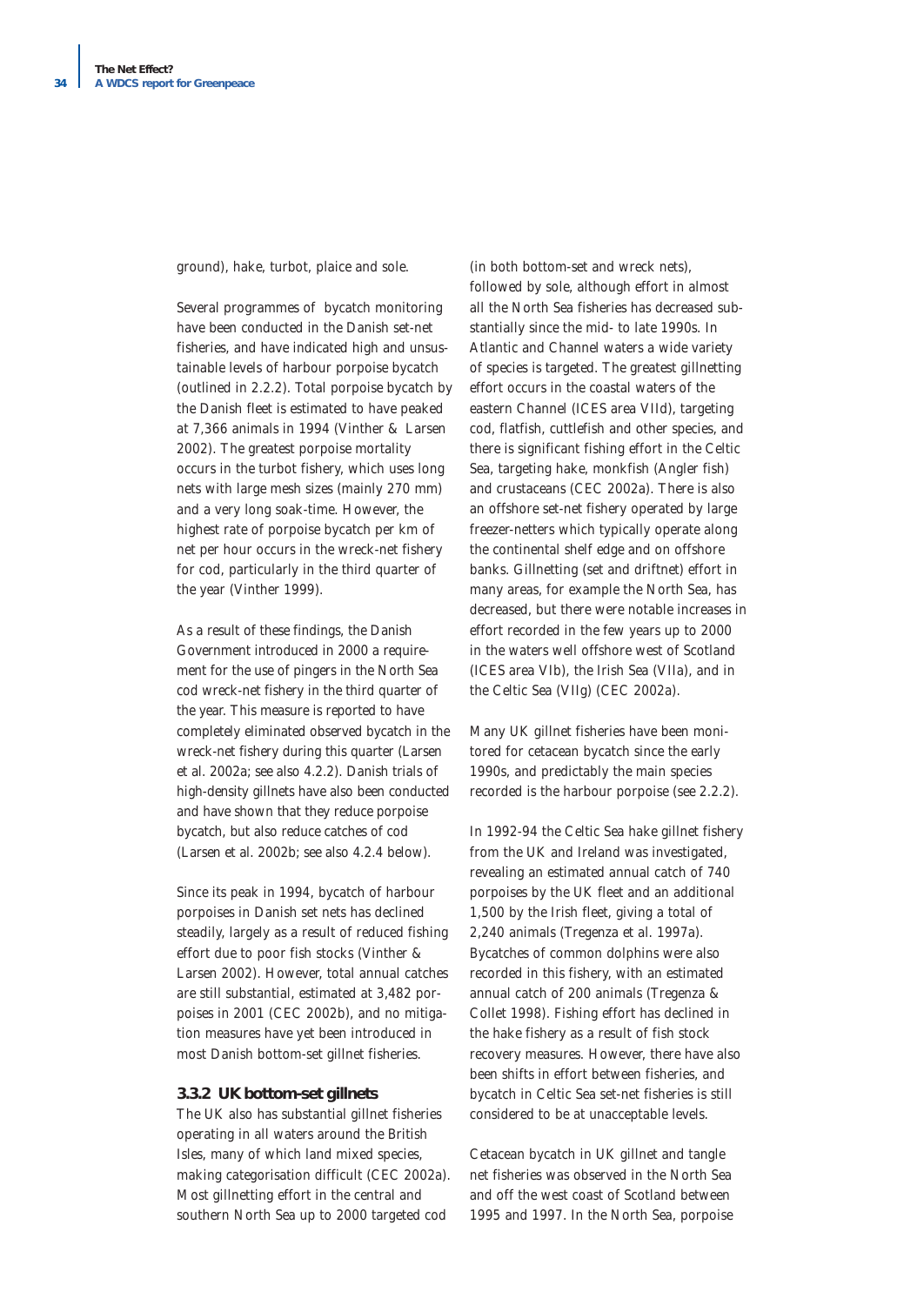ground), hake, turbot, plaice and sole.

Several programmes of bycatch monitoring have been conducted in the Danish set-net fisheries, and have indicated high and unsustainable levels of harbour porpoise bycatch (outlined in 2.2.2). Total porpoise bycatch by the Danish fleet is estimated to have peaked at 7,366 animals in 1994 (Vinther & Larsen 2002). The greatest porpoise mortality occurs in the turbot fishery, which uses long nets with large mesh sizes (mainly 270 mm) and a very long soak-time. However, the highest rate of porpoise bycatch per km of net per hour occurs in the wreck-net fishery for cod, particularly in the third quarter of the year (Vinther 1999).

As a result of these findings, the Danish Government introduced in 2000 a requirement for the use of pingers in the North Sea cod wreck-net fishery in the third quarter of the year. This measure is reported to have completely eliminated observed bycatch in the wreck-net fishery during this quarter (Larsen et al. 2002a; see also 4.2.2). Danish trials of high-density gillnets have also been conducted and have shown that they reduce porpoise bycatch, but also reduce catches of cod (Larsen et al. 2002b; see also 4.2.4 below).

Since its peak in 1994, bycatch of harbour porpoises in Danish set nets has declined steadily, largely as a result of reduced fishing effort due to poor fish stocks (Vinther & Larsen 2002). However, total annual catches are still substantial, estimated at 3,482 porpoises in 2001 (CEC 2002b), and no mitigation measures have yet been introduced in most Danish bottom-set gillnet fisheries.

### 3.3.2 UK bottom-set gillnets

The UK also has substantial gillnet fisheries operating in all waters around the British Isles, many of which land mixed species, making categorisation difficult (CEC 2002a). Most gillnetting effort in the central and southern North Sea up to 2000 targeted cod (in both bottom-set and wreck nets), followed by sole, although effort in almost all the North Sea fisheries has decreased substantially since the mid- to late 1990s. In Atlantic and Channel waters a wide variety of species is targeted. The greatest gillnetting effort occurs in the coastal waters of the eastern Channel (ICES area VIId), targeting cod, flatfish, cuttlefish and other species, and there is significant fishing effort in the Celtic Sea, targeting hake, monkfish (Angler fish) and crustaceans (CEC 2002a). There is also an offshore set-net fishery operated by large freezer-netters which typically operate along the continental shelf edge and on offshore banks. Gillnetting (set and driftnet) effort in many areas, for example the North Sea, has decreased, but there were notable increases in effort recorded in the few years up to 2000 in the waters well offshore west of Scotland (ICES area VIb), the Irish Sea (VIIa), and in the Celtic Sea (VIIg) (CEC 2002a).

Many UK gillnet fisheries have been monitored for cetacean bycatch since the early 1990s, and predictably the main species recorded is the harbour porpoise (see 2.2.2).

In 1992-94 the Celtic Sea hake gillnet fishery from the UK and Ireland was investigated, revealing an estimated annual catch of 740 porpoises by the UK fleet and an additional 1,500 by the Irish fleet, giving a total of 2,240 animals (Tregenza et al. 1997a). Bycatches of common dolphins were also recorded in this fishery, with an estimated annual catch of 200 animals (Tregenza & Collet 1998). Fishing effort has declined in the hake fishery as a result of fish stock recovery measures. However, there have also been shifts in effort between fisheries, and bycatch in Celtic Sea set-net fisheries is still considered to be at unacceptable levels.

Cetacean bycatch in UK gillnet and tangle net fisheries was observed in the North Sea and off the west coast of Scotland between 1995 and 1997. In the North Sea, porpoise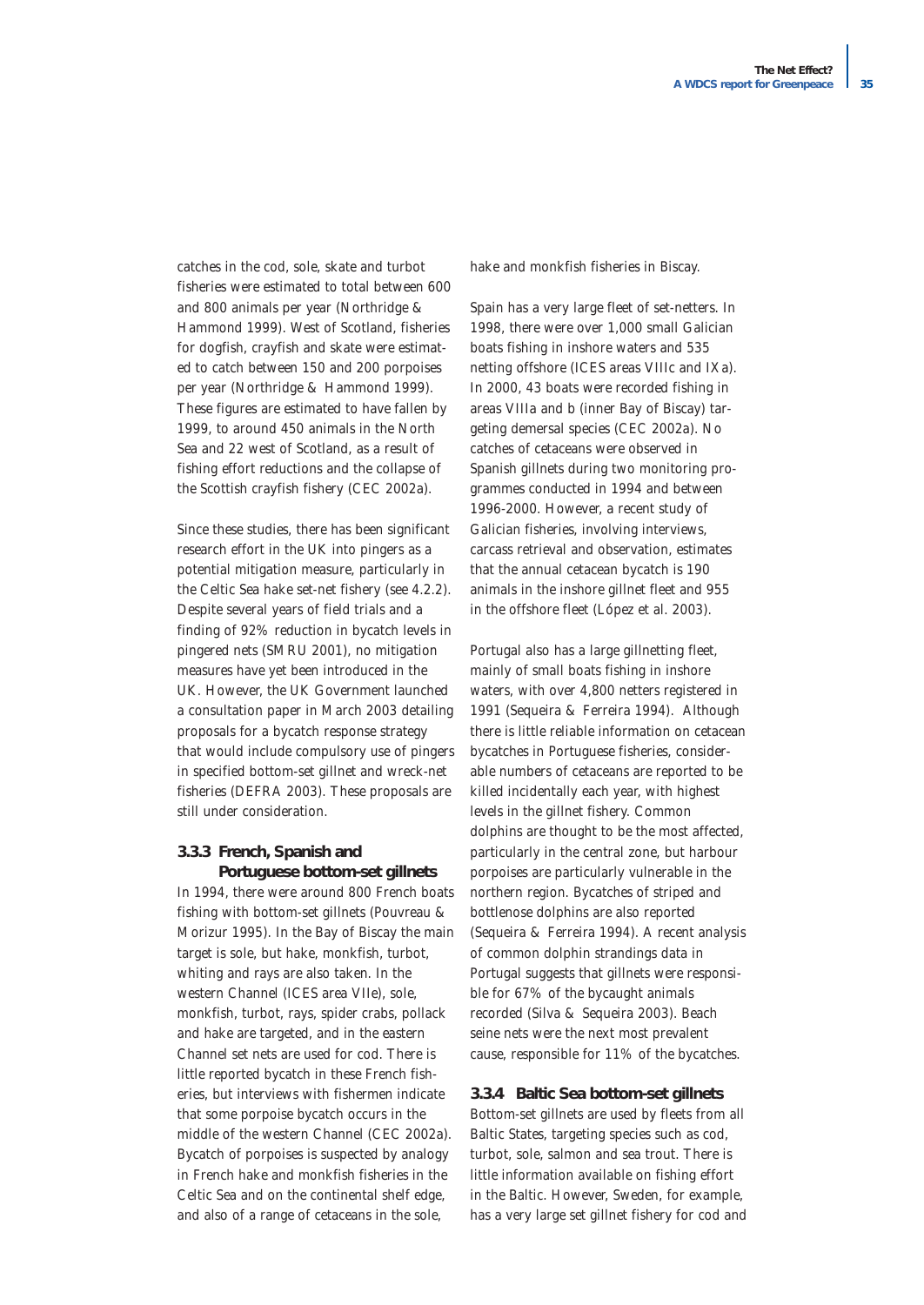catches in the cod, sole, skate and turbot fisheries were estimated to total between 600 and 800 animals per year (Northridge & Hammond 1999). West of Scotland, fisheries for dogfish, crayfish and skate were estimated to catch between 150 and 200 porpoises per year (Northridge & Hammond 1999). These figures are estimated to have fallen by 1999, to around 450 animals in the North Sea and 22 west of Scotland, as a result of fishing effort reductions and the collapse of the Scottish crayfish fishery (CEC 2002a).

Since these studies, there has been significant research effort in the UK into pingers as a potential mitigation measure, particularly in the Celtic Sea hake set-net fishery (see 4.2.2). Despite several years of field trials and a finding of 92% reduction in bycatch levels in pingered nets (SMRU 2001), no mitigation measures have yet been introduced in the UK. However, the UK Government launched a consultation paper in March 2003 detailing proposals for a bycatch response strategy that would include compulsory use of pingers in specified bottom-set gillnet and wreck-net fisheries (DEFRA 2003). These proposals are still under consideration.

### 3.3.3 French, Spanish and Portuguese bottom-set gillnets

In 1994, there were around 800 French boats fishing with bottom-set gillnets (Pouvreau & Morizur 1995). In the Bay of Biscay the main target is sole, but hake, monkfish, turbot, whiting and rays are also taken. In the western Channel (ICES area VIIe), sole, monkfish, turbot, rays, spider crabs, pollack and hake are targeted, and in the eastern Channel set nets are used for cod. There is little reported bycatch in these French fisheries, but interviews with fishermen indicate that some porpoise bycatch occurs in the middle of the western Channel (CEC 2002a). Bycatch of porpoises is suspected by analogy in French hake and monkfish fisheries in the Celtic Sea and on the continental shelf edge, and also of a range of cetaceans in the sole, hake and monkfish fisheries in Biscay.

Spain has a very large fleet of set-netters. In 1998, there were over 1,000 small Galician boats fishing in inshore waters and 535 netting offshore (ICES areas VIIIc and IXa). In 2000, 43 boats were recorded fishing in areas VIIIa and b (inner Bay of Biscay) targeting demersal species (CEC 2002a). No catches of cetaceans were observed in Spanish gillnets during two monitoring programmes conducted in 1994 and between 1996-2000. However, a recent study of Galician fisheries, involving interviews, carcass retrieval and observation, estimates that the annual cetacean bycatch is 190 animals in the inshore gillnet fleet and 955 in the offshore fleet (López et al. 2003).

Portugal also has a large gillnetting fleet, mainly of small boats fishing in inshore waters, with over 4,800 netters registered in 1991 (Sequeira & Ferreira 1994). Although there is little reliable information on cetacean bycatches in Portuguese fisheries, considerable numbers of cetaceans are reported to be killed incidentally each year, with highest levels in the gillnet fishery. Common dolphins are thought to be the most affected, particularly in the central zone, but harbour porpoises are particularly vulnerable in the northern region. Bycatches of striped and bottlenose dolphins are also reported (Sequeira & Ferreira 1994). A recent analysis of common dolphin strandings data in Portugal suggests that gillnets were responsible for 67% of the bycaught animals recorded (Silva & Sequeira 2003). Beach seine nets were the next most prevalent cause, responsible for 11% of the bycatches.

### 3.3.4 Baltic Sea bottom-set gillnets

Bottom-set gillnets are used by fleets from all Baltic States, targeting species such as cod, turbot, sole, salmon and sea trout. There is little information available on fishing effort in the Baltic. However, Sweden, for example, has a very large set gillnet fishery for cod and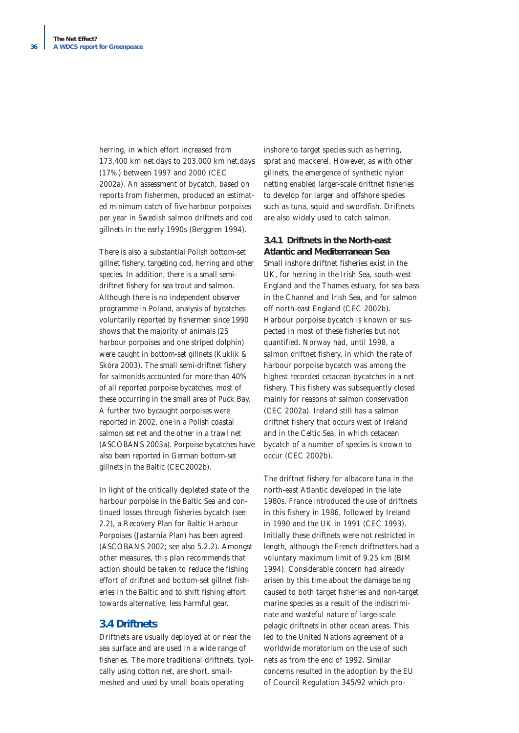herring, in which effort increased from 173,400 km net.days to 203,000 km net.days (17%) between 1997 and 2000 (CEC 2002a). An assessment of bycatch, based on reports from fishermen, produced an estimated minimum catch of five harbour porpoises per year in Swedish salmon driftnets and cod gillnets in the early 1990s (Berggren 1994).

There is also a substantial Polish bottom-set gillnet fishery, targeting cod, herring and other species. In addition, there is a small semi-driftnet fishery for sea trout and salmon. Although there is no independent observer programme in Poland, analysis of bycatches voluntarily reported by fishermen since 1990 shows that the majority of animals (25 harbour porpoises and one striped dolphin) were caught in bottom-set gillnets (Kuklik & Skóra 2003). The small semi-driftnet fishery for salmonids accounted for more than 40% of all reported porpoise bycatches, most of these occurring in the small area of Puck Bay. A further two bycaught porpoises were reported in 2002, one in a Polish coastal salmon set net and the other in a trawl net (ASCOBANS 2003a). Porpoise bycatches have also been reported in German bottom-set gillnets in the Baltic (CEC2002b).

In light of the critically depleted state of the harbour porpoise in the Baltic Sea and continued losses through fisheries bycatch (see 2.2), a Recovery Plan for Baltic Harbour Porpoises (Jastarnia Plan) has been agreed (ASCOBANS 2002; see also 5.2.2). Amongst other measures, this plan recommends that action should be taken to reduce the fishing effort of driftnet and bottom-set gillnet fisheries in the Baltic and to shift fishing effort towards alternative, less harmful gear.

## 3.4 Driftnets

Driftnets are usually deployed at or near the sea surface and are used in a wide range of fisheries. The more traditional driftnets, typically using cotton net, are short, small-meshed and used by small boats operating inshore to target species such as herring, sprat and mackerel. However, as with other gillnets, the emergence of synthetic nylon netting enabled larger-scale driftnet fisheries to develop for larger and offshore species such as tuna, squid and swordfish. Driftnets are also widely used to catch salmon.

### 3.4.1 Driftnets in the North-east Atlantic and Mediterranean Sea

Small inshore driftnet fisheries exist in the UK, for herring in the Irish Sea, south-west England and the Thames estuary, for sea bass in the Channel and Irish Sea, and for salmon off north-east England (CEC 2002b). Harbour porpoise bycatch is known or suspected in most of these fisheries but not quantified. Norway had, until 1998, a salmon driftnet fishery, in which the rate of harbour porpoise bycatch was among the highest recorded cetacean bycatches in a net fishery. This fishery was subsequently closed mainly for reasons of salmon conservation (CEC 2002a). Ireland still has a salmon driftnet fishery that occurs west of Ireland and in the Celtic Sea, in which cetacean bycatch of a number of species is known to occur (CEC 2002b).

The driftnet fishery for albacore tuna in the north-east Atlantic developed in the late 1980s. France introduced the use of driftnets in this fishery in 1986, followed by Ireland in 1990 and the UK in 1991 (CEC 1993). Initially these driftnets were not restricted in length, although the French driftnetters had a voluntary maximum limit of 9.25 km (BIM 1994). Considerable concern had already arisen by this time about the damage being caused to both target fisheries and non-target marine species as a result of the indiscriminate and wasteful nature of large-scale pelagic driftnets in other ocean areas. This led to the United Nations agreement of a worldwide moratorium on the use of such nets as from the end of 1992. Similar concerns resulted in the adoption by the EU of Council Regulation 345/92 which pro-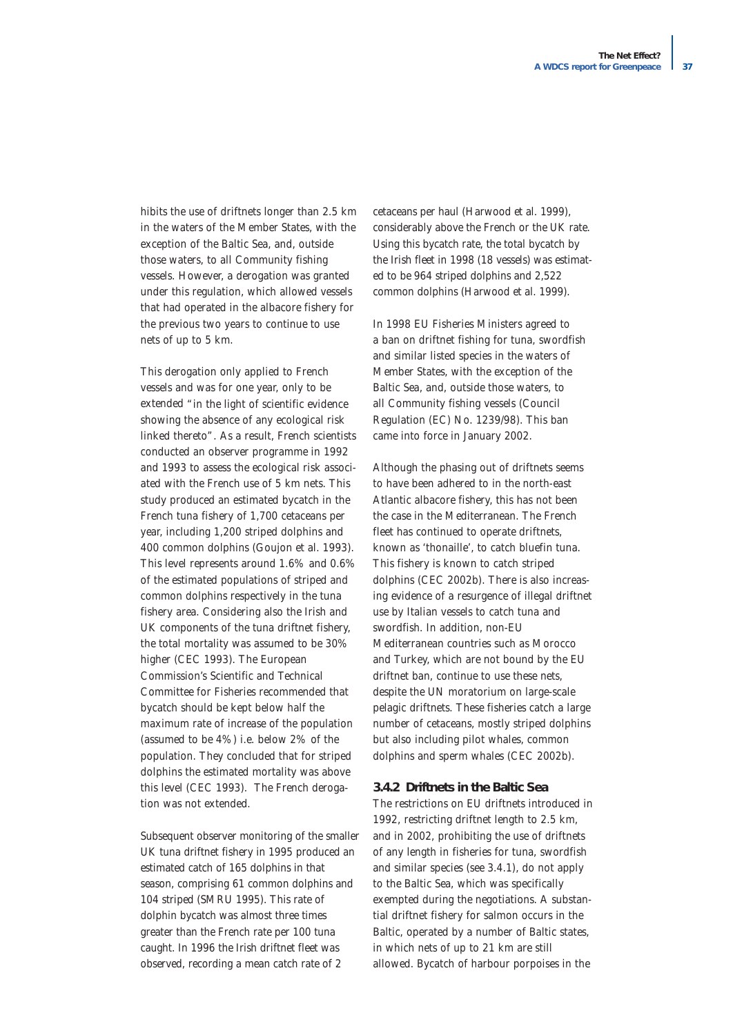hibits the use of driftnets longer than 2.5 km in the waters of the Member States, with the exception of the Baltic Sea, and, outside those waters, to all Community fishing vessels. However, a derogation was granted under this regulation, which allowed vessels that had operated in the albacore fishery for the previous two years to continue to use nets of up to 5 km.

This derogation only applied to French vessels and was for one year, only to be extended "in the light of scientific evidence showing the absence of any ecological risk linked thereto". As a result, French scientists conducted an observer programme in 1992 and 1993 to assess the ecological risk associated with the French use of 5 km nets. This study produced an estimated bycatch in the French tuna fishery of 1,700 cetaceans per year, including 1,200 striped dolphins and 400 common dolphins (Goujon et al. 1993). This level represents around 1.6% and 0.6% of the estimated populations of striped and common dolphins respectively in the tuna fishery area. Considering also the Irish and UK components of the tuna driftnet fishery, the total mortality was assumed to be 30% higher (CEC 1993). The European Commission's Scientific and Technical Committee for Fisheries recommended that bycatch should be kept below half the maximum rate of increase of the population (assumed to be 4%) i.e. below 2% of the population. They concluded that for striped dolphins the estimated mortality was above this level (CEC 1993). The French derogation was not extended.

Subsequent observer monitoring of the smaller UK tuna driftnet fishery in 1995 produced an estimated catch of 165 dolphins in that season, comprising 61 common dolphins and 104 striped (SMRU 1995). This rate of dolphin bycatch was almost three times greater than the French rate per 100 tuna caught. In 1996 the Irish driftnet fleet was observed, recording a mean catch rate of 2 cetaceans per haul (Harwood et al. 1999), considerably above the French or the UK rate. Using this bycatch rate, the total bycatch by the Irish fleet in 1998 (18 vessels) was estimated to be 964 striped dolphins and 2,522 common dolphins (Harwood et al. 1999).

In 1998 EU Fisheries Ministers agreed to a ban on driftnet fishing for tuna, swordfish and similar listed species in the waters of Member States, with the exception of the Baltic Sea, and, outside those waters, to all Community fishing vessels (Council Regulation (EC) No. 1239/98). This ban came into force in January 2002.

Although the phasing out of driftnets seems to have been adhered to in the north-east Atlantic albacore fishery, this has not been the case in the Mediterranean. The French fleet has continued to operate driftnets, known as 'thonaille', to catch bluefin tuna. This fishery is known to catch striped dolphins (CEC 2002b). There is also increasing evidence of a resurgence of illegal driftnet use by Italian vessels to catch tuna and swordfish. In addition, non-EU Mediterranean countries such as Morocco and Turkey, which are not bound by the EU driftnet ban, continue to use these nets, despite the UN moratorium on large-scale pelagic driftnets. These fisheries catch a large number of cetaceans, mostly striped dolphins but also including pilot whales, common dolphins and sperm whales (CEC 2002b).

### 3.4.2 Driftnets in the Baltic Sea

The restrictions on EU driftnets introduced in 1992, restricting driftnet length to 2.5 km, and in 2002, prohibiting the use of driftnets of any length in fisheries for tuna, swordfish and similar species (see 3.4.1), do not apply to the Baltic Sea, which was specifically exempted during the negotiations. A substantial driftnet fishery for salmon occurs in the Baltic, operated by a number of Baltic states, in which nets of up to 21 km are still allowed. Bycatch of harbour porpoises in the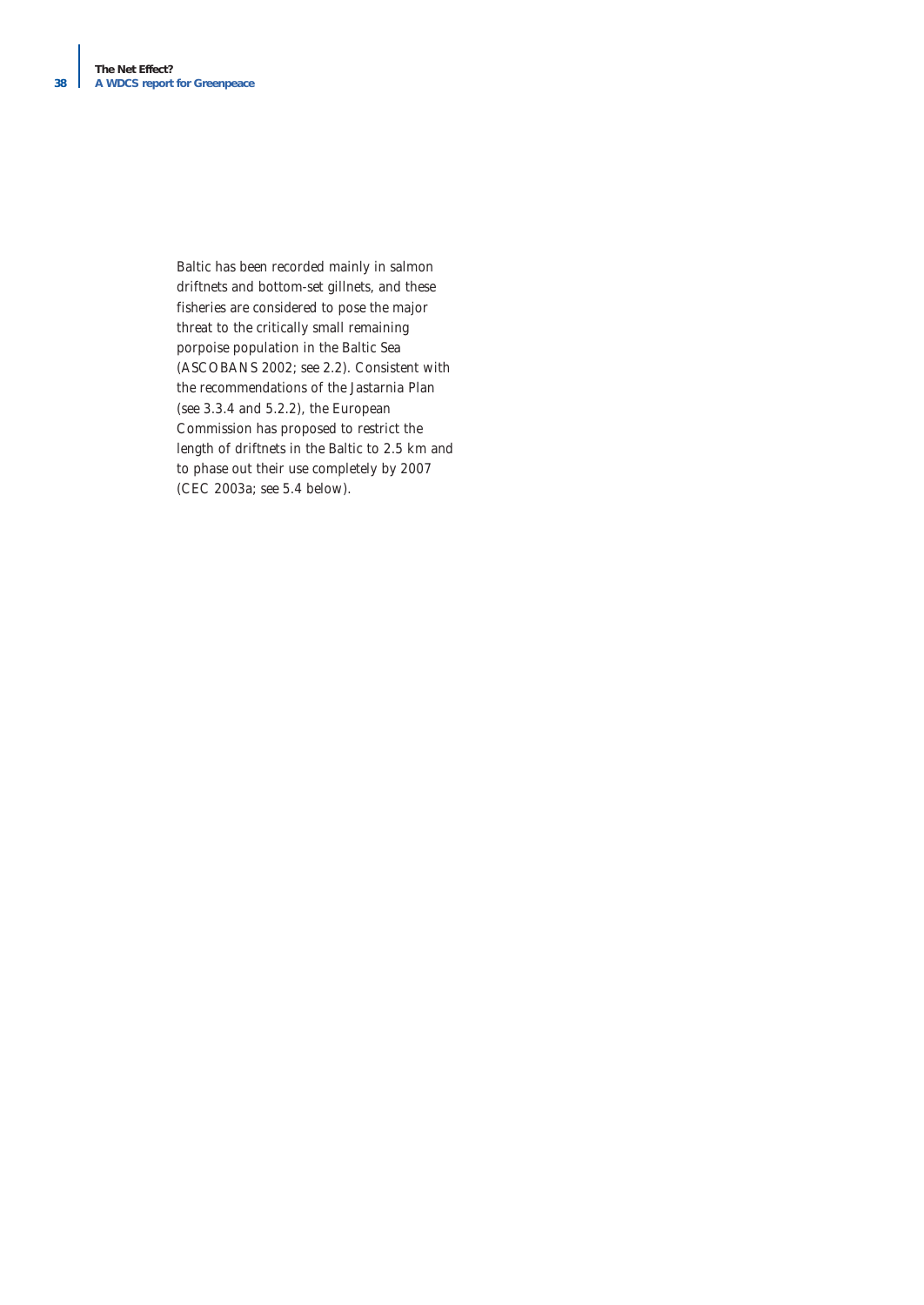Baltic has been recorded mainly in salmon driftnets and bottom-set gillnets, and these fisheries are considered to pose the major threat to the critically small remaining porpoise population in the Baltic Sea (ASCOBANS 2002; see 2.2). Consistent with the recommendations of the Jastarnia Plan (see 3.3.4 and 5.2.2), the European Commission has proposed to restrict the length of driftnets in the Baltic to 2.5 km and to phase out their use completely by 2007 (CEC 2003a; see 5.4 below).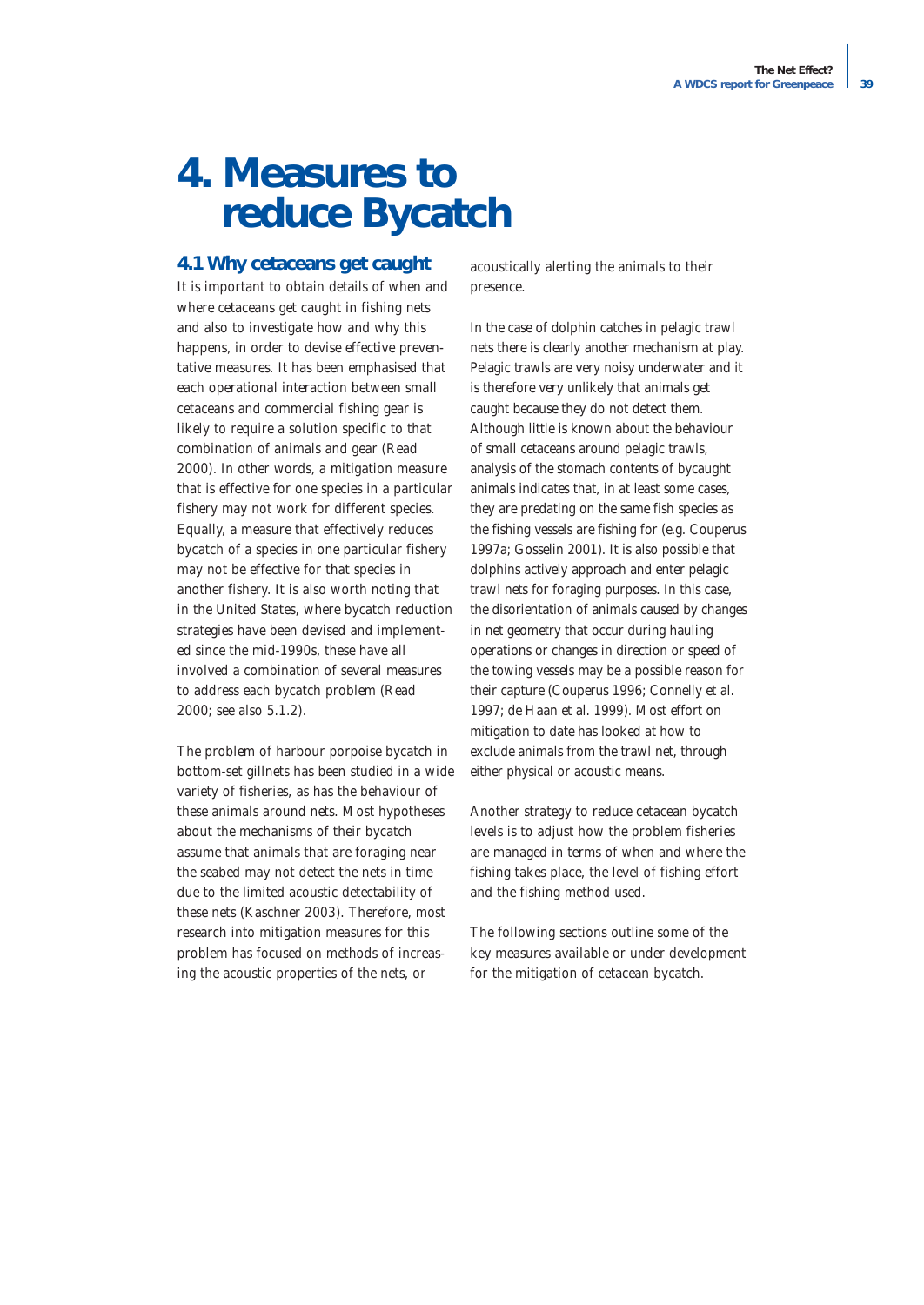# 4. Measures to reduce Bycatch

## 4.1 Why cetaceans get caught

It is important to obtain details of when and where cetaceans get caught in fishing nets and also to investigate how and why this happens, in order to devise effective preventative measures. It has been emphasised that each operational interaction between small cetaceans and commercial fishing gear is likely to require a solution specific to that combination of animals and gear (Read 2000). In other words, a mitigation measure that is effective for one species in a particular fishery may not work for different species. Equally, a measure that effectively reduces bycatch of a species in one particular fishery may not be effective for that species in another fishery. It is also worth noting that in the United States, where bycatch reduction strategies have been devised and implemented since the mid-1990s, these have all involved a combination of several measures to address each bycatch problem (Read 2000; see also 5.1.2).

The problem of harbour porpoise bycatch in bottom-set gillnets has been studied in a wide variety of fisheries, as has the behaviour of these animals around nets. Most hypotheses about the mechanisms of their bycatch assume that animals that are foraging near the seabed may not detect the nets in time due to the limited acoustic detectability of these nets (Kaschner 2003). Therefore, most research into mitigation measures for this problem has focused on methods of increasing the acoustic properties of the nets, or acoustically alerting the animals to their presence.

In the case of dolphin catches in pelagic trawl nets there is clearly another mechanism at play. Pelagic trawls are very noisy underwater and it is therefore very unlikely that animals get caught because they do not detect them. Although little is known about the behaviour of small cetaceans around pelagic trawls, analysis of the stomach contents of bycaught animals indicates that, in at least some cases, they are predating on the same fish species as the fishing vessels are fishing for (e.g. Couperus 1997a; Gosselin 2001). It is also possible that dolphins actively approach and enter pelagic trawl nets for foraging purposes. In this case, the disorientation of animals caused by changes in net geometry that occur during hauling operations or changes in direction or speed of the towing vessels may be a possible reason for their capture (Couperus 1996; Connelly et al. 1997; de Haan et al. 1999). Most effort on mitigation to date has looked at how to exclude animals from the trawl net, through either physical or acoustic means.

Another strategy to reduce cetacean bycatch levels is to adjust how the problem fisheries are managed in terms of when and where the fishing takes place, the level of fishing effort and the fishing method used.

The following sections outline some of the key measures available or under development for the mitigation of cetacean bycatch.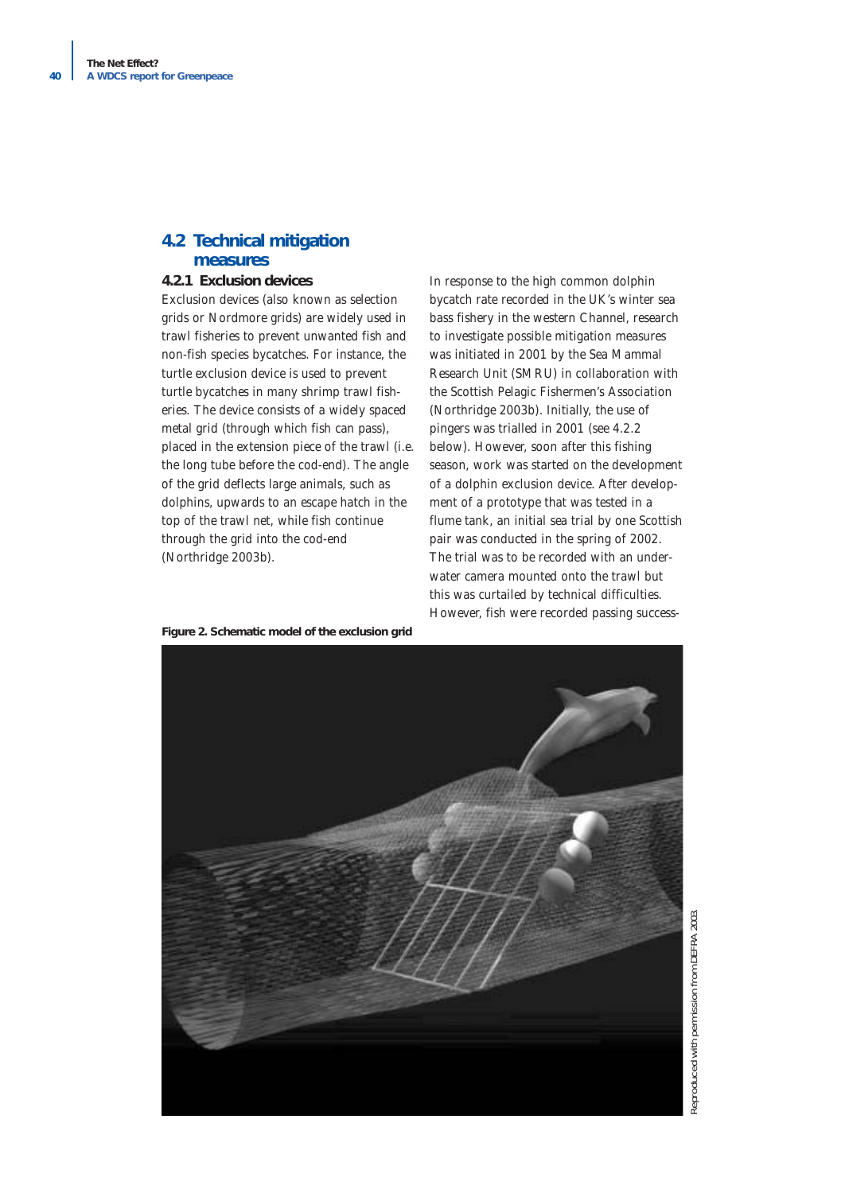## 4.2 Technical mitigation measures

### 4.2.1 Exclusion devices

Exclusion devices (also known as selection grids or Nordmore grids) are widely used in trawl fisheries to prevent unwanted fish and non-fish species bycatches. For instance, the turtle exclusion device is used to prevent turtle bycatches in many shrimp trawl fisheries. The device consists of a widely spaced metal grid (through which fish can pass), placed in the extension piece of the trawl (i.e. the long tube before the cod-end). The angle of the grid deflects large animals, such as dolphins, upwards to an escape hatch in the top of the trawl net, while fish continue through the grid into the cod-end (Northridge 2003b).

In response to the high common dolphin bycatch rate recorded in the UK's winter sea bass fishery in the western Channel, research to investigate possible mitigation measures was initiated in 2001 by the Sea Mammal Research Unit (SMRU) in collaboration with the Scottish Pelagic Fishermen's Association (Northridge 2003b). Initially, the use of pingers was trialled in 2001 (see 4.2.2 below). However, soon after this fishing season, work was started on the development of a dolphin exclusion device. After development of a prototype that was tested in a flume tank, an initial sea trial by one Scottish pair was conducted in the spring of 2002. The trial was to be recorded with an underwater camera mounted onto the trawl but this was curtailed by technical difficulties. However, fish were recorded passing success-

**Figure 2. Schematic model of the exclusion grid**

Reproduced with permission from DEFRA 2003.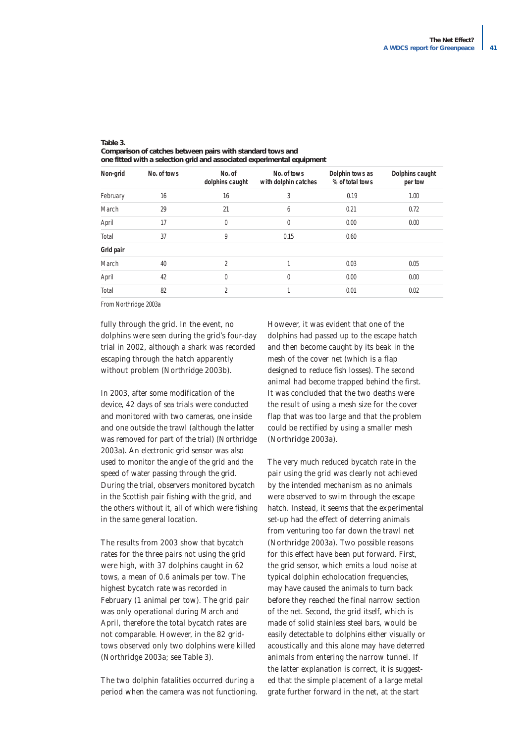**Table 3.**
**Comparison of catches between pairs with standard tows and one fitted with a selection grid and associated experimental equipment**

| Non-grid | No. of tows | No. of dolphins caught | No. of tows with dolphin catches | Dolphin tows as % of total tows | Dolphins caught per tow |
|---|---|---|---|---|---|
| February | 16 | 16 | 3 | 0.19 | 1.00 |
| March | 29 | 21 | 6 | 0.21 | 0.72 |
| April | 17 | 0 | 0 | 0.00 | 0.00 |
| Total | 37 | 9 | 0.15 | 0.60 | |
| **Grid pair** | | | | | |
| March | 40 | 2 | 1 | 0.03 | 0.05 |
| April | 42 | 0 | 0 | 0.00 | 0.00 |
| Total | 82 | 2 | 1 | 0.01 | 0.02 |

From Northridge 2003a

fully through the grid. In the event, no dolphins were seen during the grid's four-day trial in 2002, although a shark was recorded escaping through the hatch apparently without problem (Northridge 2003b).

In 2003, after some modification of the device, 42 days of sea trials were conducted and monitored with two cameras, one inside and one outside the trawl (although the latter was removed for part of the trial) (Northridge 2003a). An electronic grid sensor was also used to monitor the angle of the grid and the speed of water passing through the grid. During the trial, observers monitored bycatch in the Scottish pair fishing with the grid, and the others without it, all of which were fishing in the same general location.

The results from 2003 show that bycatch rates for the three pairs not using the grid were high, with 37 dolphins caught in 62 tows, a mean of 0.6 animals per tow. The highest bycatch rate was recorded in February (1 animal per tow). The grid pair was only operational during March and April, therefore the total bycatch rates are not comparable. However, in the 82 grid-tows observed only two dolphins were killed (Northridge 2003a; see Table 3).

The two dolphin fatalities occurred during a period when the camera was not functioning. However, it was evident that one of the dolphins had passed up to the escape hatch and then become caught by its beak in the mesh of the cover net (which is a flap designed to reduce fish losses). The second animal had become trapped behind the first. It was concluded that the two deaths were the result of using a mesh size for the cover flap that was too large and that the problem could be rectified by using a smaller mesh (Northridge 2003a).

The very much reduced bycatch rate in the pair using the grid was clearly not achieved by the intended mechanism as no animals were observed to swim through the escape hatch. Instead, it seems that the experimental set-up had the effect of deterring animals from venturing too far down the trawl net (Northridge 2003a). Two possible reasons for this effect have been put forward. First, the grid sensor, which emits a loud noise at typical dolphin echolocation frequencies, may have caused the animals to turn back before they reached the final narrow section of the net. Second, the grid itself, which is made of solid stainless steel bars, would be easily detectable to dolphins either visually or acoustically and this alone may have deterred animals from entering the narrow tunnel. If the latter explanation is correct, it is suggested that the simple placement of a large metal grate further forward in the net, at the start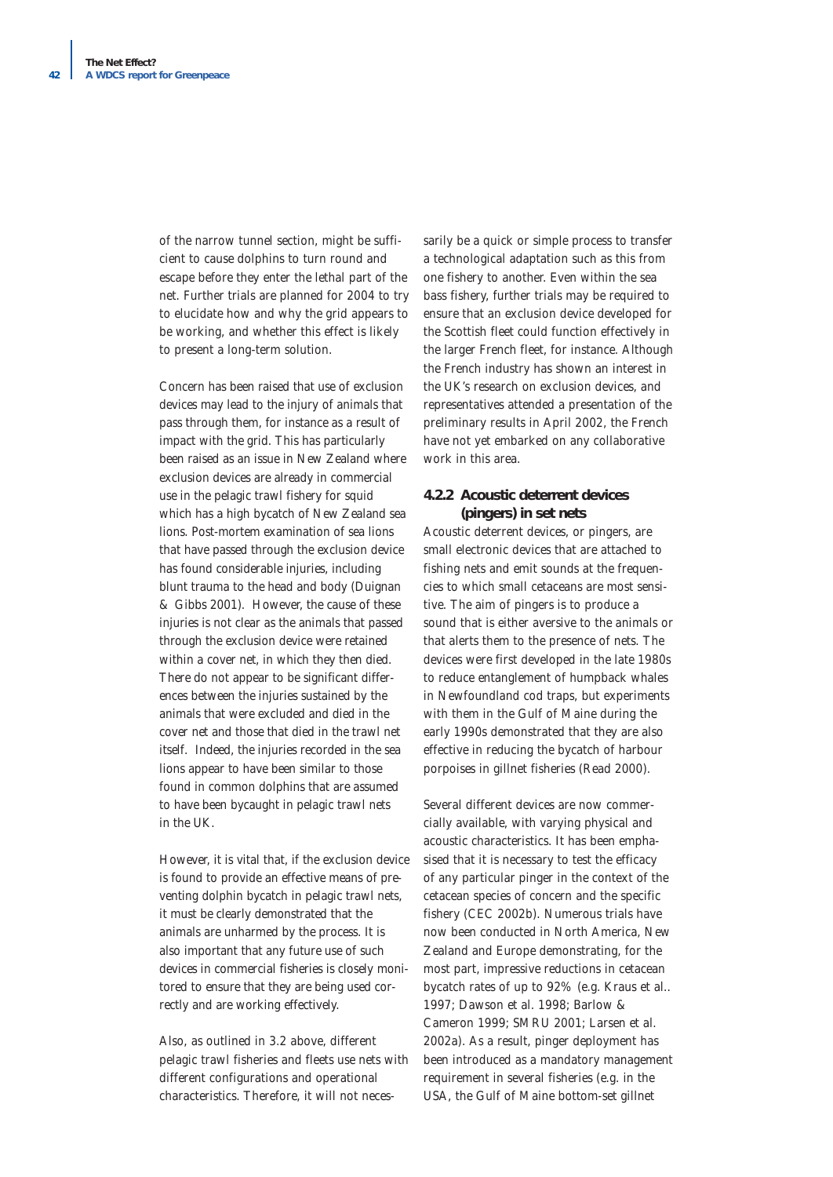of the narrow tunnel section, might be sufficient to cause dolphins to turn round and escape before they enter the lethal part of the net. Further trials are planned for 2004 to try to elucidate how and why the grid appears to be working, and whether this effect is likely to present a long-term solution.

Concern has been raised that use of exclusion devices may lead to the injury of animals that pass through them, for instance as a result of impact with the grid. This has particularly been raised as an issue in New Zealand where exclusion devices are already in commercial use in the pelagic trawl fishery for squid which has a high bycatch of New Zealand sea lions. Post-mortem examination of sea lions that have passed through the exclusion device has found considerable injuries, including blunt trauma to the head and body (Duignan & Gibbs 2001). However, the cause of these injuries is not clear as the animals that passed through the exclusion device were retained within a cover net, in which they then died. There do not appear to be significant differences between the injuries sustained by the animals that were excluded and died in the cover net and those that died in the trawl net itself. Indeed, the injuries recorded in the sea lions appear to have been similar to those found in common dolphins that are assumed to have been bycaught in pelagic trawl nets in the UK.

However, it is vital that, if the exclusion device is found to provide an effective means of preventing dolphin bycatch in pelagic trawl nets, it must be clearly demonstrated that the animals are unharmed by the process. It is also important that any future use of such devices in commercial fisheries is closely monitored to ensure that they are being used correctly and are working effectively.

Also, as outlined in 3.2 above, different pelagic trawl fisheries and fleets use nets with different configurations and operational characteristics. Therefore, it will not necessarily be a quick or simple process to transfer a technological adaptation such as this from one fishery to another. Even within the sea bass fishery, further trials may be required to ensure that an exclusion device developed for the Scottish fleet could function effectively in the larger French fleet, for instance. Although the French industry has shown an interest in the UK's research on exclusion devices, and representatives attended a presentation of the preliminary results in April 2002, the French have not yet embarked on any collaborative work in this area.

### 4.2.2 Acoustic deterrent devices (pingers) in set nets

Acoustic deterrent devices, or pingers, are small electronic devices that are attached to fishing nets and emit sounds at the frequencies to which small cetaceans are most sensitive. The aim of pingers is to produce a sound that is either aversive to the animals or that alerts them to the presence of nets. The devices were first developed in the late 1980s to reduce entanglement of humpback whales in Newfoundland cod traps, but experiments with them in the Gulf of Maine during the early 1990s demonstrated that they are also effective in reducing the bycatch of harbour porpoises in gillnet fisheries (Read 2000).

Several different devices are now commercially available, with varying physical and acoustic characteristics. It has been emphasised that it is necessary to test the efficacy of any particular pinger in the context of the cetacean species of concern and the specific fishery (CEC 2002b). Numerous trials have now been conducted in North America, New Zealand and Europe demonstrating, for the most part, impressive reductions in cetacean bycatch rates of up to 92% (e.g. Kraus et al.. 1997; Dawson et al. 1998; Barlow & Cameron 1999; SMRU 2001; Larsen et al. 2002a). As a result, pinger deployment has been introduced as a mandatory management requirement in several fisheries (e.g. in the USA, the Gulf of Maine bottom-set gillnet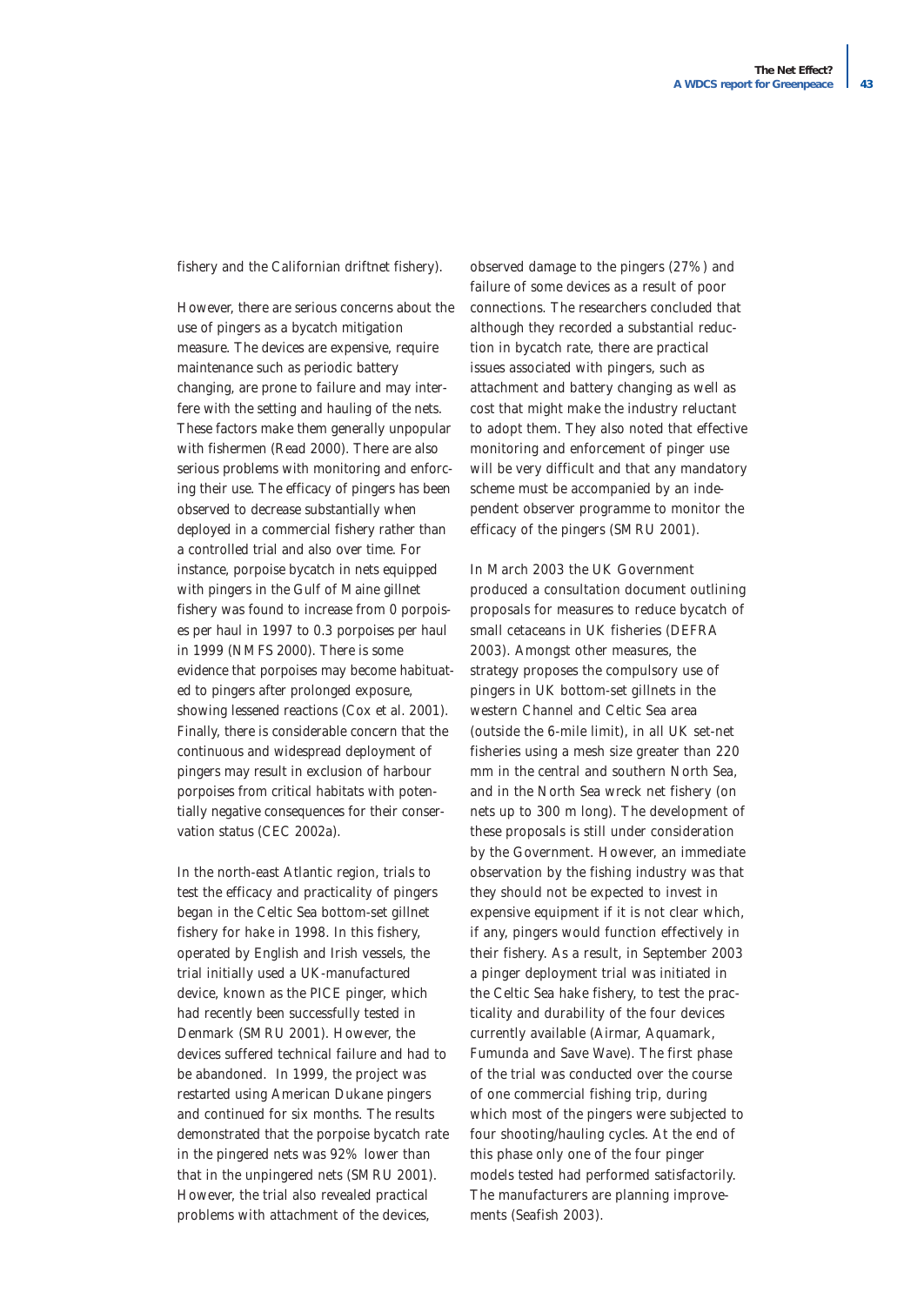fishery and the Californian driftnet fishery).

However, there are serious concerns about the use of pingers as a bycatch mitigation measure. The devices are expensive, require maintenance such as periodic battery changing, are prone to failure and may interfere with the setting and hauling of the nets. These factors make them generally unpopular with fishermen (Read 2000). There are also serious problems with monitoring and enforcing their use. The efficacy of pingers has been observed to decrease substantially when deployed in a commercial fishery rather than a controlled trial and also over time. For instance, porpoise bycatch in nets equipped with pingers in the Gulf of Maine gillnet fishery was found to increase from 0 porpoises per haul in 1997 to 0.3 porpoises per haul in 1999 (NMFS 2000). There is some evidence that porpoises may become habituated to pingers after prolonged exposure, showing lessened reactions (Cox et al. 2001). Finally, there is considerable concern that the continuous and widespread deployment of pingers may result in exclusion of harbour porpoises from critical habitats with potentially negative consequences for their conservation status (CEC 2002a).

In the north-east Atlantic region, trials to test the efficacy and practicality of pingers began in the Celtic Sea bottom-set gillnet fishery for hake in 1998. In this fishery, operated by English and Irish vessels, the trial initially used a UK-manufactured device, known as the PICE pinger, which had recently been successfully tested in Denmark (SMRU 2001). However, the devices suffered technical failure and had to be abandoned. In 1999, the project was restarted using American Dukane pingers and continued for six months. The results demonstrated that the porpoise bycatch rate in the pingered nets was 92% lower than that in the unpingered nets (SMRU 2001). However, the trial also revealed practical problems with attachment of the devices, observed damage to the pingers (27%) and failure of some devices as a result of poor connections. The researchers concluded that although they recorded a substantial reduction in bycatch rate, there are practical issues associated with pingers, such as attachment and battery changing as well as cost that might make the industry reluctant to adopt them. They also noted that effective monitoring and enforcement of pinger use will be very difficult and that any mandatory scheme must be accompanied by an independent observer programme to monitor the efficacy of the pingers (SMRU 2001).

In March 2003 the UK Government produced a consultation document outlining proposals for measures to reduce bycatch of small cetaceans in UK fisheries (DEFRA 2003). Amongst other measures, the strategy proposes the compulsory use of pingers in UK bottom-set gillnets in the western Channel and Celtic Sea area (outside the 6-mile limit), in all UK set-net fisheries using a mesh size greater than 220 mm in the central and southern North Sea, and in the North Sea wreck net fishery (on nets up to 300 m long). The development of these proposals is still under consideration by the Government. However, an immediate observation by the fishing industry was that they should not be expected to invest in expensive equipment if it is not clear which, if any, pingers would function effectively in their fishery. As a result, in September 2003 a pinger deployment trial was initiated in the Celtic Sea hake fishery, to test the practicality and durability of the four devices currently available (Airmar, Aquamark, Fumunda and Save Wave). The first phase of the trial was conducted over the course of one commercial fishing trip, during which most of the pingers were subjected to four shooting/hauling cycles. At the end of this phase only one of the four pinger models tested had performed satisfactorily. The manufacturers are planning improvements (Seafish 2003).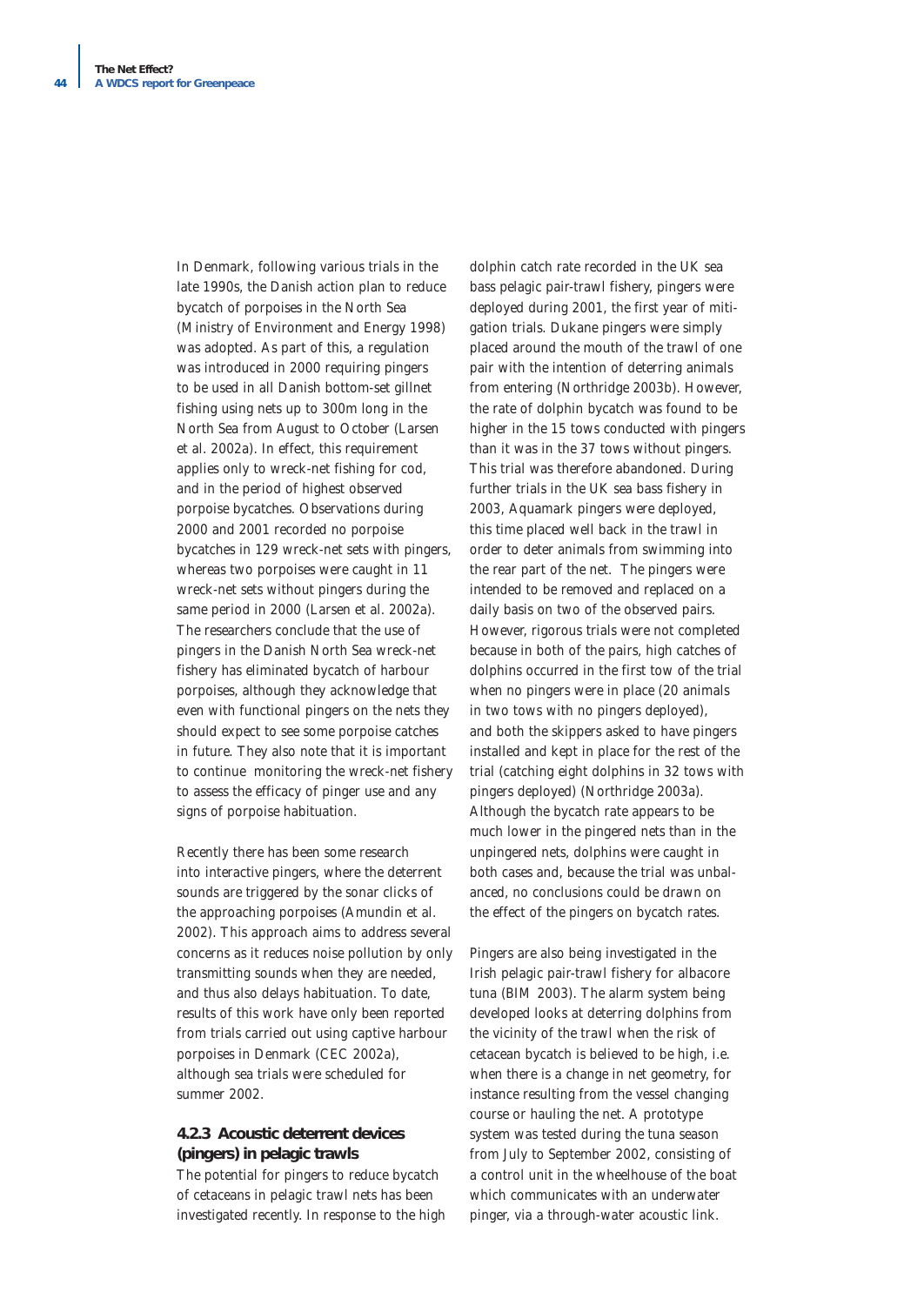In Denmark, following various trials in the late 1990s, the Danish action plan to reduce bycatch of porpoises in the North Sea (Ministry of Environment and Energy 1998) was adopted. As part of this, a regulation was introduced in 2000 requiring pingers to be used in all Danish bottom-set gillnet fishing using nets up to 300m long in the North Sea from August to October (Larsen et al. 2002a). In effect, this requirement applies only to wreck-net fishing for cod, and in the period of highest observed porpoise bycatches. Observations during 2000 and 2001 recorded no porpoise bycatches in 129 wreck-net sets with pingers, whereas two porpoises were caught in 11 wreck-net sets without pingers during the same period in 2000 (Larsen et al. 2002a). The researchers conclude that the use of pingers in the Danish North Sea wreck-net fishery has eliminated bycatch of harbour porpoises, although they acknowledge that even with functional pingers on the nets they should expect to see some porpoise catches in future. They also note that it is important to continue monitoring the wreck-net fishery to assess the efficacy of pinger use and any signs of porpoise habituation.

Recently there has been some research into interactive pingers, where the deterrent sounds are triggered by the sonar clicks of the approaching porpoises (Amundin et al. 2002). This approach aims to address several concerns as it reduces noise pollution by only transmitting sounds when they are needed, and thus also delays habituation. To date, results of this work have only been reported from trials carried out using captive harbour porpoises in Denmark (CEC 2002a), although sea trials were scheduled for summer 2002.

### 4.2.3 Acoustic deterrent devices (pingers) in pelagic trawls

The potential for pingers to reduce bycatch of cetaceans in pelagic trawl nets has been investigated recently. In response to the high dolphin catch rate recorded in the UK sea bass pelagic pair-trawl fishery, pingers were deployed during 2001, the first year of mitigation trials. Dukane pingers were simply placed around the mouth of the trawl of one pair with the intention of deterring animals from entering (Northridge 2003b). However, the rate of dolphin bycatch was found to be higher in the 15 tows conducted with pingers than it was in the 37 tows without pingers. This trial was therefore abandoned. During further trials in the UK sea bass fishery in 2003, Aquamark pingers were deployed, this time placed well back in the trawl in order to deter animals from swimming into the rear part of the net. The pingers were intended to be removed and replaced on a daily basis on two of the observed pairs. However, rigorous trials were not completed because in both of the pairs, high catches of dolphins occurred in the first tow of the trial when no pingers were in place (20 animals in two tows with no pingers deployed), and both the skippers asked to have pingers installed and kept in place for the rest of the trial (catching eight dolphins in 32 tows with pingers deployed) (Northridge 2003a). Although the bycatch rate appears to be much lower in the pingered nets than in the unpingered nets, dolphins were caught in both cases and, because the trial was unbalanced, no conclusions could be drawn on the effect of the pingers on bycatch rates.

Pingers are also being investigated in the Irish pelagic pair-trawl fishery for albacore tuna (BIM 2003). The alarm system being developed looks at deterring dolphins from the vicinity of the trawl when the risk of cetacean bycatch is believed to be high, i.e. when there is a change in net geometry, for instance resulting from the vessel changing course or hauling the net. A prototype system was tested during the tuna season from July to September 2002, consisting of a control unit in the wheelhouse of the boat which communicates with an underwater pinger, via a through-water acoustic link.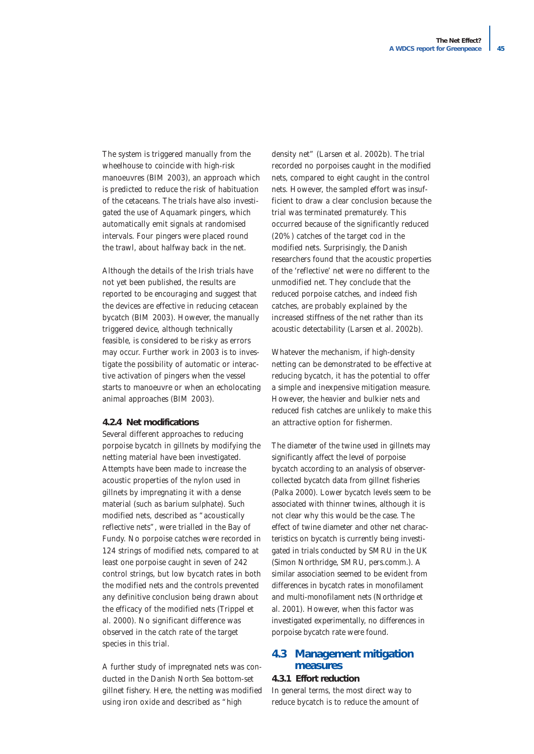The system is triggered manually from the wheelhouse to coincide with high-risk manoeuvres (BIM 2003), an approach which is predicted to reduce the risk of habituation of the cetaceans. The trials have also investigated the use of Aquamark pingers, which automatically emit signals at randomised intervals. Four pingers were placed round the trawl, about halfway back in the net.

Although the details of the Irish trials have not yet been published, the results are reported to be encouraging and suggest that the devices are effective in reducing cetacean bycatch (BIM 2003). However, the manually triggered device, although technically feasible, is considered to be risky as errors may occur. Further work in 2003 is to investigate the possibility of automatic or interactive activation of pingers when the vessel starts to manoeuvre or when an echolocating animal approaches (BIM 2003).

#### 4.2.4 Net modifications

Several different approaches to reducing porpoise bycatch in gillnets by modifying the netting material have been investigated. Attempts have been made to increase the acoustic properties of the nylon used in gillnets by impregnating it with a dense material (such as barium sulphate). Such modified nets, described as "acoustically reflective nets", were trialled in the Bay of Fundy. No porpoise catches were recorded in 124 strings of modified nets, compared to at least one porpoise caught in seven of 242 control strings, but low bycatch rates in both the modified nets and the controls prevented any definitive conclusion being drawn about the efficacy of the modified nets (Trippel et al. 2000). No significant difference was observed in the catch rate of the target species in this trial.

A further study of impregnated nets was conducted in the Danish North Sea bottom-set gillnet fishery. Here, the netting was modified using iron oxide and described as "high density net" (Larsen et al. 2002b). The trial recorded no porpoises caught in the modified nets, compared to eight caught in the control nets. However, the sampled effort was insufficient to draw a clear conclusion because the trial was terminated prematurely. This occurred because of the significantly reduced (20%) catches of the target cod in the modified nets. Surprisingly, the Danish researchers found that the acoustic properties of the 'reflective' net were no different to the unmodified net. They conclude that the reduced porpoise catches, and indeed fish catches, are probably explained by the increased stiffness of the net rather than its acoustic detectability (Larsen et al. 2002b).

Whatever the mechanism, if high-density netting can be demonstrated to be effective at reducing bycatch, it has the potential to offer a simple and inexpensive mitigation measure. However, the heavier and bulkier nets and reduced fish catches are unlikely to make this an attractive option for fishermen.

The diameter of the twine used in gillnets may significantly affect the level of porpoise bycatch according to an analysis of observer-collected bycatch data from gillnet fisheries (Palka 2000). Lower bycatch levels seem to be associated with thinner twines, although it is not clear why this would be the case. The effect of twine diameter and other net characteristics on bycatch is currently being investigated in trials conducted by SMRU in the UK (Simon Northridge, SMRU, pers.comm.). A similar association seemed to be evident from differences in bycatch rates in monofilament and multi-monofilament nets (Northridge et al. 2001). However, when this factor was investigated experimentally, no differences in porpoise bycatch rate were found.

### 4.3 Management mitigation measures

#### 4.3.1 Effort reduction

In general terms, the most direct way to reduce bycatch is to reduce the amount of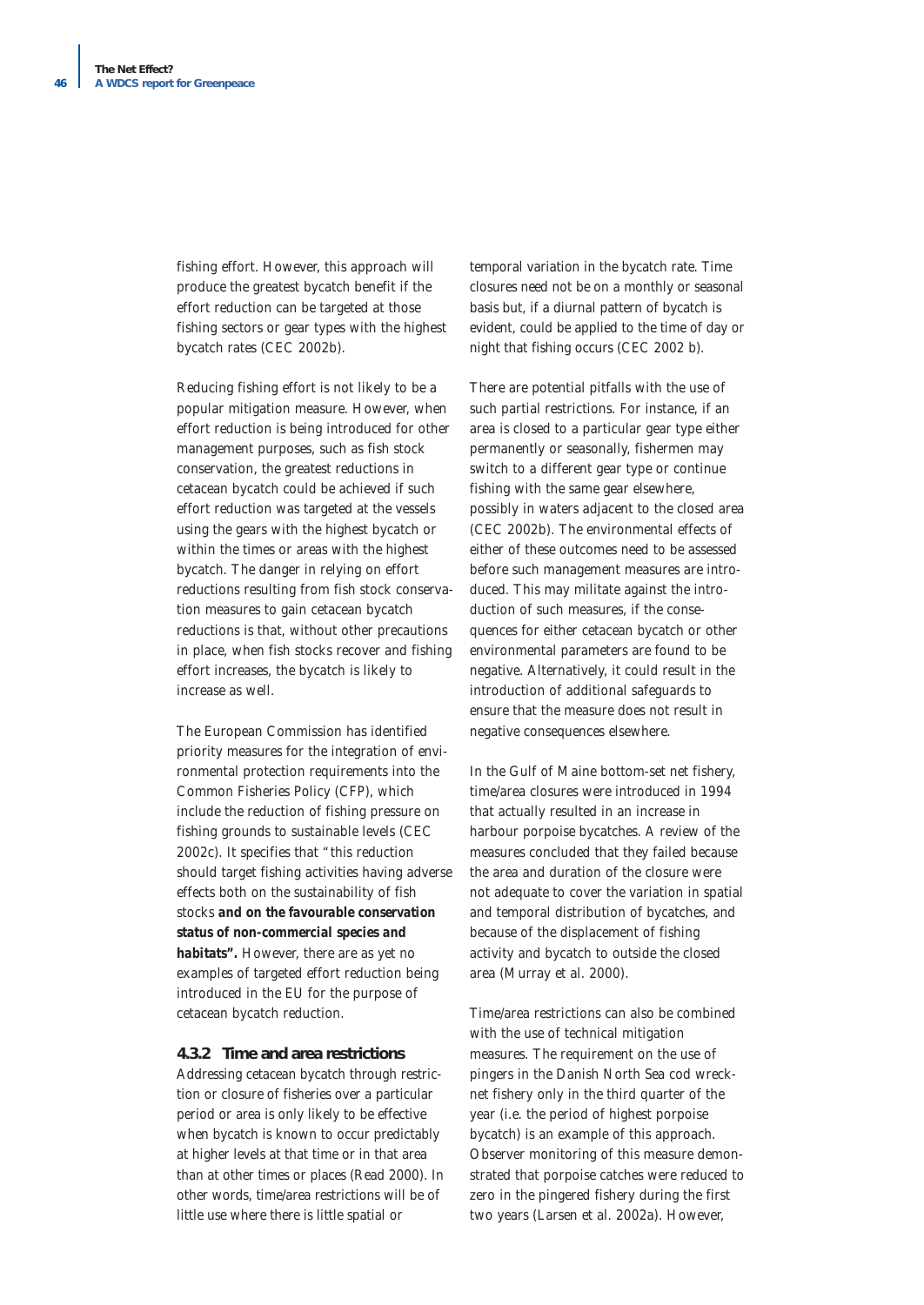fishing effort. However, this approach will produce the greatest bycatch benefit if the effort reduction can be targeted at those fishing sectors or gear types with the highest bycatch rates (CEC 2002b).

Reducing fishing effort is not likely to be a popular mitigation measure. However, when effort reduction is being introduced for other management purposes, such as fish stock conservation, the greatest reductions in cetacean bycatch could be achieved if such effort reduction was targeted at the vessels using the gears with the highest bycatch or within the times or areas with the highest bycatch. The danger in relying on effort reductions resulting from fish stock conservation measures to gain cetacean bycatch reductions is that, without other precautions in place, when fish stocks recover and fishing effort increases, the bycatch is likely to increase as well.

The European Commission has identified priority measures for the integration of environmental protection requirements into the Common Fisheries Policy (CFP), which include the reduction of fishing pressure on fishing grounds to sustainable levels (CEC 2002c). It specifies that "this reduction should target fishing activities having adverse effects both on the sustainability of fish stocks ***and on the favourable conservation status of non-commercial species and habitats".*** However, there are as yet no examples of targeted effort reduction being introduced in the EU for the purpose of cetacean bycatch reduction.

### 4.3.2 Time and area restrictions

Addressing cetacean bycatch through restriction or closure of fisheries over a particular period or area is only likely to be effective when bycatch is known to occur predictably at higher levels at that time or in that area than at other times or places (Read 2000). In other words, time/area restrictions will be of little use where there is little spatial or temporal variation in the bycatch rate. Time closures need not be on a monthly or seasonal basis but, if a diurnal pattern of bycatch is evident, could be applied to the time of day or night that fishing occurs (CEC 2002 b).

There are potential pitfalls with the use of such partial restrictions. For instance, if an area is closed to a particular gear type either permanently or seasonally, fishermen may switch to a different gear type or continue fishing with the same gear elsewhere, possibly in waters adjacent to the closed area (CEC 2002b). The environmental effects of either of these outcomes need to be assessed before such management measures are introduced. This may militate against the introduction of such measures, if the consequences for either cetacean bycatch or other environmental parameters are found to be negative. Alternatively, it could result in the introduction of additional safeguards to ensure that the measure does not result in negative consequences elsewhere.

In the Gulf of Maine bottom-set net fishery, time/area closures were introduced in 1994 that actually resulted in an increase in harbour porpoise bycatches. A review of the measures concluded that they failed because the area and duration of the closure were not adequate to cover the variation in spatial and temporal distribution of bycatches, and because of the displacement of fishing activity and bycatch to outside the closed area (Murray et al. 2000).

Time/area restrictions can also be combined with the use of technical mitigation measures. The requirement on the use of pingers in the Danish North Sea cod wreck-net fishery only in the third quarter of the year (i.e. the period of highest porpoise bycatch) is an example of this approach. Observer monitoring of this measure demonstrated that porpoise catches were reduced to zero in the pingered fishery during the first two years (Larsen et al. 2002a). However,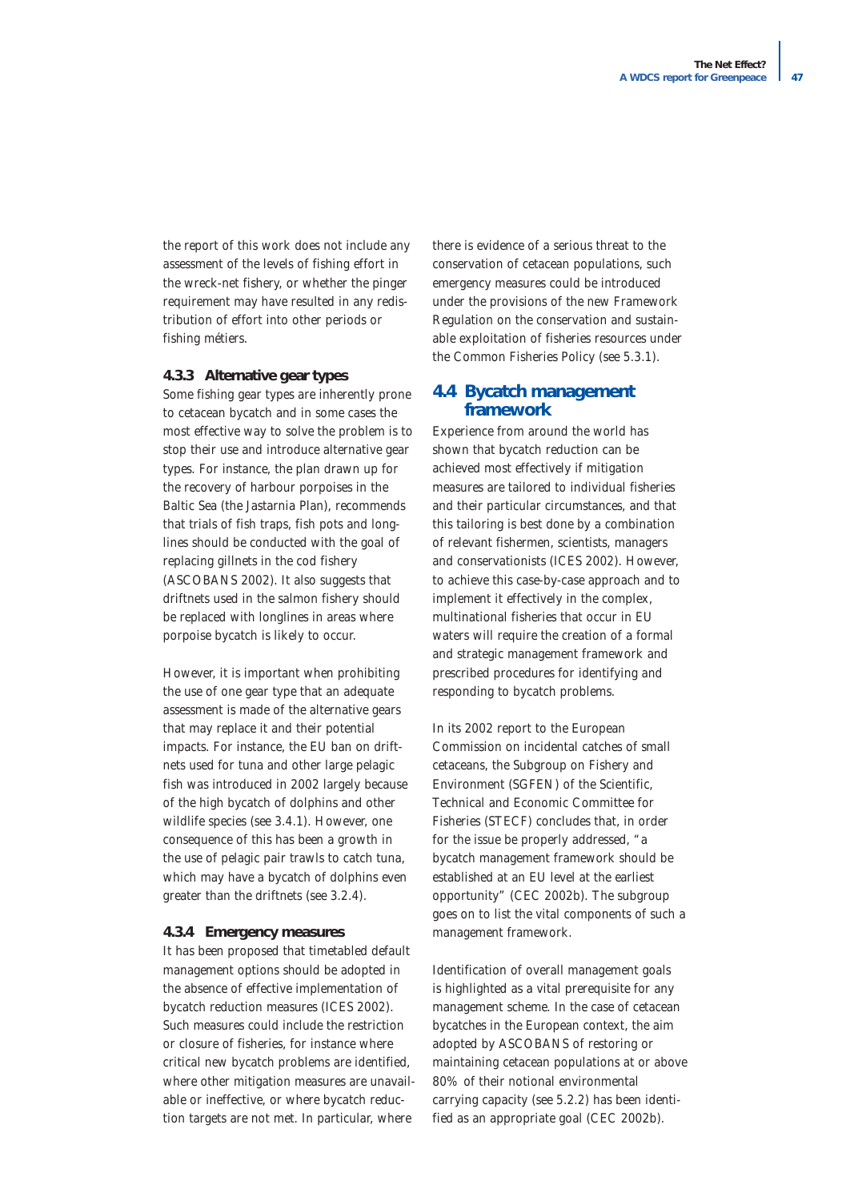the report of this work does not include any assessment of the levels of fishing effort in the wreck-net fishery, or whether the pinger requirement may have resulted in any redistribution of effort into other periods or fishing métiers.

### 4.3.3 Alternative gear types

Some fishing gear types are inherently prone to cetacean bycatch and in some cases the most effective way to solve the problem is to stop their use and introduce alternative gear types. For instance, the plan drawn up for the recovery of harbour porpoises in the Baltic Sea (the Jastarnia Plan), recommends that trials of fish traps, fish pots and longlines should be conducted with the goal of replacing gillnets in the cod fishery (ASCOBANS 2002). It also suggests that driftnets used in the salmon fishery should be replaced with longlines in areas where porpoise bycatch is likely to occur.

However, it is important when prohibiting the use of one gear type that an adequate assessment is made of the alternative gears that may replace it and their potential impacts. For instance, the EU ban on driftnets used for tuna and other large pelagic fish was introduced in 2002 largely because of the high bycatch of dolphins and other wildlife species (see 3.4.1). However, one consequence of this has been a growth in the use of pelagic pair trawls to catch tuna, which may have a bycatch of dolphins even greater than the driftnets (see 3.2.4).

### 4.3.4 Emergency measures

It has been proposed that timetabled default management options should be adopted in the absence of effective implementation of bycatch reduction measures (ICES 2002). Such measures could include the restriction or closure of fisheries, for instance where critical new bycatch problems are identified, where other mitigation measures are unavailable or ineffective, or where bycatch reduction targets are not met. In particular, where there is evidence of a serious threat to the conservation of cetacean populations, such emergency measures could be introduced under the provisions of the new Framework Regulation on the conservation and sustainable exploitation of fisheries resources under the Common Fisheries Policy (see 5.3.1).

## 4.4 Bycatch management framework

Experience from around the world has shown that bycatch reduction can be achieved most effectively if mitigation measures are tailored to individual fisheries and their particular circumstances, and that this tailoring is best done by a combination of relevant fishermen, scientists, managers and conservationists (ICES 2002). However, to achieve this case-by-case approach and to implement it effectively in the complex, multinational fisheries that occur in EU waters will require the creation of a formal and strategic management framework and prescribed procedures for identifying and responding to bycatch problems.

In its 2002 report to the European Commission on incidental catches of small cetaceans, the Subgroup on Fishery and Environment (SGFEN) of the Scientific, Technical and Economic Committee for Fisheries (STECF) concludes that, in order for the issue be properly addressed, "a bycatch management framework should be established at an EU level at the earliest opportunity" (CEC 2002b). The subgroup goes on to list the vital components of such a management framework.

Identification of overall management goals is highlighted as a vital prerequisite for any management scheme. In the case of cetacean bycatches in the European context, the aim adopted by ASCOBANS of restoring or maintaining cetacean populations at or above 80% of their notional environmental carrying capacity (see 5.2.2) has been identified as an appropriate goal (CEC 2002b).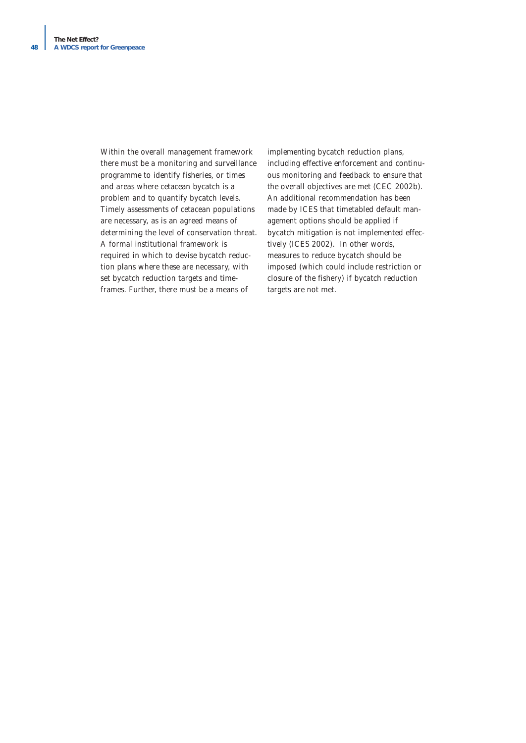Within the overall management framework there must be a monitoring and surveillance programme to identify fisheries, or times and areas where cetacean bycatch is a problem and to quantify bycatch levels. Timely assessments of cetacean populations are necessary, as is an agreed means of determining the level of conservation threat. A formal institutional framework is required in which to devise bycatch reduction plans where these are necessary, with set bycatch reduction targets and timeframes. Further, there must be a means of implementing bycatch reduction plans, including effective enforcement and continuous monitoring and feedback to ensure that the overall objectives are met (CEC 2002b). An additional recommendation has been made by ICES that timetabled default management options should be applied if bycatch mitigation is not implemented effectively (ICES 2002). In other words, measures to reduce bycatch should be imposed (which could include restriction or closure of the fishery) if bycatch reduction targets are not met.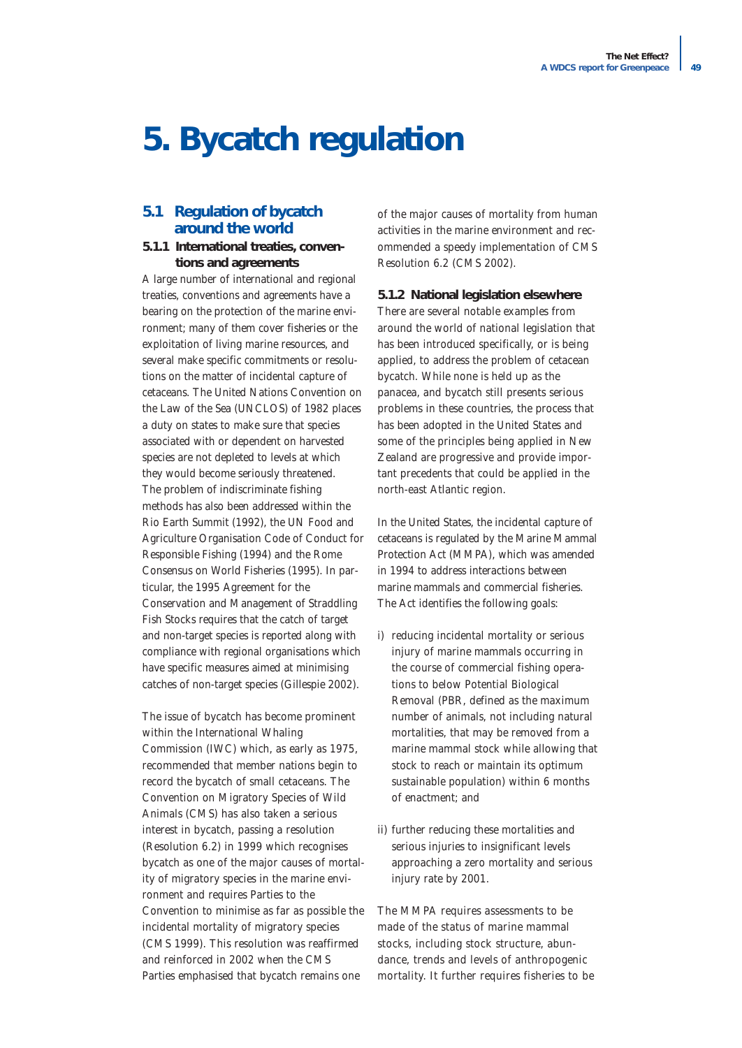# 5. Bycatch regulation

## 5.1 Regulation of bycatch around the world

### 5.1.1 International treaties, conventions and agreements

A large number of international and regional treaties, conventions and agreements have a bearing on the protection of the marine environment; many of them cover fisheries or the exploitation of living marine resources, and several make specific commitments or resolutions on the matter of incidental capture of cetaceans. The United Nations Convention on the Law of the Sea (UNCLOS) of 1982 places a duty on states to make sure that species associated with or dependent on harvested species are not depleted to levels at which they would become seriously threatened. The problem of indiscriminate fishing methods has also been addressed within the Rio Earth Summit (1992), the UN Food and Agriculture Organisation Code of Conduct for Responsible Fishing (1994) and the Rome Consensus on World Fisheries (1995). In particular, the 1995 Agreement for the Conservation and Management of Straddling Fish Stocks requires that the catch of target and non-target species is reported along with compliance with regional organisations which have specific measures aimed at minimising catches of non-target species (Gillespie 2002).

The issue of bycatch has become prominent within the International Whaling Commission (IWC) which, as early as 1975, recommended that member nations begin to record the bycatch of small cetaceans. The Convention on Migratory Species of Wild Animals (CMS) has also taken a serious interest in bycatch, passing a resolution (Resolution 6.2) in 1999 which recognises bycatch as one of the major causes of mortality of migratory species in the marine environment and requires Parties to the Convention to minimise as far as possible the incidental mortality of migratory species (CMS 1999). This resolution was reaffirmed and reinforced in 2002 when the CMS Parties emphasised that bycatch remains one of the major causes of mortality from human activities in the marine environment and recommended a speedy implementation of CMS Resolution 6.2 (CMS 2002).

### 5.1.2 National legislation elsewhere

There are several notable examples from around the world of national legislation that has been introduced specifically, or is being applied, to address the problem of cetacean bycatch. While none is held up as the panacea, and bycatch still presents serious problems in these countries, the process that has been adopted in the United States and some of the principles being applied in New Zealand are progressive and provide important precedents that could be applied in the north-east Atlantic region.

In the United States, the incidental capture of cetaceans is regulated by the Marine Mammal Protection Act (MMPA), which was amended in 1994 to address interactions between marine mammals and commercial fisheries. The Act identifies the following goals:

i) reducing incidental mortality or serious injury of marine mammals occurring in the course of commercial fishing operations to below Potential Biological Removal (PBR, defined as the maximum number of animals, not including natural mortalities, that may be removed from a marine mammal stock while allowing that stock to reach or maintain its optimum sustainable population) within 6 months of enactment; and

ii) further reducing these mortalities and serious injuries to insignificant levels approaching a zero mortality and serious injury rate by 2001.

The MMPA requires assessments to be made of the status of marine mammal stocks, including stock structure, abundance, trends and levels of anthropogenic mortality. It further requires fisheries to be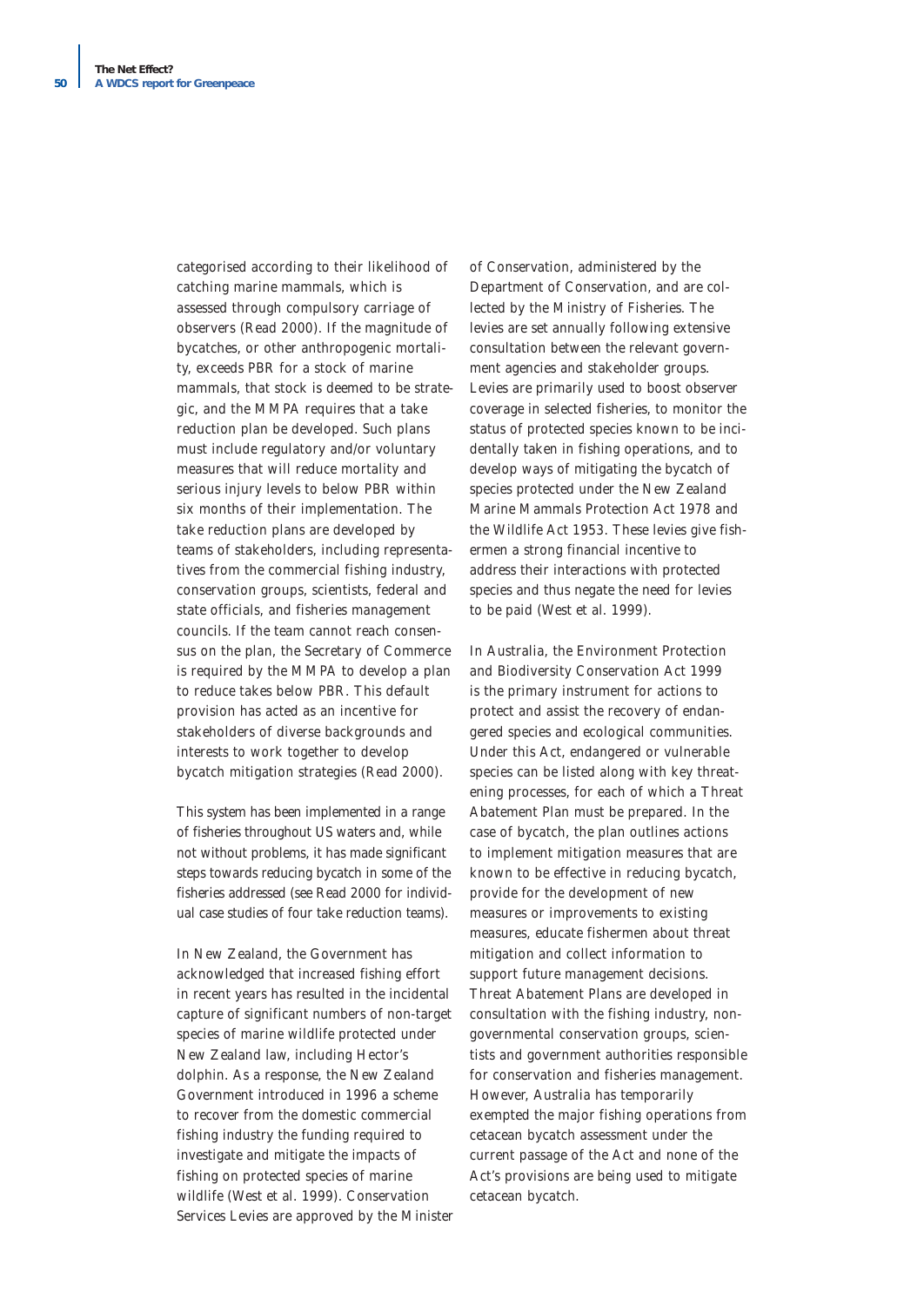categorised according to their likelihood of catching marine mammals, which is assessed through compulsory carriage of observers (Read 2000). If the magnitude of bycatches, or other anthropogenic mortality, exceeds PBR for a stock of marine mammals, that stock is deemed to be strategic, and the MMPA requires that a take reduction plan be developed. Such plans must include regulatory and/or voluntary measures that will reduce mortality and serious injury levels to below PBR within six months of their implementation. The take reduction plans are developed by teams of stakeholders, including representatives from the commercial fishing industry, conservation groups, scientists, federal and state officials, and fisheries management councils. If the team cannot reach consensus on the plan, the Secretary of Commerce is required by the MMPA to develop a plan to reduce takes below PBR. This default provision has acted as an incentive for stakeholders of diverse backgrounds and interests to work together to develop bycatch mitigation strategies (Read 2000).

This system has been implemented in a range of fisheries throughout US waters and, while not without problems, it has made significant steps towards reducing bycatch in some of the fisheries addressed (see Read 2000 for individual case studies of four take reduction teams).

In New Zealand, the Government has acknowledged that increased fishing effort in recent years has resulted in the incidental capture of significant numbers of non-target species of marine wildlife protected under New Zealand law, including Hector's dolphin. As a response, the New Zealand Government introduced in 1996 a scheme to recover from the domestic commercial fishing industry the funding required to investigate and mitigate the impacts of fishing on protected species of marine wildlife (West et al. 1999). Conservation Services Levies are approved by the Minister of Conservation, administered by the Department of Conservation, and are collected by the Ministry of Fisheries. The levies are set annually following extensive consultation between the relevant government agencies and stakeholder groups. Levies are primarily used to boost observer coverage in selected fisheries, to monitor the status of protected species known to be incidentally taken in fishing operations, and to develop ways of mitigating the bycatch of species protected under the New Zealand Marine Mammals Protection Act 1978 and the Wildlife Act 1953. These levies give fishermen a strong financial incentive to address their interactions with protected species and thus negate the need for levies to be paid (West et al. 1999).

In Australia, the Environment Protection and Biodiversity Conservation Act 1999 is the primary instrument for actions to protect and assist the recovery of endangered species and ecological communities. Under this Act, endangered or vulnerable species can be listed along with key threatening processes, for each of which a Threat Abatement Plan must be prepared. In the case of bycatch, the plan outlines actions to implement mitigation measures that are known to be effective in reducing bycatch, provide for the development of new measures or improvements to existing measures, educate fishermen about threat mitigation and collect information to support future management decisions. Threat Abatement Plans are developed in consultation with the fishing industry, non-governmental conservation groups, scientists and government authorities responsible for conservation and fisheries management. However, Australia has temporarily exempted the major fishing operations from cetacean bycatch assessment under the current passage of the Act and none of the Act's provisions are being used to mitigate cetacean bycatch.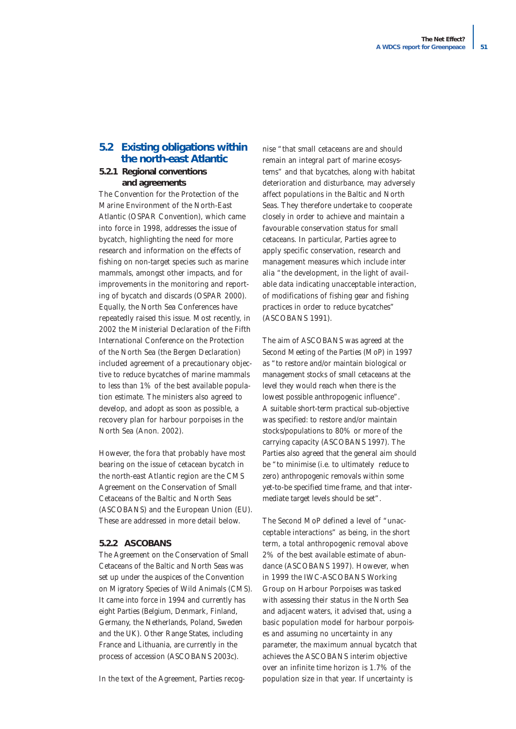## 5.2 Existing obligations within the north-east Atlantic

### 5.2.1 Regional conventions and agreements

The Convention for the Protection of the Marine Environment of the North-East Atlantic (OSPAR Convention), which came into force in 1998, addresses the issue of bycatch, highlighting the need for more research and information on the effects of fishing on non-target species such as marine mammals, amongst other impacts, and for improvements in the monitoring and reporting of bycatch and discards (OSPAR 2000). Equally, the North Sea Conferences have repeatedly raised this issue. Most recently, in 2002 the Ministerial Declaration of the Fifth International Conference on the Protection of the North Sea (the Bergen Declaration) included agreement of a precautionary objective to reduce bycatches of marine mammals to less than 1% of the best available population estimate. The ministers also agreed to develop, and adopt as soon as possible, a recovery plan for harbour porpoises in the North Sea (Anon. 2002).

However, the fora that probably have most bearing on the issue of cetacean bycatch in the north-east Atlantic region are the CMS Agreement on the Conservation of Small Cetaceans of the Baltic and North Seas (ASCOBANS) and the European Union (EU). These are addressed in more detail below.

### 5.2.2 ASCOBANS

The Agreement on the Conservation of Small Cetaceans of the Baltic and North Seas was set up under the auspices of the Convention on Migratory Species of Wild Animals (CMS). It came into force in 1994 and currently has eight Parties (Belgium, Denmark, Finland, Germany, the Netherlands, Poland, Sweden and the UK). Other Range States, including France and Lithuania, are currently in the process of accession (ASCOBANS 2003c).

In the text of the Agreement, Parties recognise "that small cetaceans are and should remain an integral part of marine ecosystems" and that bycatches, along with habitat deterioration and disturbance, may adversely affect populations in the Baltic and North Seas. They therefore undertake to cooperate closely in order to achieve and maintain a favourable conservation status for small cetaceans. In particular, Parties agree to apply specific conservation, research and management measures which include inter alia "the development, in the light of available data indicating unacceptable interaction, of modifications of fishing gear and fishing practices in order to reduce bycatches" (ASCOBANS 1991).

The aim of ASCOBANS was agreed at the Second Meeting of the Parties (MoP) in 1997 as "to restore and/or maintain biological or management stocks of small cetaceans at the level they would reach when there is the lowest possible anthropogenic influence". A suitable short-term practical sub-objective was specified: to restore and/or maintain stocks/populations to 80% or more of the carrying capacity (ASCOBANS 1997). The Parties also agreed that the general aim should be "to minimise (i.e. to ultimately reduce to zero) anthropogenic removals within some yet-to-be specified time frame, and that intermediate target levels should be set".

The Second MoP defined a level of "unacceptable interactions" as being, in the short term, a total anthropogenic removal above 2% of the best available estimate of abundance (ASCOBANS 1997). However, when in 1999 the IWC-ASCOBANS Working Group on Harbour Porpoises was tasked with assessing their status in the North Sea and adjacent waters, it advised that, using a basic population model for harbour porpoises and assuming no uncertainty in any parameter, the maximum annual bycatch that achieves the ASCOBANS interim objective over an infinite time horizon is 1.7% of the population size in that year. If uncertainty is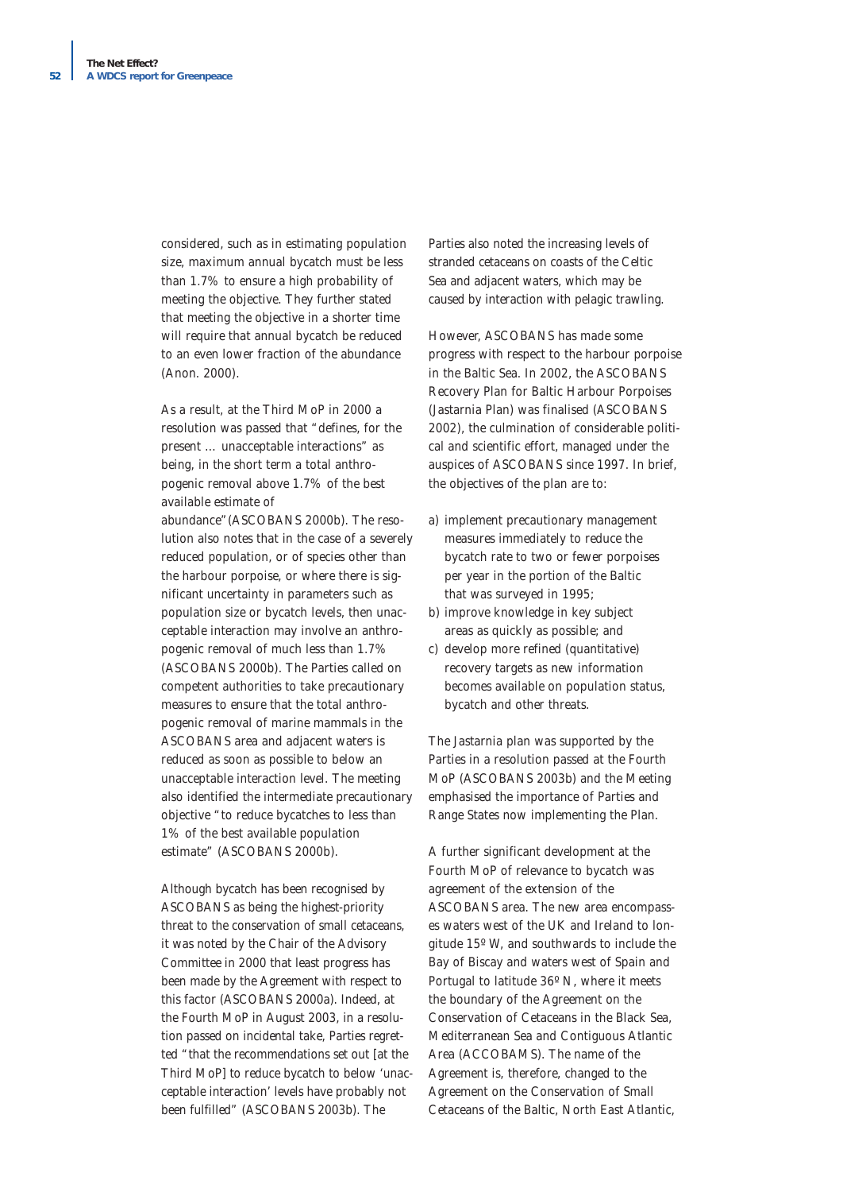considered, such as in estimating population size, maximum annual bycatch must be less than 1.7% to ensure a high probability of meeting the objective. They further stated that meeting the objective in a shorter time will require that annual bycatch be reduced to an even lower fraction of the abundance (Anon. 2000).

As a result, at the Third MoP in 2000 a resolution was passed that "defines, for the present ... unacceptable interactions" as being, in the short term a total anthropogenic removal above 1.7% of the best available estimate of abundance"(ASCOBANS 2000b). The resolution also notes that in the case of a severely reduced population, or of species other than the harbour porpoise, or where there is significant uncertainty in parameters such as population size or bycatch levels, then unacceptable interaction may involve an anthropogenic removal of much less than 1.7% (ASCOBANS 2000b). The Parties called on competent authorities to take precautionary measures to ensure that the total anthropogenic removal of marine mammals in the ASCOBANS area and adjacent waters is reduced as soon as possible to below an unacceptable interaction level. The meeting also identified the intermediate precautionary objective "to reduce bycatches to less than 1% of the best available population estimate" (ASCOBANS 2000b).

Although bycatch has been recognised by ASCOBANS as being the highest-priority threat to the conservation of small cetaceans, it was noted by the Chair of the Advisory Committee in 2000 that least progress has been made by the Agreement with respect to this factor (ASCOBANS 2000a). Indeed, at the Fourth MoP in August 2003, in a resolution passed on incidental take, Parties regretted "that the recommendations set out [at the Third MoP] to reduce bycatch to below 'unacceptable interaction' levels have probably not been fulfilled" (ASCOBANS 2003b). The Parties also noted the increasing levels of stranded cetaceans on coasts of the Celtic Sea and adjacent waters, which may be caused by interaction with pelagic trawling.

However, ASCOBANS has made some progress with respect to the harbour porpoise in the Baltic Sea. In 2002, the ASCOBANS Recovery Plan for Baltic Harbour Porpoises (Jastarnia Plan) was finalised (ASCOBANS 2002), the culmination of considerable political and scientific effort, managed under the auspices of ASCOBANS since 1997. In brief, the objectives of the plan are to:

a) implement precautionary management measures immediately to reduce the bycatch rate to two or fewer porpoises per year in the portion of the Baltic that was surveyed in 1995;
b) improve knowledge in key subject areas as quickly as possible; and
c) develop more refined (quantitative) recovery targets as new information becomes available on population status, bycatch and other threats.

The Jastarnia plan was supported by the Parties in a resolution passed at the Fourth MoP (ASCOBANS 2003b) and the Meeting emphasised the importance of Parties and Range States now implementing the Plan.

A further significant development at the Fourth MoP of relevance to bycatch was agreement of the extension of the ASCOBANS area. The new area encompasses waters west of the UK and Ireland to longitude 15º W, and southwards to include the Bay of Biscay and waters west of Spain and Portugal to latitude 36º N, where it meets the boundary of the Agreement on the Conservation of Cetaceans in the Black Sea, Mediterranean Sea and Contiguous Atlantic Area (ACCOBAMS). The name of the Agreement is, therefore, changed to the Agreement on the Conservation of Small Cetaceans of the Baltic, North East Atlantic,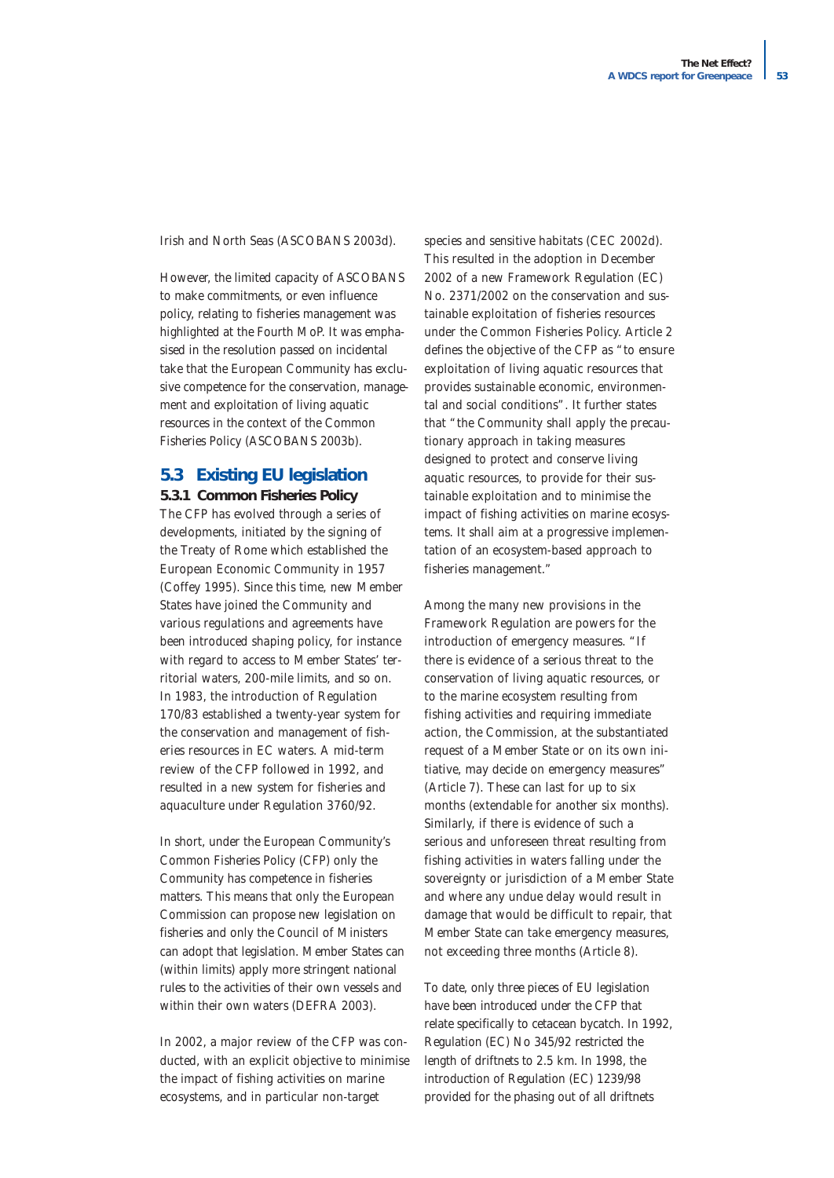Irish and North Seas (ASCOBANS 2003d).

However, the limited capacity of ASCOBANS to make commitments, or even influence policy, relating to fisheries management was highlighted at the Fourth MoP. It was emphasised in the resolution passed on incidental take that the European Community has exclusive competence for the conservation, management and exploitation of living aquatic resources in the context of the Common Fisheries Policy (ASCOBANS 2003b).

## 5.3 Existing EU legislation

### 5.3.1 Common Fisheries Policy

The CFP has evolved through a series of developments, initiated by the signing of the Treaty of Rome which established the European Economic Community in 1957 (Coffey 1995). Since this time, new Member States have joined the Community and various regulations and agreements have been introduced shaping policy, for instance with regard to access to Member States' territorial waters, 200-mile limits, and so on. In 1983, the introduction of Regulation 170/83 established a twenty-year system for the conservation and management of fisheries resources in EC waters. A mid-term review of the CFP followed in 1992, and resulted in a new system for fisheries and aquaculture under Regulation 3760/92.

In short, under the European Community's Common Fisheries Policy (CFP) only the Community has competence in fisheries matters. This means that only the European Commission can propose new legislation on fisheries and only the Council of Ministers can adopt that legislation. Member States can (within limits) apply more stringent national rules to the activities of their own vessels and within their own waters (DEFRA 2003).

In 2002, a major review of the CFP was conducted, with an explicit objective to minimise the impact of fishing activities on marine ecosystems, and in particular non-target species and sensitive habitats (CEC 2002d). This resulted in the adoption in December 2002 of a new Framework Regulation (EC) No. 2371/2002 on the conservation and sustainable exploitation of fisheries resources under the Common Fisheries Policy. Article 2 defines the objective of the CFP as "to ensure exploitation of living aquatic resources that provides sustainable economic, environmental and social conditions". It further states that "the Community shall apply the precautionary approach in taking measures designed to protect and conserve living aquatic resources, to provide for their sustainable exploitation and to minimise the impact of fishing activities on marine ecosystems. It shall aim at a progressive implementation of an ecosystem-based approach to fisheries management."

Among the many new provisions in the Framework Regulation are powers for the introduction of emergency measures. "If there is evidence of a serious threat to the conservation of living aquatic resources, or to the marine ecosystem resulting from fishing activities and requiring immediate action, the Commission, at the substantiated request of a Member State or on its own initiative, may decide on emergency measures" (Article 7). These can last for up to six months (extendable for another six months). Similarly, if there is evidence of such a serious and unforeseen threat resulting from fishing activities in waters falling under the sovereignty or jurisdiction of a Member State and where any undue delay would result in damage that would be difficult to repair, that Member State can take emergency measures, not exceeding three months (Article 8).

To date, only three pieces of EU legislation have been introduced under the CFP that relate specifically to cetacean bycatch. In 1992, Regulation (EC) No 345/92 restricted the length of driftnets to 2.5 km. In 1998, the introduction of Regulation (EC) 1239/98 provided for the phasing out of all driftnets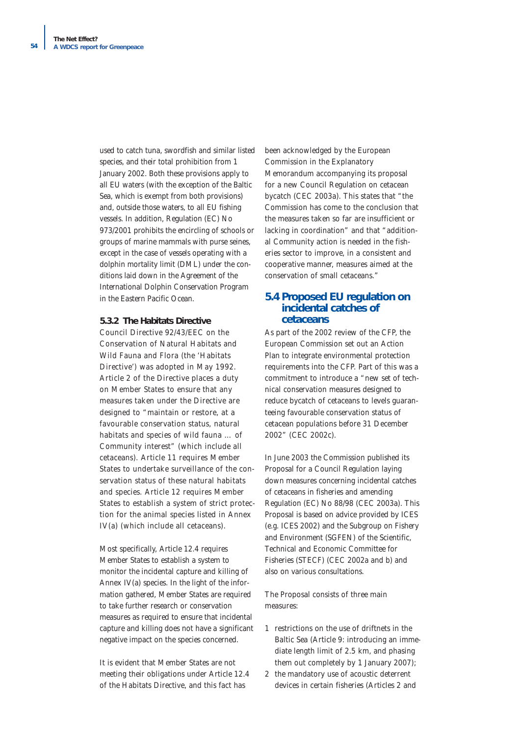used to catch tuna, swordfish and similar listed species, and their total prohibition from 1 January 2002. Both these provisions apply to all EU waters (with the exception of the Baltic Sea, which is exempt from both provisions) and, outside those waters, to all EU fishing vessels. In addition, Regulation (EC) No 973/2001 prohibits the encircling of schools or groups of marine mammals with purse seines, except in the case of vessels operating with a dolphin mortality limit (DML) under the conditions laid down in the Agreement of the International Dolphin Conservation Program in the Eastern Pacific Ocean.

### 5.3.2 The Habitats Directive

Council Directive 92/43/EEC on the Conservation of Natural Habitats and Wild Fauna and Flora (the 'Habitats Directive') was adopted in May 1992. Article 2 of the Directive places a duty on Member States to ensure that any measures taken under the Directive are designed to "maintain or restore, at a favourable conservation status, natural habitats and species of wild fauna … of Community interest" (which include all cetaceans). Article 11 requires Member States to undertake surveillance of the conservation status of these natural habitats and species. Article 12 requires Member States to establish a system of strict protection for the animal species listed in Annex IV(a) (which include all cetaceans).

Most specifically, Article 12.4 requires Member States to establish a system to monitor the incidental capture and killing of Annex IV(a) species. In the light of the information gathered, Member States are required to take further research or conservation measures as required to ensure that incidental capture and killing does not have a significant negative impact on the species concerned.

It is evident that Member States are not meeting their obligations under Article 12.4 of the Habitats Directive, and this fact has been acknowledged by the European Commission in the Explanatory Memorandum accompanying its proposal for a new Council Regulation on cetacean bycatch (CEC 2003a). This states that "the Commission has come to the conclusion that the measures taken so far are insufficient or lacking in coordination" and that "additional Community action is needed in the fisheries sector to improve, in a consistent and cooperative manner, measures aimed at the conservation of small cetaceans."

## 5.4 Proposed EU regulation on incidental catches of cetaceans

As part of the 2002 review of the CFP, the European Commission set out an Action Plan to integrate environmental protection requirements into the CFP. Part of this was a commitment to introduce a "new set of technical conservation measures designed to reduce bycatch of cetaceans to levels guaranteeing favourable conservation status of cetacean populations before 31 December 2002" (CEC 2002c).

In June 2003 the Commission published its Proposal for a Council Regulation laying down measures concerning incidental catches of cetaceans in fisheries and amending Regulation (EC) No 88/98 (CEC 2003a). This Proposal is based on advice provided by ICES (e.g. ICES 2002) and the Subgroup on Fishery and Environment (SGFEN) of the Scientific, Technical and Economic Committee for Fisheries (STECF) (CEC 2002a and b) and also on various consultations.

The Proposal consists of three main measures:

1. restrictions on the use of driftnets in the Baltic Sea (Article 9: introducing an immediate length limit of 2.5 km, and phasing them out completely by 1 January 2007);
2. the mandatory use of acoustic deterrent devices in certain fisheries (Articles 2 and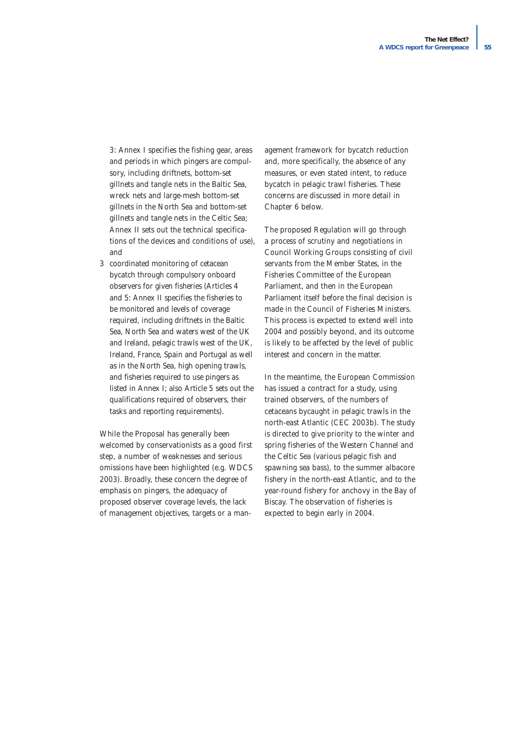3: Annex I specifies the fishing gear, areas and periods in which pingers are compulsory, including driftnets, bottom-set gillnets and tangle nets in the Baltic Sea, wreck nets and large-mesh bottom-set gillnets in the North Sea and bottom-set gillnets and tangle nets in the Celtic Sea; Annex II sets out the technical specifications of the devices and conditions of use), and

3 coordinated monitoring of cetacean bycatch through compulsory onboard observers for given fisheries (Articles 4 and 5: Annex II specifies the fisheries to be monitored and levels of coverage required, including driftnets in the Baltic Sea, North Sea and waters west of the UK and Ireland, pelagic trawls west of the UK, Ireland, France, Spain and Portugal as well as in the North Sea, high opening trawls, and fisheries required to use pingers as listed in Annex I; also Article 5 sets out the qualifications required of observers, their tasks and reporting requirements).

While the Proposal has generally been welcomed by conservationists as a good first step, a number of weaknesses and serious omissions have been highlighted (e.g. WDCS 2003). Broadly, these concern the degree of emphasis on pingers, the adequacy of proposed observer coverage levels, the lack of management objectives, targets or a management framework for bycatch reduction and, more specifically, the absence of any measures, or even stated intent, to reduce bycatch in pelagic trawl fisheries. These concerns are discussed in more detail in Chapter 6 below.

The proposed Regulation will go through a process of scrutiny and negotiations in Council Working Groups consisting of civil servants from the Member States, in the Fisheries Committee of the European Parliament, and then in the European Parliament itself before the final decision is made in the Council of Fisheries Ministers. This process is expected to extend well into 2004 and possibly beyond, and its outcome is likely to be affected by the level of public interest and concern in the matter.

In the meantime, the European Commission has issued a contract for a study, using trained observers, of the numbers of cetaceans bycaught in pelagic trawls in the north-east Atlantic (CEC 2003b). The study is directed to give priority to the winter and spring fisheries of the Western Channel and the Celtic Sea (various pelagic fish and spawning sea bass), to the summer albacore fishery in the north-east Atlantic, and to the year-round fishery for anchovy in the Bay of Biscay. The observation of fisheries is expected to begin early in 2004.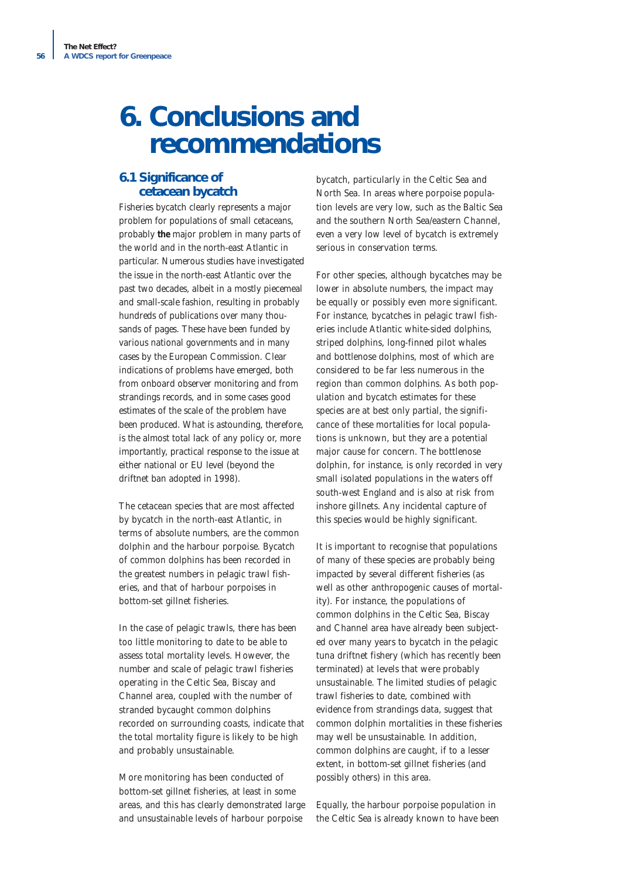# 6. Conclusions and recommendations

## 6.1 Significance of cetacean bycatch

Fisheries bycatch clearly represents a major problem for populations of small cetaceans, probably **the** major problem in many parts of the world and in the north-east Atlantic in particular. Numerous studies have investigated the issue in the north-east Atlantic over the past two decades, albeit in a mostly piecemeal and small-scale fashion, resulting in probably hundreds of publications over many thousands of pages. These have been funded by various national governments and in many cases by the European Commission. Clear indications of problems have emerged, both from onboard observer monitoring and from strandings records, and in some cases good estimates of the scale of the problem have been produced. What is astounding, therefore, is the almost total lack of any policy or, more importantly, practical response to the issue at either national or EU level (beyond the driftnet ban adopted in 1998).

The cetacean species that are most affected by bycatch in the north-east Atlantic, in terms of absolute numbers, are the common dolphin and the harbour porpoise. Bycatch of common dolphins has been recorded in the greatest numbers in pelagic trawl fisheries, and that of harbour porpoises in bottom-set gillnet fisheries.

In the case of pelagic trawls, there has been too little monitoring to date to be able to assess total mortality levels. However, the number and scale of pelagic trawl fisheries operating in the Celtic Sea, Biscay and Channel area, coupled with the number of stranded bycaught common dolphins recorded on surrounding coasts, indicate that the total mortality figure is likely to be high and probably unsustainable.

More monitoring has been conducted of bottom-set gillnet fisheries, at least in some areas, and this has clearly demonstrated large and unsustainable levels of harbour porpoise bycatch, particularly in the Celtic Sea and North Sea. In areas where porpoise population levels are very low, such as the Baltic Sea and the southern North Sea/eastern Channel, even a very low level of bycatch is extremely serious in conservation terms.

For other species, although bycatches may be lower in absolute numbers, the impact may be equally or possibly even more significant. For instance, bycatches in pelagic trawl fisheries include Atlantic white-sided dolphins, striped dolphins, long-finned pilot whales and bottlenose dolphins, most of which are considered to be far less numerous in the region than common dolphins. As both population and bycatch estimates for these species are at best only partial, the significance of these mortalities for local populations is unknown, but they are a potential major cause for concern. The bottlenose dolphin, for instance, is only recorded in very small isolated populations in the waters off south-west England and is also at risk from inshore gillnets. Any incidental capture of this species would be highly significant.

It is important to recognise that populations of many of these species are probably being impacted by several different fisheries (as well as other anthropogenic causes of mortality). For instance, the populations of common dolphins in the Celtic Sea, Biscay and Channel area have already been subjected over many years to bycatch in the pelagic tuna driftnet fishery (which has recently been terminated) at levels that were probably unsustainable. The limited studies of pelagic trawl fisheries to date, combined with evidence from strandings data, suggest that common dolphin mortalities in these fisheries may well be unsustainable. In addition, common dolphins are caught, if to a lesser extent, in bottom-set gillnet fisheries (and possibly others) in this area.

Equally, the harbour porpoise population in the Celtic Sea is already known to have been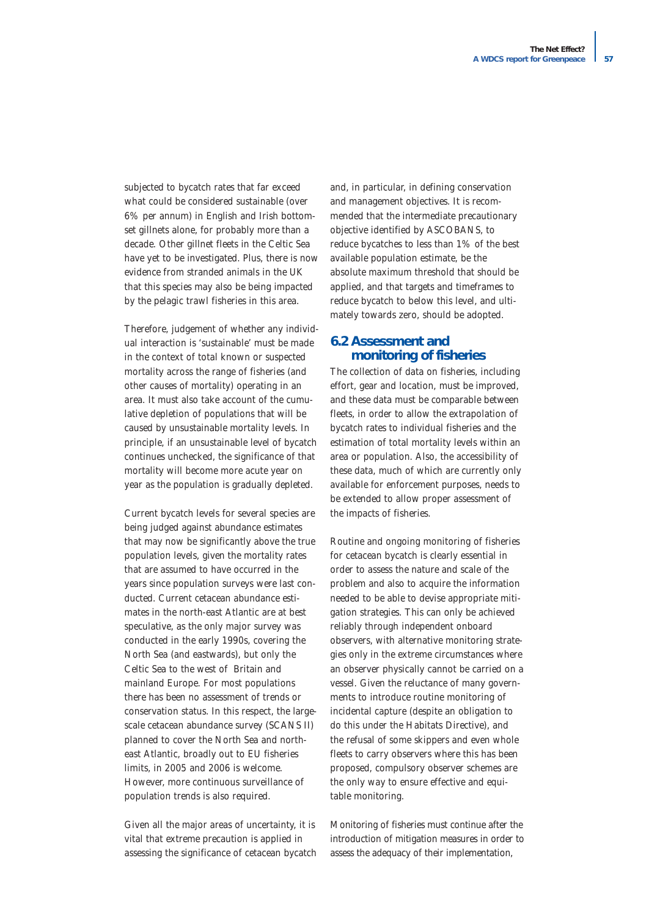subjected to bycatch rates that far exceed what could be considered sustainable (over 6% per annum) in English and Irish bottom-set gillnets alone, for probably more than a decade. Other gillnet fleets in the Celtic Sea have yet to be investigated. Plus, there is now evidence from stranded animals in the UK that this species may also be being impacted by the pelagic trawl fisheries in this area.

Therefore, judgement of whether any individual interaction is 'sustainable' must be made in the context of total known or suspected mortality across the range of fisheries (and other causes of mortality) operating in an area. It must also take account of the cumulative depletion of populations that will be caused by unsustainable mortality levels. In principle, if an unsustainable level of bycatch continues unchecked, the significance of that mortality will become more acute year on year as the population is gradually depleted.

Current bycatch levels for several species are being judged against abundance estimates that may now be significantly above the true population levels, given the mortality rates that are assumed to have occurred in the years since population surveys were last conducted. Current cetacean abundance estimates in the north-east Atlantic are at best speculative, as the only major survey was conducted in the early 1990s, covering the North Sea (and eastwards), but only the Celtic Sea to the west of Britain and mainland Europe. For most populations there has been no assessment of trends or conservation status. In this respect, the large-scale cetacean abundance survey (SCANS II) planned to cover the North Sea and north-east Atlantic, broadly out to EU fisheries limits, in 2005 and 2006 is welcome. However, more continuous surveillance of population trends is also required.

Given all the major areas of uncertainty, it is vital that extreme precaution is applied in assessing the significance of cetacean bycatch and, in particular, in defining conservation and management objectives. It is recommended that the intermediate precautionary objective identified by ASCOBANS, to reduce bycatches to less than 1% of the best available population estimate, be the absolute maximum threshold that should be applied, and that targets and timeframes to reduce bycatch to below this level, and ultimately towards zero, should be adopted.

## 6.2 Assessment and monitoring of fisheries

The collection of data on fisheries, including effort, gear and location, must be improved, and these data must be comparable between fleets, in order to allow the extrapolation of bycatch rates to individual fisheries and the estimation of total mortality levels within an area or population. Also, the accessibility of these data, much of which are currently only available for enforcement purposes, needs to be extended to allow proper assessment of the impacts of fisheries.

Routine and ongoing monitoring of fisheries for cetacean bycatch is clearly essential in order to assess the nature and scale of the problem and also to acquire the information needed to be able to devise appropriate mitigation strategies. This can only be achieved reliably through independent onboard observers, with alternative monitoring strategies only in the extreme circumstances where an observer physically cannot be carried on a vessel. Given the reluctance of many governments to introduce routine monitoring of incidental capture (despite an obligation to do this under the Habitats Directive), and the refusal of some skippers and even whole fleets to carry observers where this has been proposed, compulsory observer schemes are the only way to ensure effective and equitable monitoring.

Monitoring of fisheries must continue after the introduction of mitigation measures in order to assess the adequacy of their implementation,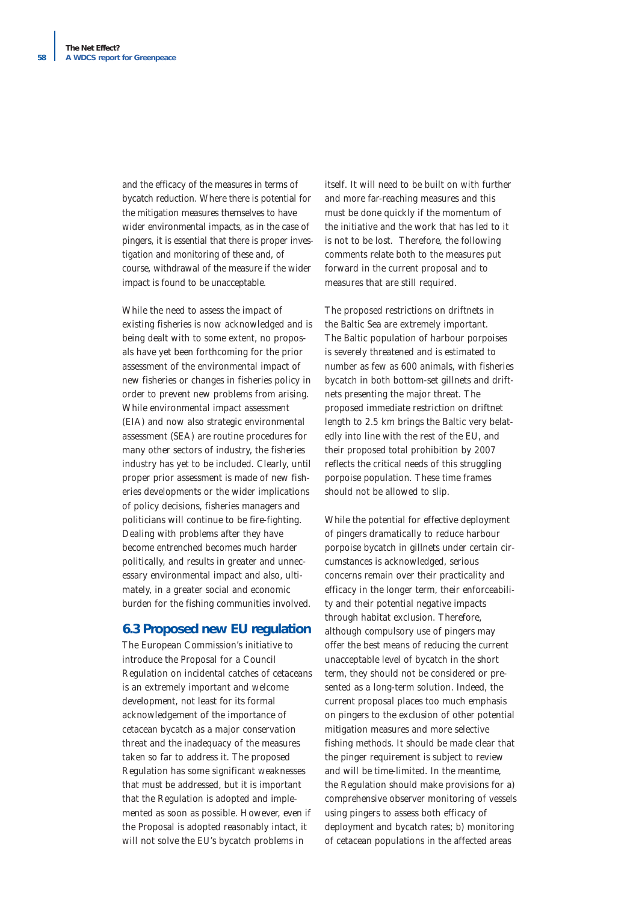and the efficacy of the measures in terms of bycatch reduction. Where there is potential for the mitigation measures themselves to have wider environmental impacts, as in the case of pingers, it is essential that there is proper investigation and monitoring of these and, of course, withdrawal of the measure if the wider impact is found to be unacceptable.

While the need to assess the impact of existing fisheries is now acknowledged and is being dealt with to some extent, no proposals have yet been forthcoming for the prior assessment of the environmental impact of new fisheries or changes in fisheries policy in order to prevent new problems from arising. While environmental impact assessment (EIA) and now also strategic environmental assessment (SEA) are routine procedures for many other sectors of industry, the fisheries industry has yet to be included. Clearly, until proper prior assessment is made of new fisheries developments or the wider implications of policy decisions, fisheries managers and politicians will continue to be fire-fighting. Dealing with problems after they have become entrenched becomes much harder politically, and results in greater and unnecessary environmental impact and also, ultimately, in a greater social and economic burden for the fishing communities involved.

## 6.3 Proposed new EU regulation

The European Commission's initiative to introduce the Proposal for a Council Regulation on incidental catches of cetaceans is an extremely important and welcome development, not least for its formal acknowledgement of the importance of cetacean bycatch as a major conservation threat and the inadequacy of the measures taken so far to address it. The proposed Regulation has some significant weaknesses that must be addressed, but it is important that the Regulation is adopted and implemented as soon as possible. However, even if the Proposal is adopted reasonably intact, it will not solve the EU's bycatch problems in itself. It will need to be built on with further and more far-reaching measures and this must be done quickly if the momentum of the initiative and the work that has led to it is not to be lost. Therefore, the following comments relate both to the measures put forward in the current proposal and to measures that are still required.

The proposed restrictions on driftnets in the Baltic Sea are extremely important. The Baltic population of harbour porpoises is severely threatened and is estimated to number as few as 600 animals, with fisheries bycatch in both bottom-set gillnets and driftnets presenting the major threat. The proposed immediate restriction on driftnet length to 2.5 km brings the Baltic very belatedly into line with the rest of the EU, and their proposed total prohibition by 2007 reflects the critical needs of this struggling porpoise population. These time frames should not be allowed to slip.

While the potential for effective deployment of pingers dramatically to reduce harbour porpoise bycatch in gillnets under certain circumstances is acknowledged, serious concerns remain over their practicality and efficacy in the longer term, their enforceability and their potential negative impacts through habitat exclusion. Therefore, although compulsory use of pingers may offer the best means of reducing the current unacceptable level of bycatch in the short term, they should not be considered or presented as a long-term solution. Indeed, the current proposal places too much emphasis on pingers to the exclusion of other potential mitigation measures and more selective fishing methods. It should be made clear that the pinger requirement is subject to review and will be time-limited. In the meantime, the Regulation should make provisions for a) comprehensive observer monitoring of vessels using pingers to assess both efficacy of deployment and bycatch rates; b) monitoring of cetacean populations in the affected areas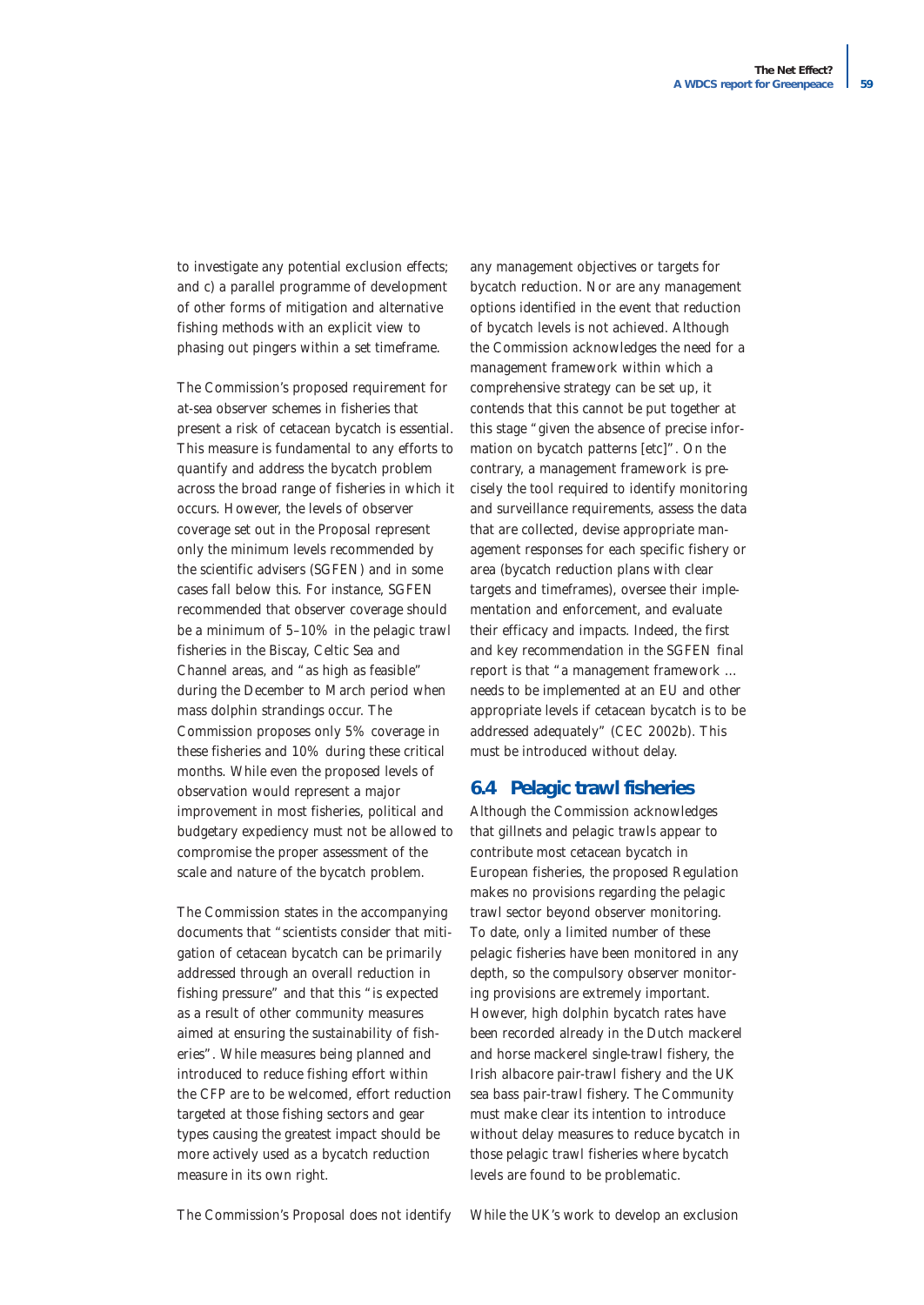to investigate any potential exclusion effects; and c) a parallel programme of development of other forms of mitigation and alternative fishing methods with an explicit view to phasing out pingers within a set timeframe.

The Commission's proposed requirement for at-sea observer schemes in fisheries that present a risk of cetacean bycatch is essential. This measure is fundamental to any efforts to quantify and address the bycatch problem across the broad range of fisheries in which it occurs. However, the levels of observer coverage set out in the Proposal represent only the minimum levels recommended by the scientific advisers (SGFEN) and in some cases fall below this. For instance, SGFEN recommended that observer coverage should be a minimum of 5–10% in the pelagic trawl fisheries in the Biscay, Celtic Sea and Channel areas, and "as high as feasible" during the December to March period when mass dolphin strandings occur. The Commission proposes only 5% coverage in these fisheries and 10% during these critical months. While even the proposed levels of observation would represent a major improvement in most fisheries, political and budgetary expediency must not be allowed to compromise the proper assessment of the scale and nature of the bycatch problem.

The Commission states in the accompanying documents that "scientists consider that mitigation of cetacean bycatch can be primarily addressed through an overall reduction in fishing pressure" and that this "is expected as a result of other community measures aimed at ensuring the sustainability of fisheries". While measures being planned and introduced to reduce fishing effort within the CFP are to be welcomed, effort reduction targeted at those fishing sectors and gear types causing the greatest impact should be more actively used as a bycatch reduction measure in its own right.

The Commission's Proposal does not identify any management objectives or targets for bycatch reduction. Nor are any management options identified in the event that reduction of bycatch levels is not achieved. Although the Commission acknowledges the need for a management framework within which a comprehensive strategy can be set up, it contends that this cannot be put together at this stage "given the absence of precise information on bycatch patterns [etc]". On the contrary, a management framework is precisely the tool required to identify monitoring and surveillance requirements, assess the data that are collected, devise appropriate management responses for each specific fishery or area (bycatch reduction plans with clear targets and timeframes), oversee their implementation and enforcement, and evaluate their efficacy and impacts. Indeed, the first and key recommendation in the SGFEN final report is that "a management framework … needs to be implemented at an EU and other appropriate levels if cetacean bycatch is to be addressed adequately" (CEC 2002b). This must be introduced without delay.

## 6.4 Pelagic trawl fisheries

Although the Commission acknowledges that gillnets and pelagic trawls appear to contribute most cetacean bycatch in European fisheries, the proposed Regulation makes no provisions regarding the pelagic trawl sector beyond observer monitoring. To date, only a limited number of these pelagic fisheries have been monitored in any depth, so the compulsory observer monitoring provisions are extremely important. However, high dolphin bycatch rates have been recorded already in the Dutch mackerel and horse mackerel single-trawl fishery, the Irish albacore pair-trawl fishery and the UK sea bass pair-trawl fishery. The Community must make clear its intention to introduce without delay measures to reduce bycatch in those pelagic trawl fisheries where bycatch levels are found to be problematic.

While the UK's work to develop an exclusion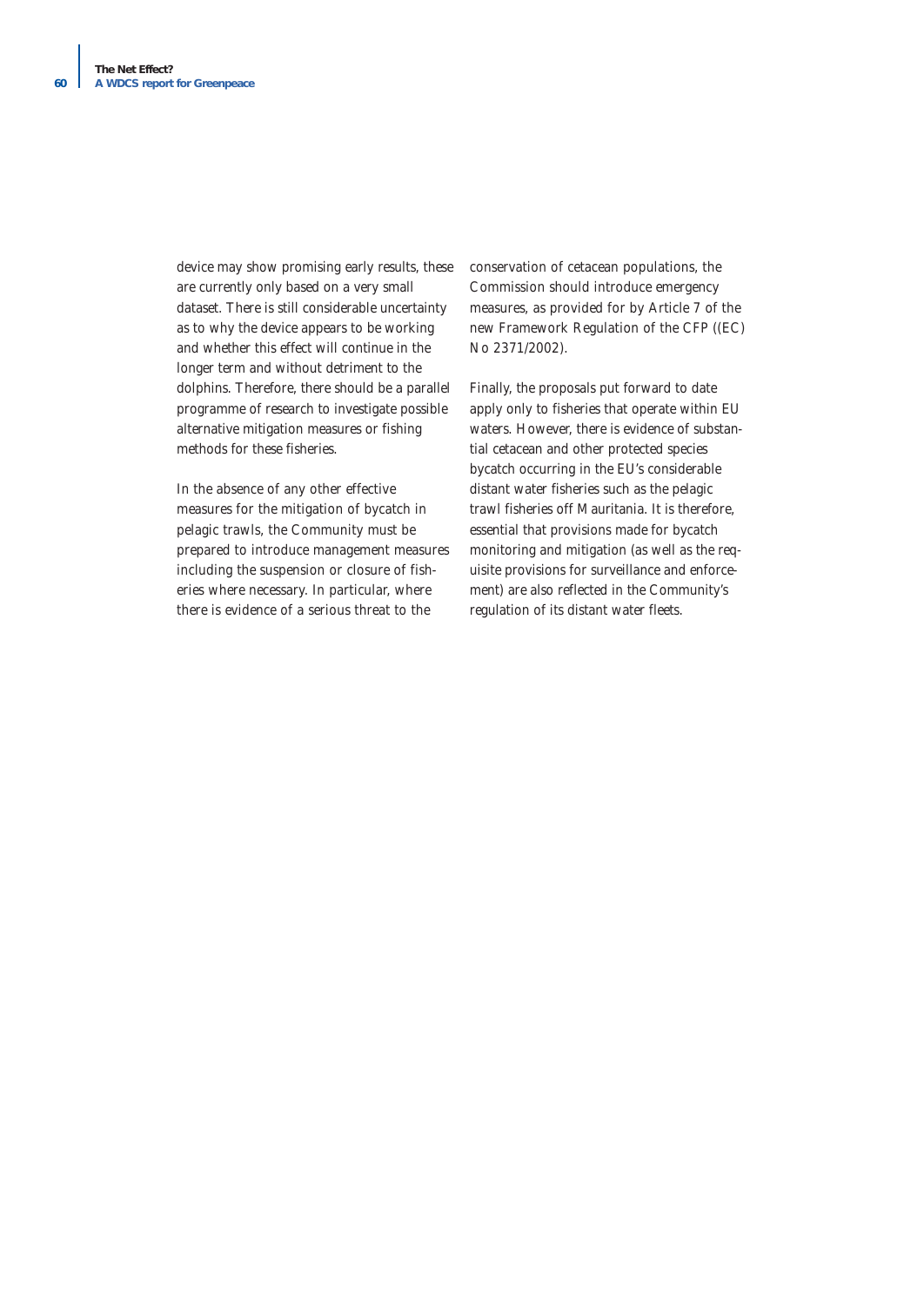device may show promising early results, these are currently only based on a very small dataset. There is still considerable uncertainty as to why the device appears to be working and whether this effect will continue in the longer term and without detriment to the dolphins. Therefore, there should be a parallel programme of research to investigate possible alternative mitigation measures or fishing methods for these fisheries.

In the absence of any other effective measures for the mitigation of bycatch in pelagic trawls, the Community must be prepared to introduce management measures including the suspension or closure of fisheries where necessary. In particular, where there is evidence of a serious threat to the conservation of cetacean populations, the Commission should introduce emergency measures, as provided for by Article 7 of the new Framework Regulation of the CFP ((EC) No 2371/2002).

Finally, the proposals put forward to date apply only to fisheries that operate within EU waters. However, there is evidence of substantial cetacean and other protected species bycatch occurring in the EU's considerable distant water fisheries such as the pelagic trawl fisheries off Mauritania. It is therefore, essential that provisions made for bycatch monitoring and mitigation (as well as the requisite provisions for surveillance and enforcement) are also reflected in the Community's regulation of its distant water fleets.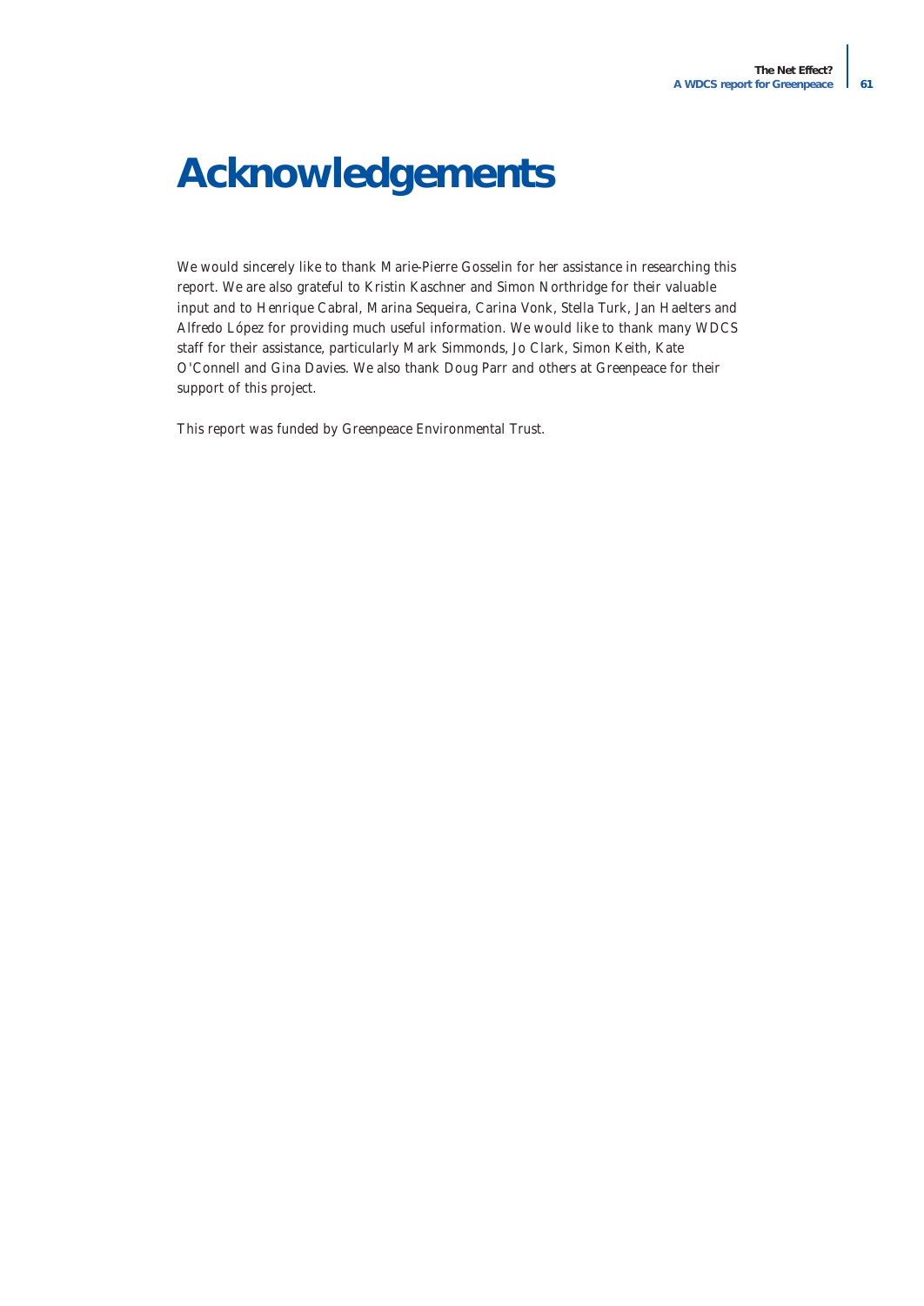# Acknowledgements

We would sincerely like to thank Marie-Pierre Gosselin for her assistance in researching this report. We are also grateful to Kristin Kaschner and Simon Northridge for their valuable input and to Henrique Cabral, Marina Sequeira, Carina Vonk, Stella Turk, Jan Haelters and Alfredo López for providing much useful information. We would like to thank many WDCS staff for their assistance, particularly Mark Simmonds, Jo Clark, Simon Keith, Kate O'Connell and Gina Davies. We also thank Doug Parr and others at Greenpeace for their support of this project.

This report was funded by Greenpeace Environmental Trust.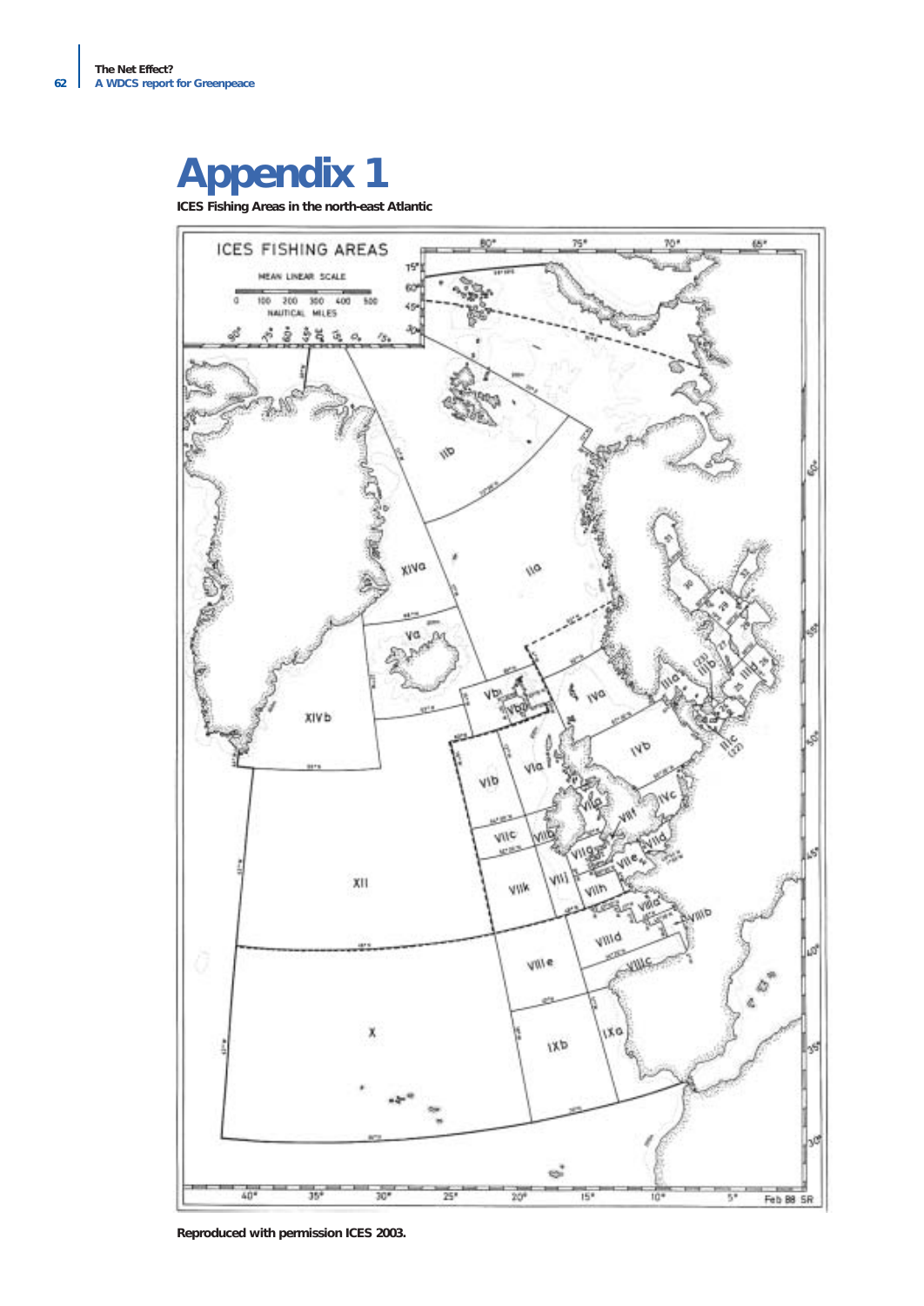# Appendix 1

**ICES Fishing Areas in the north-east Atlantic**

**Reproduced with permission ICES 2003.**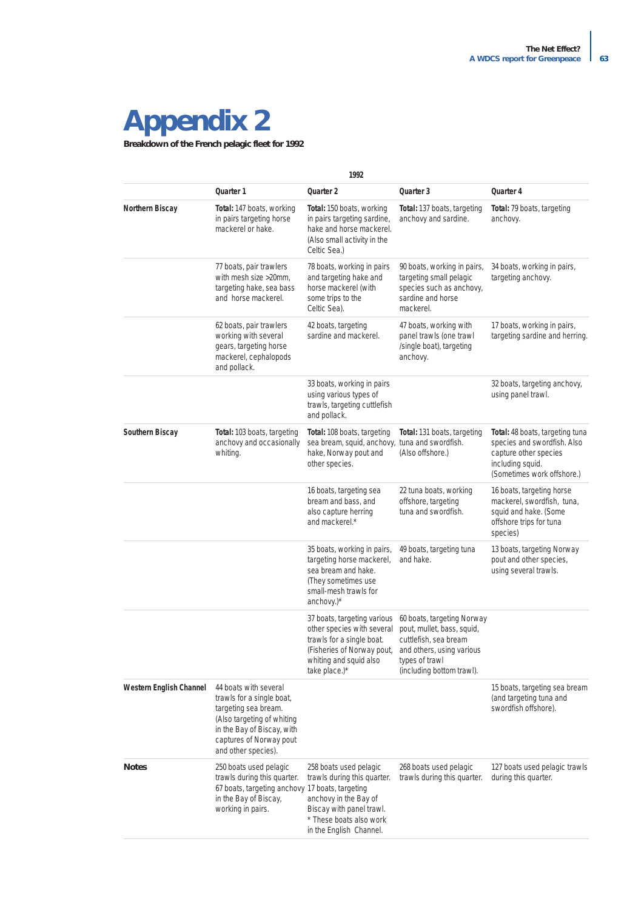# Appendix 2

**Breakdown of the French pelagic fleet for 1992**

| 1992 | | | | |
|---|---|---|---|---|
| | **Quarter 1** | **Quarter 2** | **Quarter 3** | **Quarter 4** |
| **Northern Biscay** | **Total:** 147 boats, working in pairs targeting horse mackerel or hake. | **Total:** 150 boats, working in pairs targeting sardine, hake and horse mackerel. (Also small activity in the Celtic Sea.) | **Total:** 137 boats, targeting anchovy and sardine. | **Total:** 79 boats, targeting anchovy. |
| | 77 boats, pair trawlers with mesh size >20mm, targeting hake, sea bass and horse mackerel. | 78 boats, working in pairs and targeting hake and horse mackerel (with some trips to the Celtic Sea). | 90 boats, working in pairs, targeting small pelagic species such as anchovy, sardine and horse mackerel. | 34 boats, working in pairs, targeting anchovy. |
| | 62 boats, pair trawlers working with several gears, targeting horse mackerel, cephalopods and pollack. | 42 boats, targeting sardine and mackerel. | 47 boats, working with panel trawls (one trawl /single boat), targeting anchovy. | 17 boats, working in pairs, targeting sardine and herring. |
| | | 33 boats, working in pairs using various types of trawls, targeting cuttlefish and pollack. | | 32 boats, targeting anchovy, using panel trawl. |
| **Southern Biscay** | **Total:** 103 boats, targeting anchovy and occasionally whiting. | **Total:** 108 boats, targeting sea bream, squid, anchovy, hake, Norway pout and other species. | **Total:** 131 boats, targeting tuna and swordfish. (Also offshore.) | **Total:** 48 boats, targeting tuna species and swordfish. Also capture other species including squid. (Sometimes work offshore.) |
| | | 16 boats, targeting sea bream and bass, and also capture herring and mackerel.* | 22 tuna boats, working offshore, targeting tuna and swordfish. | 16 boats, targeting horse mackerel, swordfish, tuna, squid and hake. (Some offshore trips for tuna species) |
| | | 35 boats, working in pairs, targeting horse mackerel, sea bream and hake. (They sometimes use small-mesh trawls for anchovy.)* | 49 boats, targeting tuna and hake. | 13 boats, targeting Norway pout and other species, using several trawls. |
| | | 37 boats, targeting various other species with several trawls for a single boat. (Fisheries of Norway pout, whiting and squid also take place.)* | 60 boats, targeting Norway pout, mullet, bass, squid, cuttlefish, sea bream and others, using various types of trawl (including bottom trawl). | |
| **Western English Channel** | 44 boats with several trawls for a single boat, targeting sea bream. (Also targeting of whiting in the Bay of Biscay, with captures of Norway pout and other species). | | | 15 boats, targeting sea bream (and targeting tuna and swordfish offshore). |
| **Notes** | 250 boats used pelagic trawls during this quarter. 67 boats, targeting anchovy in the Bay of Biscay, working in pairs. | 258 boats used pelagic trawls during this quarter. 17 boats, targeting anchovy in the Bay of Biscay with panel trawl. * These boats also work in the English Channel. | 268 boats used pelagic trawls during this quarter. | 127 boats used pelagic trawls during this quarter. |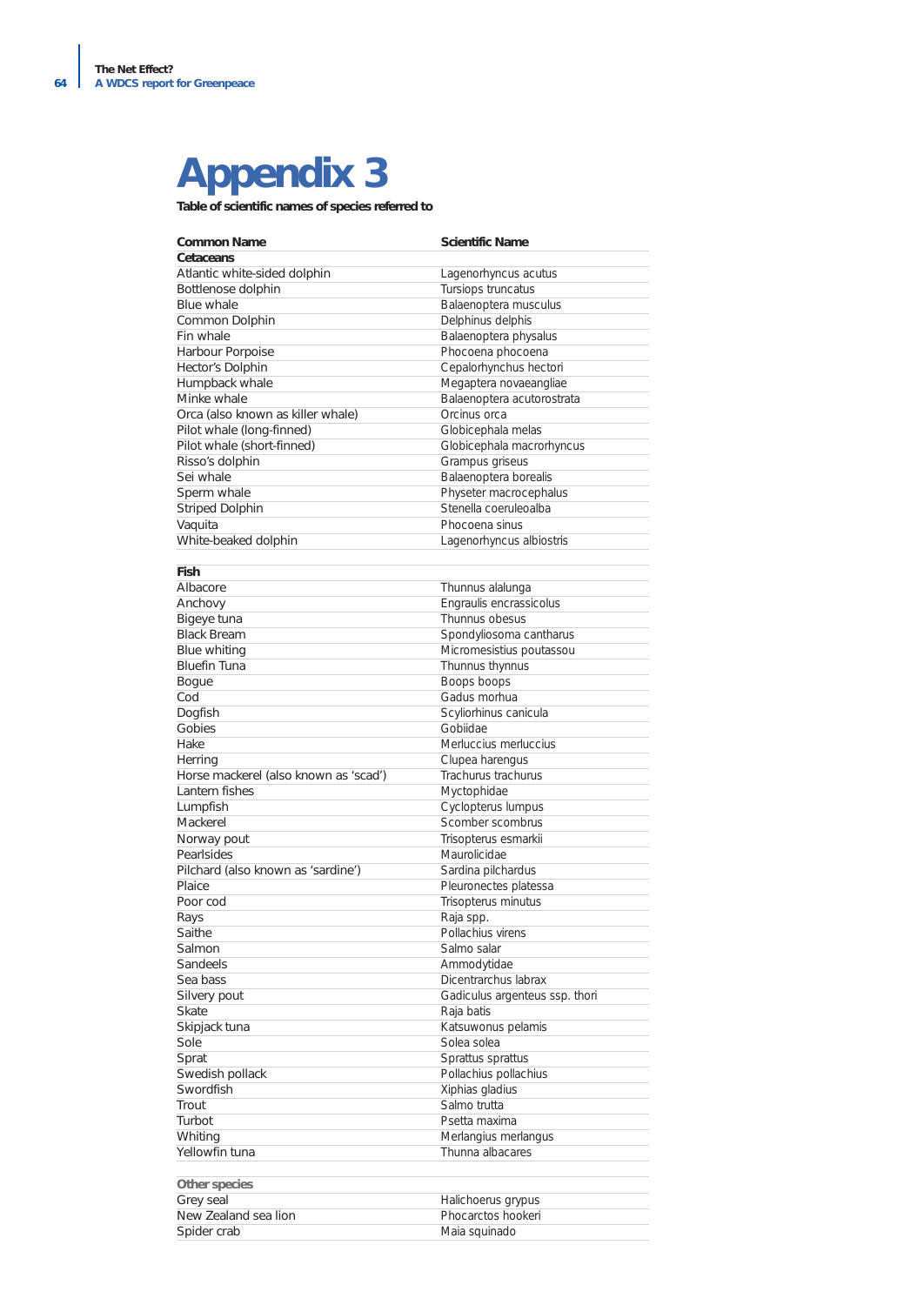# Appendix 3

**Table of scientific names of species referred to**

| Common Name | Scientific Name |
|---|---|
| **Cetaceans** | |
| Atlantic white-sided dolphin | Lagenorhyncus acutus |
| Bottlenose dolphin | Tursiops truncatus |
| Blue whale | Balaenoptera musculus |
| Common Dolphin | Delphinus delphis |
| Fin whale | Balaenoptera physalus |
| Harbour Porpoise | Phocoena phocoena |
| Hector's Dolphin | Cepalorhynchus hectori |
| Humpback whale | Megaptera novaeangliae |
| Minke whale | Balaenoptera acutorostrata |
| Orca (also known as killer whale) | Orcinus orca |
| Pilot whale (long-finned) | Globicephala melas |
| Pilot whale (short-finned) | Globicephala macrorhyncus |
| Risso's dolphin | Grampus griseus |
| Sei whale | Balaenoptera borealis |
| Sperm whale | Physeter macrocephalus |
| Striped Dolphin | Stenella coeruleoalba |
| Vaquita | Phocoena sinus |
| White-beaked dolphin | Lagenorhyncus albiostris |
| | |
| **Fish** | |
| Albacore | Thunnus alalunga |
| Anchovy | Engraulis encrassicolus |
| Bigeye tuna | Thunnus obesus |
| Black Bream | Spondyliosoma cantharus |
| Blue whiting | Micromesistius poutassou |
| Bluefin Tuna | Thunnus thynnus |
| Bogue | Boops boops |
| Cod | Gadus morhua |
| Dogfish | Scyliorhinus canicula |
| Gobies | Gobiidae |
| Hake | Merluccius merluccius |
| Herring | Clupea harengus |
| Horse mackerel (also known as 'scad') | Trachurus trachurus |
| Lantern fishes | Myctophidae |
| Lumpfish | Cyclopterus lumpus |
| Mackerel | Scomber scombrus |
| Norway pout | Trisopterus esmarkii |
| Pearlsides | Maurolicidae |
| Pilchard (also known as 'sardine') | Sardina pilchardus |
| Plaice | Pleuronectes platessa |
| Poor cod | Trisopterus minutus |
| Rays | Raja spp. |
| Saithe | Pollachius virens |
| Salmon | Salmo salar |
| Sandeels | Ammodytidae |
| Sea bass | Dicentrarchus labrax |
| Silvery pout | Gadiculus argenteus ssp. thori |
| Skate | Raja batis |
| Skipjack tuna | Katsuwonus pelamis |
| Sole | Solea solea |
| Sprat | Sprattus sprattus |
| Swedish pollack | Pollachius pollachius |
| Swordfish | Xiphias gladius |
| Trout | Salmo trutta |
| Turbot | Psetta maxima |
| Whiting | Merlangius merlangus |
| Yellowfin tuna | Thunna albacares |
| | |
| **Other species** | |
| Grey seal | Halichoerus grypus |
| New Zealand sea lion | Phocarctos hookeri |
| Spider crab | Maia squinado |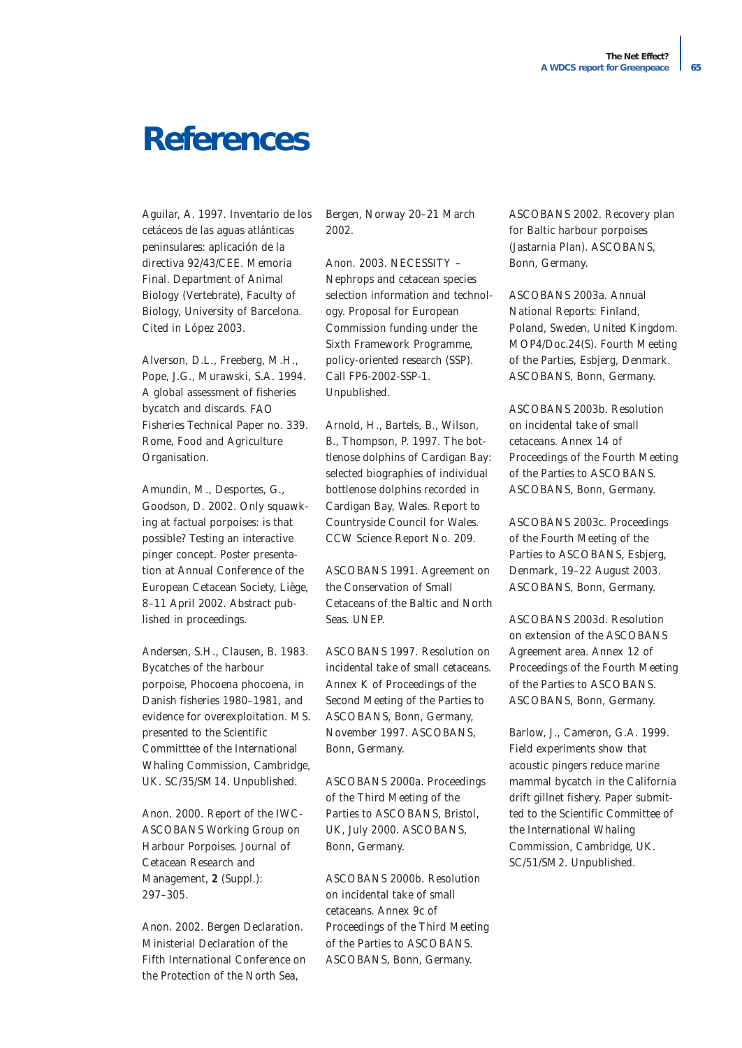# References

Aguilar, A. 1997. Inventario de los cetáceos de las aguas atlánticas peninsulares: aplicación de la directiva 92/43/CEE. Memoria Final. Department of Animal Biology (Vertebrate), Faculty of Biology, University of Barcelona. Cited in López 2003.

Alverson, D.L., Freeberg, M.H., Pope, J.G., Murawski, S.A. 1994. A global assessment of fisheries bycatch and discards. FAO Fisheries Technical Paper no. 339. Rome, Food and Agriculture Organisation.

Amundin, M., Desportes, G., Goodson, D. 2002. Only squawking at factual porpoises: is that possible? Testing an interactive pinger concept. Poster presentation at Annual Conference of the European Cetacean Society, Liège, 8–11 April 2002. Abstract published in proceedings.

Andersen, S.H., Clausen, B. 1983. Bycatches of the harbour porpoise, Phocoena phocoena, in Danish fisheries 1980–1981, and evidence for overexploitation. MS. presented to the Scientific Committtee of the International Whaling Commission, Cambridge, UK. SC/35/SM14. Unpublished.

Anon. 2000. Report of the IWC-ASCOBANS Working Group on Harbour Porpoises. Journal of Cetacean Research and Management, **2** (Suppl.): 297–305.

Anon. 2002. Bergen Declaration. Ministerial Declaration of the Fifth International Conference on the Protection of the North Sea, Bergen, Norway 20–21 March 2002.

Anon. 2003. NECESSITY – Nephrops and cetacean species selection information and technology. Proposal for European Commission funding under the Sixth Framework Programme, policy-oriented research (SSP). Call FP6-2002-SSP-1. Unpublished.

Arnold, H., Bartels, B., Wilson, B., Thompson, P. 1997. The bottlenose dolphins of Cardigan Bay: selected biographies of individual bottlenose dolphins recorded in Cardigan Bay, Wales. Report to Countryside Council for Wales. CCW Science Report No. 209.

ASCOBANS 1991. Agreement on the Conservation of Small Cetaceans of the Baltic and North Seas. UNEP.

ASCOBANS 1997. Resolution on incidental take of small cetaceans. Annex K of Proceedings of the Second Meeting of the Parties to ASCOBANS, Bonn, Germany, November 1997. ASCOBANS, Bonn, Germany.

ASCOBANS 2000a. Proceedings of the Third Meeting of the Parties to ASCOBANS, Bristol, UK, July 2000. ASCOBANS, Bonn, Germany.

ASCOBANS 2000b. Resolution on incidental take of small cetaceans. Annex 9c of Proceedings of the Third Meeting of the Parties to ASCOBANS. ASCOBANS, Bonn, Germany.

ASCOBANS 2002. Recovery plan for Baltic harbour porpoises (Jastarnia Plan). ASCOBANS, Bonn, Germany.

ASCOBANS 2003a. Annual National Reports: Finland, Poland, Sweden, United Kingdom. MOP4/Doc.24(S). Fourth Meeting of the Parties, Esbjerg, Denmark. ASCOBANS, Bonn, Germany.

ASCOBANS 2003b. Resolution on incidental take of small cetaceans. Annex 14 of Proceedings of the Fourth Meeting of the Parties to ASCOBANS. ASCOBANS, Bonn, Germany.

ASCOBANS 2003c. Proceedings of the Fourth Meeting of the Parties to ASCOBANS, Esbjerg, Denmark, 19–22 August 2003. ASCOBANS, Bonn, Germany.

ASCOBANS 2003d. Resolution on extension of the ASCOBANS Agreement area. Annex 12 of Proceedings of the Fourth Meeting of the Parties to ASCOBANS. ASCOBANS, Bonn, Germany.

Barlow, J., Cameron, G.A. 1999. Field experiments show that acoustic pingers reduce marine mammal bycatch in the California drift gillnet fishery. Paper submitted to the Scientific Committee of the International Whaling Commission, Cambridge, UK. SC/51/SM2. Unpublished.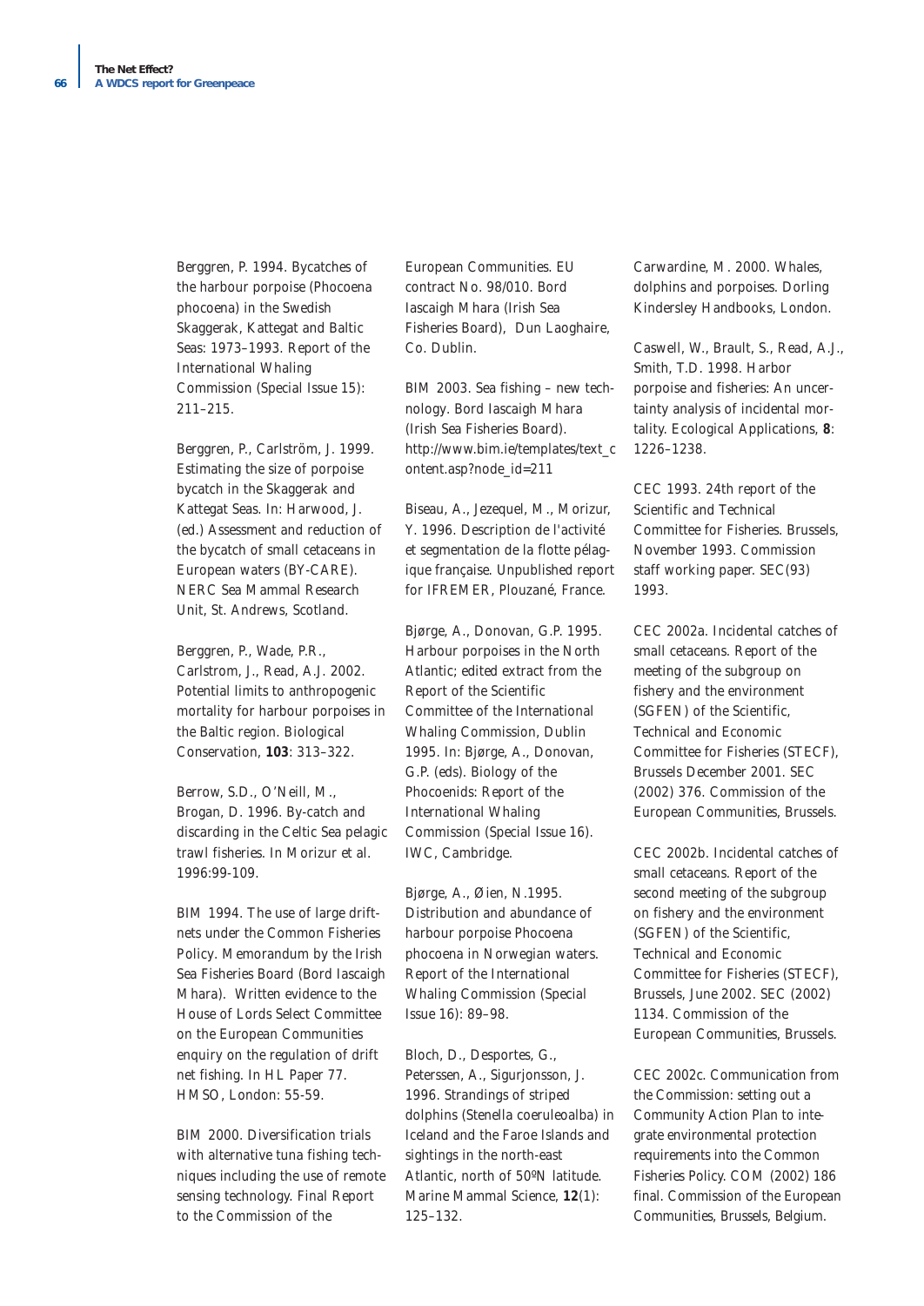Berggren, P. 1994. Bycatches of the harbour porpoise (*Phocoena phocoena*) in the Swedish Skaggerak, Kattegat and Baltic Seas: 1973–1993. Report of the International Whaling Commission (Special Issue 15): 211–215.

Berggren, P., Carlström, J. 1999. Estimating the size of porpoise bycatch in the Skaggerak and Kattegat Seas. In: Harwood, J. (ed.) Assessment and reduction of the bycatch of small cetaceans in European waters (BY-CARE). NERC Sea Mammal Research Unit, St. Andrews, Scotland.

Berggren, P., Wade, P.R., Carlstrom, J., Read, A.J. 2002. Potential limits to anthropogenic mortality for harbour porpoises in the Baltic region. Biological Conservation, **103**: 313–322.

Berrow, S.D., O'Neill, M., Brogan, D. 1996. By-catch and discarding in the Celtic Sea pelagic trawl fisheries. In Morizur et al. 1996:99-109.

BIM 1994. The use of large driftnets under the Common Fisheries Policy. Memorandum by the Irish Sea Fisheries Board (Bord Iascaigh Mhara). Written evidence to the House of Lords Select Committee on the European Communities enquiry on the regulation of drift net fishing. In HL Paper 77. HMSO, London: 55-59.

BIM 2000. Diversification trials with alternative tuna fishing techniques including the use of remote sensing technology. Final Report to the Commission of the European Communities. EU contract No. 98/010. Bord Iascaigh Mhara (Irish Sea Fisheries Board), Dun Laoghaire, Co. Dublin.

BIM 2003. Sea fishing – new technology. Bord Iascaigh Mhara (Irish Sea Fisheries Board). http://www.bim.ie/templates/text_content.asp?node_id=211

Biseau, A., Jezequel, M., Morizur, Y. 1996. Description de l'activité et segmentation de la flotte pélagique française. Unpublished report for IFREMER, Plouzané, France.

Bjørge, A., Donovan, G.P. 1995. Harbour porpoises in the North Atlantic; edited extract from the Report of the Scientific Committee of the International Whaling Commission, Dublin 1995. In: Bjørge, A., Donovan, G.P. (eds). Biology of the Phocoenids: Report of the International Whaling Commission (Special Issue 16). IWC, Cambridge.

Bjørge, A., Øien, N.1995. Distribution and abundance of harbour porpoise *Phocoena phocoena* in Norwegian waters. Report of the International Whaling Commission (Special Issue 16): 89–98.

Bloch, D., Desportes, G., Peterssen, A., Sigurjonsson, J. 1996. Strandings of striped dolphins (*Stenella coeruleoalba*) in Iceland and the Faroe Islands and sightings in the north-east Atlantic, north of 50ºN latitude. Marine Mammal Science, **12**(1): 125–132.

Carwardine, M. 2000. Whales, dolphins and porpoises. Dorling Kindersley Handbooks, London.

Caswell, W., Brault, S., Read, A.J., Smith, T.D. 1998. Harbor porpoise and fisheries: An uncertainty analysis of incidental mortality. Ecological Applications, **8**: 1226–1238.

CEC 1993. 24th report of the Scientific and Technical Committee for Fisheries. Brussels, November 1993. Commission staff working paper. SEC(93) 1993.

CEC 2002a. Incidental catches of small cetaceans. Report of the meeting of the subgroup on fishery and the environment (SGFEN) of the Scientific, Technical and Economic Committee for Fisheries (STECF), Brussels December 2001. SEC (2002) 376. Commission of the European Communities, Brussels.

CEC 2002b. Incidental catches of small cetaceans. Report of the second meeting of the subgroup on fishery and the environment (SGFEN) of the Scientific, Technical and Economic Committee for Fisheries (STECF), Brussels, June 2002. SEC (2002) 1134. Commission of the European Communities, Brussels.

CEC 2002c. Communication from the Commission: setting out a Community Action Plan to integrate environmental protection requirements into the Common Fisheries Policy. COM (2002) 186 final. Commission of the European Communities, Brussels, Belgium.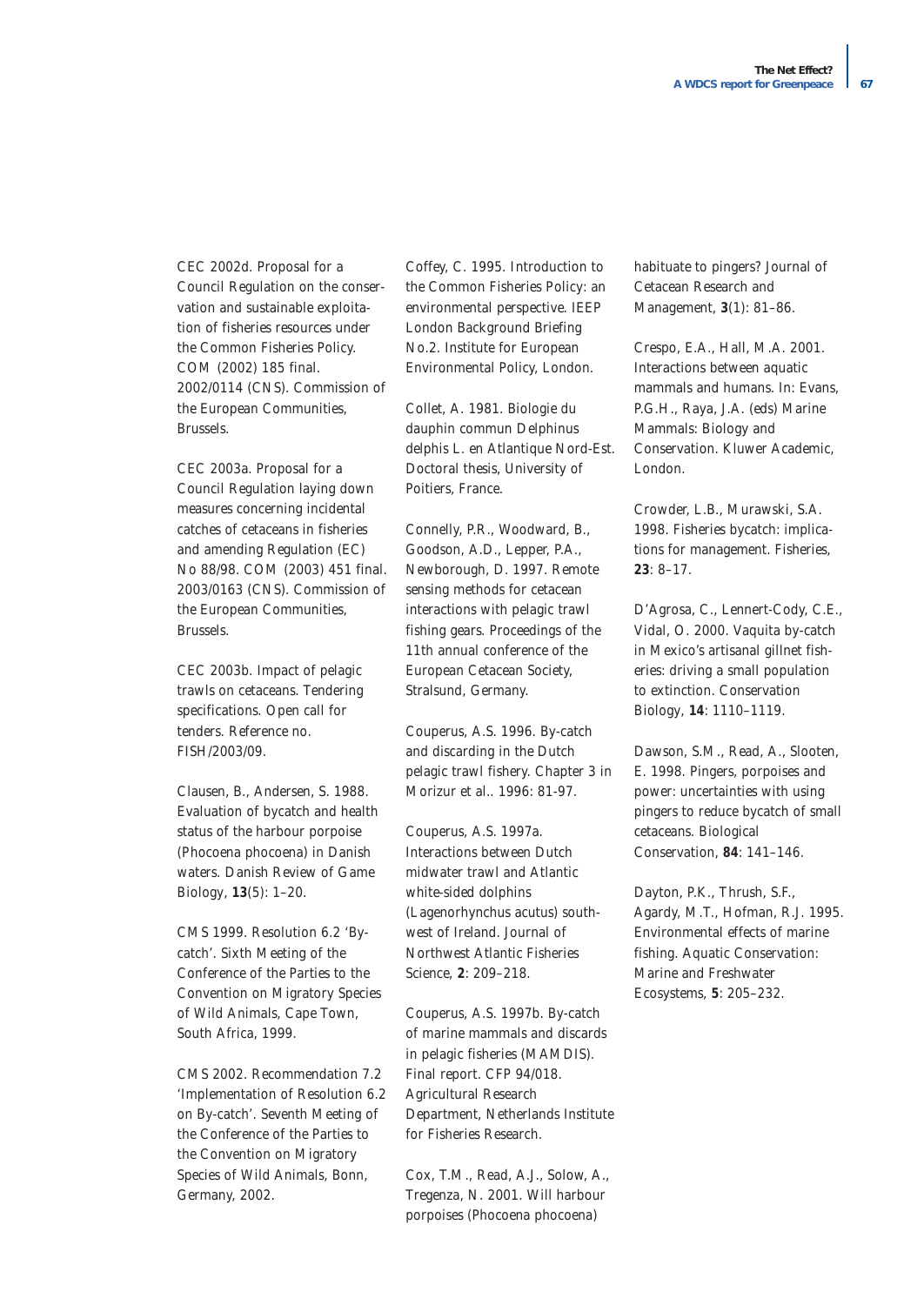CEC 2002d. Proposal for a Council Regulation on the conservation and sustainable exploitation of fisheries resources under the Common Fisheries Policy. COM (2002) 185 final. 2002/0114 (CNS). Commission of the European Communities, Brussels.

CEC 2003a. Proposal for a Council Regulation laying down measures concerning incidental catches of cetaceans in fisheries and amending Regulation (EC) No 88/98. COM (2003) 451 final. 2003/0163 (CNS). Commission of the European Communities, Brussels.

CEC 2003b. Impact of pelagic trawls on cetaceans. Tendering specifications. Open call for tenders. Reference no. FISH/2003/09.

Clausen, B., Andersen, S. 1988. Evaluation of bycatch and health status of the harbour porpoise (Phocoena phocoena) in Danish waters. Danish Review of Game Biology, **13**(5): 1–20.

CMS 1999. Resolution 6.2 'By-catch'. Sixth Meeting of the Conference of the Parties to the Convention on Migratory Species of Wild Animals, Cape Town, South Africa, 1999.

CMS 2002. Recommendation 7.2 'Implementation of Resolution 6.2 on By-catch'. Seventh Meeting of the Conference of the Parties to the Convention on Migratory Species of Wild Animals, Bonn, Germany, 2002.

Coffey, C. 1995. Introduction to the Common Fisheries Policy: an environmental perspective. IEEP London Background Briefing No.2. Institute for European Environmental Policy, London.

Collet, A. 1981. Biologie du dauphin commun Delphinus delphis L. en Atlantique Nord-Est. Doctoral thesis, University of Poitiers, France.

Connelly, P.R., Woodward, B., Goodson, A.D., Lepper, P.A., Newborough, D. 1997. Remote sensing methods for cetacean interactions with pelagic trawl fishing gears. Proceedings of the 11th annual conference of the European Cetacean Society, Stralsund, Germany.

Couperus, A.S. 1996. By-catch and discarding in the Dutch pelagic trawl fishery. Chapter 3 in Morizur et al.. 1996: 81-97.

Couperus, A.S. 1997a. Interactions between Dutch midwater trawl and Atlantic white-sided dolphins (Lagenorhynchus acutus) south-west of Ireland. Journal of Northwest Atlantic Fisheries Science, **2**: 209–218.

Couperus, A.S. 1997b. By-catch of marine mammals and discards in pelagic fisheries (MAMDIS). Final report. CFP 94/018. Agricultural Research Department, Netherlands Institute for Fisheries Research.

Cox, T.M., Read, A.J., Solow, A., Tregenza, N. 2001. Will harbour porpoises (Phocoena phocoena) habituate to pingers? Journal of Cetacean Research and Management, **3**(1): 81–86.

Crespo, E.A., Hall, M.A. 2001. Interactions between aquatic mammals and humans. In: Evans, P.G.H., Raya, J.A. (eds) Marine Mammals: Biology and Conservation. Kluwer Academic, London.

Crowder, L.B., Murawski, S.A. 1998. Fisheries bycatch: implications for management. Fisheries, **23**: 8–17.

D'Agrosa, C., Lennert-Cody, C.E., Vidal, O. 2000. Vaquita by-catch in Mexico's artisanal gillnet fisheries: driving a small population to extinction. Conservation Biology, **14**: 1110–1119.

Dawson, S.M., Read, A., Slooten, E. 1998. Pingers, porpoises and power: uncertainties with using pingers to reduce bycatch of small cetaceans. Biological Conservation, **84**: 141–146.

Dayton, P.K., Thrush, S.F., Agardy, M.T., Hofman, R.J. 1995. Environmental effects of marine fishing. Aquatic Conservation: Marine and Freshwater Ecosystems, **5**: 205–232.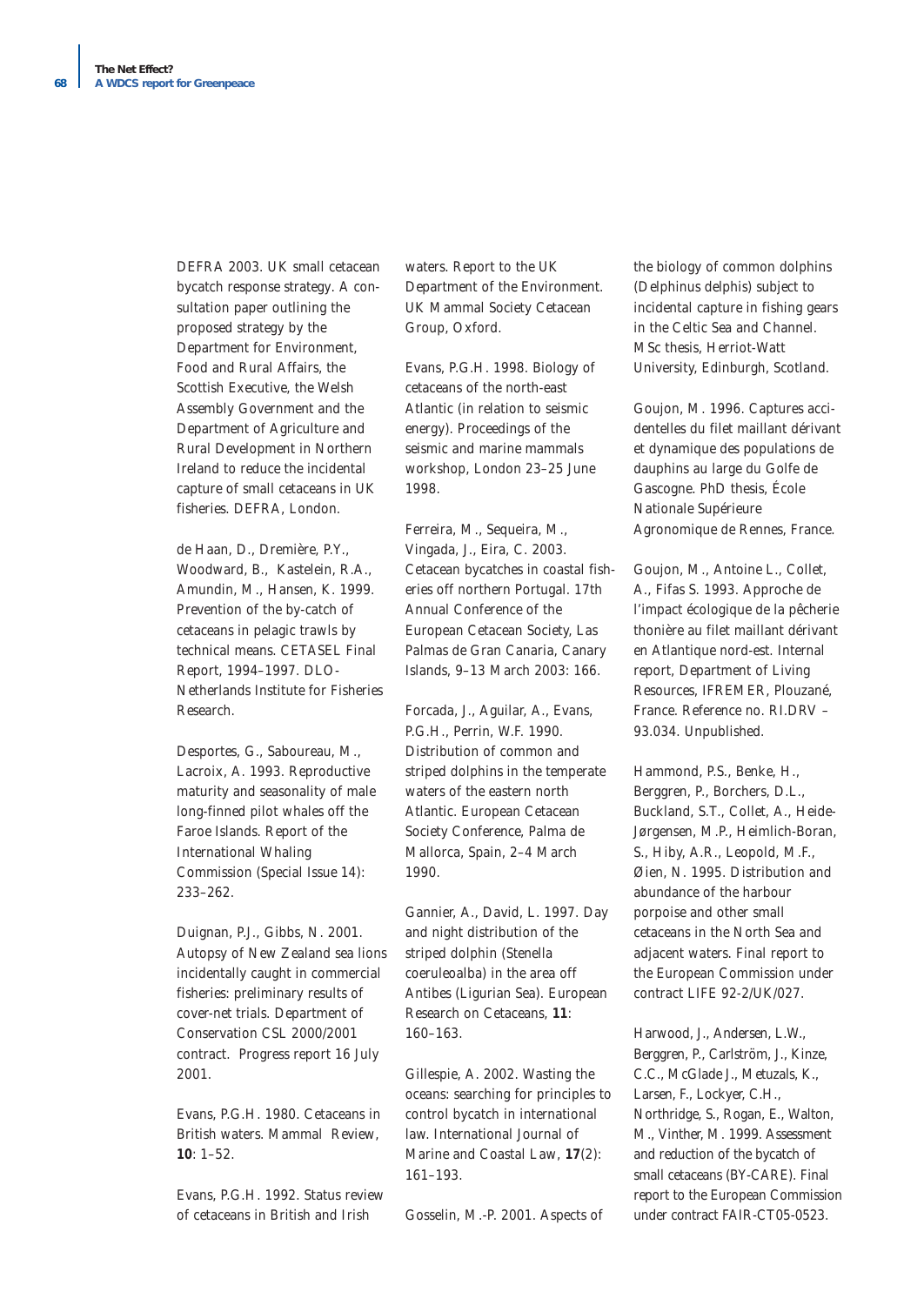DEFRA 2003. UK small cetacean bycatch response strategy. A consultation paper outlining the proposed strategy by the Department for Environment, Food and Rural Affairs, the Scottish Executive, the Welsh Assembly Government and the Department of Agriculture and Rural Development in Northern Ireland to reduce the incidental capture of small cetaceans in UK fisheries. DEFRA, London.

de Haan, D., Dremière, P.Y., Woodward, B., Kastelein, R.A., Amundin, M., Hansen, K. 1999. Prevention of the by-catch of cetaceans in pelagic trawls by technical means. CETASEL Final Report, 1994–1997. DLO-Netherlands Institute for Fisheries Research.

Desportes, G., Saboureau, M., Lacroix, A. 1993. Reproductive maturity and seasonality of male long-finned pilot whales off the Faroe Islands. Report of the International Whaling Commission (Special Issue 14): 233–262.

Duignan, P.J., Gibbs, N. 2001. Autopsy of New Zealand sea lions incidentally caught in commercial fisheries: preliminary results of cover-net trials. Department of Conservation CSL 2000/2001 contract. Progress report 16 July 2001.

Evans, P.G.H. 1980. Cetaceans in British waters. Mammal Review, **10**: 1–52.

Evans, P.G.H. 1992. Status review of cetaceans in British and Irish waters. Report to the UK Department of the Environment. UK Mammal Society Cetacean Group, Oxford.

Evans, P.G.H. 1998. Biology of cetaceans of the north-east Atlantic (in relation to seismic energy). Proceedings of the seismic and marine mammals workshop, London 23–25 June 1998.

Ferreira, M., Sequeira, M., Vingada, J., Eira, C. 2003. Cetacean bycatches in coastal fisheries off northern Portugal. 17th Annual Conference of the European Cetacean Society, Las Palmas de Gran Canaria, Canary Islands, 9–13 March 2003: 166.

Forcada, J., Aguilar, A., Evans, P.G.H., Perrin, W.F. 1990. Distribution of common and striped dolphins in the temperate waters of the eastern north Atlantic. European Cetacean Society Conference, Palma de Mallorca, Spain, 2–4 March 1990.

Gannier, A., David, L. 1997. Day and night distribution of the striped dolphin (Stenella coeruleoalba) in the area off Antibes (Ligurian Sea). European Research on Cetaceans, **11**: 160–163.

Gillespie, A. 2002. Wasting the oceans: searching for principles to control bycatch in international law. International Journal of Marine and Coastal Law, **17**(2): 161–193.

Gosselin, M.-P. 2001. Aspects of the biology of common dolphins (Delphinus delphis) subject to incidental capture in fishing gears in the Celtic Sea and Channel. MSc thesis, Herriot-Watt University, Edinburgh, Scotland.

Goujon, M. 1996. Captures accidentelles du filet maillant dérivant et dynamique des populations de dauphins au large du Golfe de Gascogne. PhD thesis, École Nationale Supérieure Agronomique de Rennes, France.

Goujon, M., Antoine L., Collet, A., Fifas S. 1993. Approche de l'impact écologique de la pêcherie thonière au filet maillant dérivant en Atlantique nord-est. Internal report, Department of Living Resources, IFREMER, Plouzané, France. Reference no. RI.DRV – 93.034. Unpublished.

Hammond, P.S., Benke, H., Berggren, P., Borchers, D.L., Buckland, S.T., Collet, A., Heide-Jørgensen, M.P., Heimlich-Boran, S., Hiby, A.R., Leopold, M.F., Øien, N. 1995. Distribution and abundance of the harbour porpoise and other small cetaceans in the North Sea and adjacent waters. Final report to the European Commission under contract LIFE 92-2/UK/027.

Harwood, J., Andersen, L.W., Berggren, P., Carlström, J., Kinze, C.C., McGlade J., Metuzals, K., Larsen, F., Lockyer, C.H., Northridge, S., Rogan, E., Walton, M., Vinther, M. 1999. Assessment and reduction of the bycatch of small cetaceans (BY-CARE). Final report to the European Commission under contract FAIR-CT05-0523.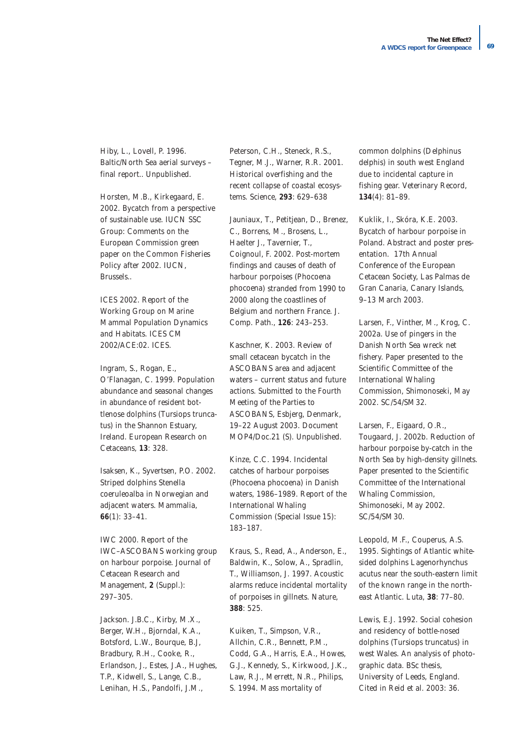Hiby, L., Lovell, P. 1996. Baltic/North Sea aerial surveys – final report.. Unpublished.

Horsten, M.B., Kirkegaard, E. 2002. Bycatch from a perspective of sustainable use. IUCN SSC Group: Comments on the European Commission green paper on the Common Fisheries Policy after 2002. IUCN, Brussels..

ICES 2002. Report of the Working Group on Marine Mammal Population Dynamics and Habitats. ICES CM 2002/ACE:02. ICES.

Ingram, S., Rogan, E., O'Flanagan, C. 1999. Population abundance and seasonal changes in abundance of resident bottlenose dolphins (Tursiops truncatus) in the Shannon Estuary, Ireland. European Research on Cetaceans, **13**: 328.

Isaksen, K., Syvertsen, P.O. 2002. Striped dolphins Stenella coeruleoalba in Norwegian and adjacent waters. Mammalia, **66**(1): 33–41.

IWC 2000. Report of the IWC–ASCOBANS working group on harbour porpoise. Journal of Cetacean Research and Management, **2** (Suppl.): 297–305.

Jackson. J.B.C., Kirby, M.X., Berger, W.H., Bjorndal, K.A., Botsford, L.W., Bourque, B.J, Bradbury, R.H., Cooke, R., Erlandson, J., Estes, J.A., Hughes, T.P., Kidwell, S., Lange, C.B., Lenihan, H.S., Pandolfi, J.M., Peterson, C.H., Steneck, R.S., Tegner, M.J., Warner, R.R. 2001. Historical overfishing and the recent collapse of coastal ecosystems. Science, **293**: 629–638

Jauniaux, T., Petitjean, D., Brenez, C., Borrens, M., Brosens, L., Haelter J., Tavernier, T., Coignoul, F. 2002. Post-mortem findings and causes of death of harbour porpoises (Phocoena phocoena) stranded from 1990 to 2000 along the coastlines of Belgium and northern France. J. Comp. Path., **126**: 243–253.

Kaschner, K. 2003. Review of small cetacean bycatch in the ASCOBANS area and adjacent waters – current status and future actions. Submitted to the Fourth Meeting of the Parties to ASCOBANS, Esbjerg, Denmark, 19–22 August 2003. Document MOP4/Doc.21 (S). Unpublished.

Kinze, C.C. 1994. Incidental catches of harbour porpoises (Phocoena phocoena) in Danish waters, 1986–1989. Report of the International Whaling Commission (Special Issue 15): 183–187.

Kraus, S., Read, A., Anderson, E., Baldwin, K., Solow, A., Spradlin, T., Williamson, J. 1997. Acoustic alarms reduce incidental mortality of porpoises in gillnets. Nature, **388**: 525.

Kuiken, T., Simpson, V.R., Allchin, C.R., Bennett, P.M., Codd, G.A., Harris, E.A., Howes, G.J., Kennedy, S., Kirkwood, J.K., Law, R.J., Merrett, N.R., Philips, S. 1994. Mass mortality of common dolphins (Delphinus delphis) in south west England due to incidental capture in fishing gear. Veterinary Record, **134**(4): 81–89.

Kuklik, I., Skóra, K.E. 2003. Bycatch of harbour porpoise in Poland. Abstract and poster presentation. 17th Annual Conference of the European Cetacean Society, Las Palmas de Gran Canaria, Canary Islands, 9–13 March 2003.

Larsen, F., Vinther, M., Krog, C. 2002a. Use of pingers in the Danish North Sea wreck net fishery. Paper presented to the Scientific Committee of the International Whaling Commission, Shimonoseki, May 2002. SC/54/SM32.

Larsen, F., Eigaard, O.R., Tougaard, J. 2002b. Reduction of harbour porpoise by-catch in the North Sea by high-density gillnets. Paper presented to the Scientific Committee of the International Whaling Commission, Shimonoseki, May 2002. SC/54/SM30.

Leopold, M.F., Couperus, A.S. 1995. Sightings of Atlantic white-sided dolphins Lagenorhynchus acutus near the south-eastern limit of the known range in the north-east Atlantic. Luta, **38**: 77–80.

Lewis, E.J. 1992. Social cohesion and residency of bottle-nosed dolphins (Tursiops truncatus) in west Wales. An analysis of photographic data. BSc thesis, University of Leeds, England. Cited in Reid et al. 2003: 36.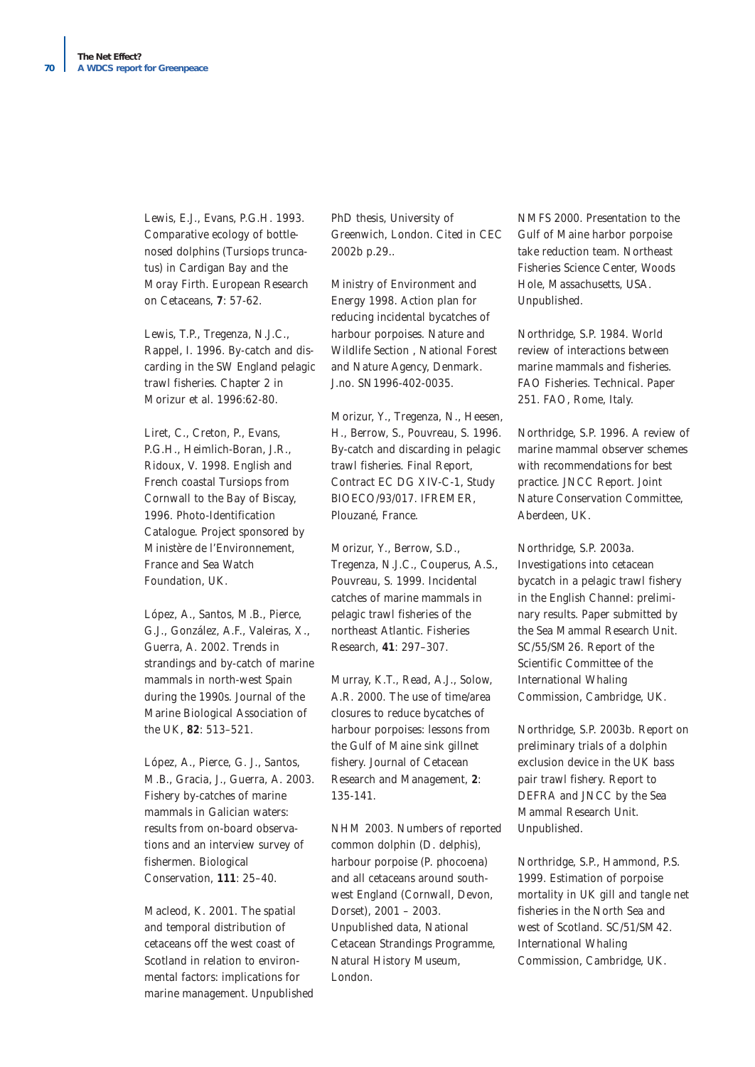Lewis, E.J., Evans, P.G.H. 1993. Comparative ecology of bottle-nosed dolphins (Tursiops truncatus) in Cardigan Bay and the Moray Firth. European Research on Cetaceans, **7**: 57-62.

Lewis, T.P., Tregenza, N.J.C., Rappel, I. 1996. By-catch and discarding in the SW England pelagic trawl fisheries. Chapter 2 in Morizur et al. 1996:62-80.

Liret, C., Creton, P., Evans, P.G.H., Heimlich-Boran, J.R., Ridoux, V. 1998. English and French coastal Tursiops from Cornwall to the Bay of Biscay, 1996. Photo-Identification Catalogue. Project sponsored by Ministère de l'Environnement, France and Sea Watch Foundation, UK.

López, A., Santos, M.B., Pierce, G.J., González, A.F., Valeiras, X., Guerra, A. 2002. Trends in strandings and by-catch of marine mammals in north-west Spain during the 1990s. Journal of the Marine Biological Association of the UK, **82**: 513–521.

López, A., Pierce, G. J., Santos, M.B., Gracia, J., Guerra, A. 2003. Fishery by-catches of marine mammals in Galician waters: results from on-board observations and an interview survey of fishermen. Biological Conservation, **111**: 25–40.

Macleod, K. 2001. The spatial and temporal distribution of cetaceans off the west coast of Scotland in relation to environmental factors: implications for marine management. Unpublished PhD thesis, University of Greenwich, London. Cited in CEC 2002b p.29..

Ministry of Environment and Energy 1998. Action plan for reducing incidental bycatches of harbour porpoises. Nature and Wildlife Section , National Forest and Nature Agency, Denmark. J.no. SN1996-402-0035.

Morizur, Y., Tregenza, N., Heesen, H., Berrow, S., Pouvreau, S. 1996. By-catch and discarding in pelagic trawl fisheries. Final Report, Contract EC DG XIV-C-1, Study BIOECO/93/017. IFREMER, Plouzané, France.

Morizur, Y., Berrow, S.D., Tregenza, N.J.C., Couperus, A.S., Pouvreau, S. 1999. Incidental catches of marine mammals in pelagic trawl fisheries of the northeast Atlantic. Fisheries Research, **41**: 297–307.

Murray, K.T., Read, A.J., Solow, A.R. 2000. The use of time/area closures to reduce bycatches of harbour porpoises: lessons from the Gulf of Maine sink gillnet fishery. Journal of Cetacean Research and Management, **2**: 135-141.

NHM 2003. Numbers of reported common dolphin (D. delphis), harbour porpoise (P. phocoena) and all cetaceans around south-west England (Cornwall, Devon, Dorset), 2001 – 2003. Unpublished data, National Cetacean Strandings Programme, Natural History Museum, London.

NMFS 2000. Presentation to the Gulf of Maine harbor porpoise take reduction team. Northeast Fisheries Science Center, Woods Hole, Massachusetts, USA. Unpublished.

Northridge, S.P. 1984. World review of interactions between marine mammals and fisheries. FAO Fisheries. Technical. Paper 251. FAO, Rome, Italy.

Northridge, S.P. 1996. A review of marine mammal observer schemes with recommendations for best practice. JNCC Report. Joint Nature Conservation Committee, Aberdeen, UK.

Northridge, S.P. 2003a. Investigations into cetacean bycatch in a pelagic trawl fishery in the English Channel: preliminary results. Paper submitted by the Sea Mammal Research Unit. SC/55/SM26. Report of the Scientific Committee of the International Whaling Commission, Cambridge, UK.

Northridge, S.P. 2003b. Report on preliminary trials of a dolphin exclusion device in the UK bass pair trawl fishery. Report to DEFRA and JNCC by the Sea Mammal Research Unit. Unpublished.

Northridge, S.P., Hammond, P.S. 1999. Estimation of porpoise mortality in UK gill and tangle net fisheries in the North Sea and west of Scotland. SC/51/SM42. International Whaling Commission, Cambridge, UK.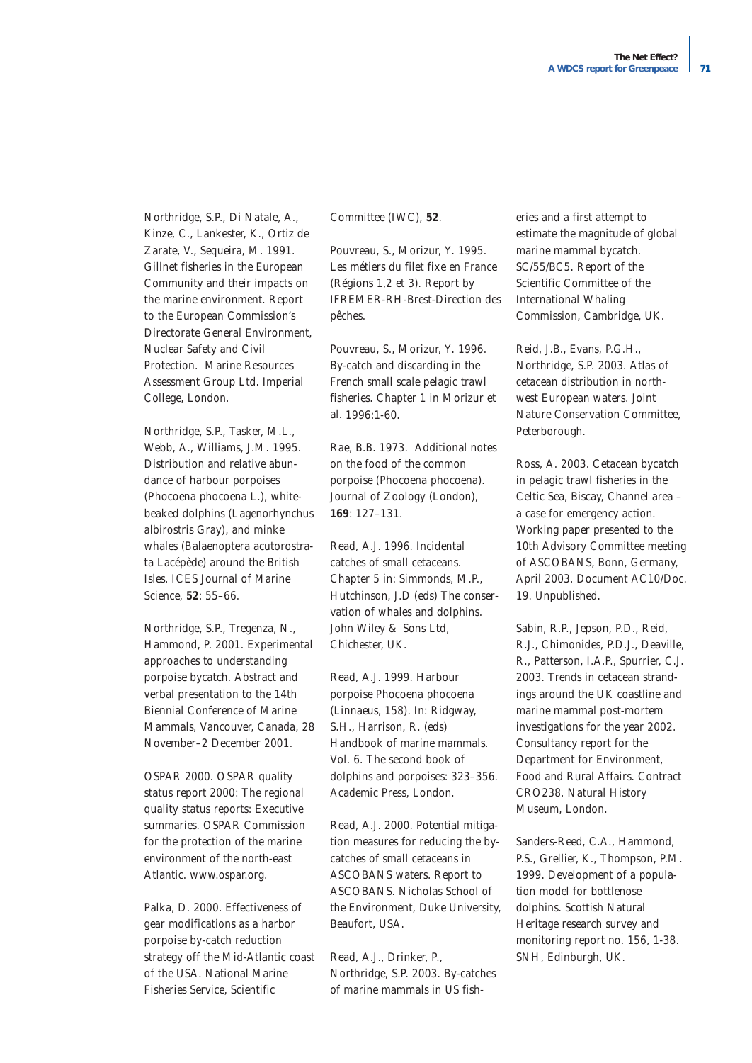Northridge, S.P., Di Natale, A., Kinze, C., Lankester, K., Ortiz de Zarate, V., Sequeira, M. 1991. Gillnet fisheries in the European Community and their impacts on the marine environment. Report to the European Commission's Directorate General Environment, Nuclear Safety and Civil Protection. Marine Resources Assessment Group Ltd. Imperial College, London.

Northridge, S.P., Tasker, M.L., Webb, A., Williams, J.M. 1995. Distribution and relative abundance of harbour porpoises (Phocoena phocoena L.), white-beaked dolphins (Lagenorhynchus albirostris Gray), and minke whales (Balaenoptera acutorostrata Lacépède) around the British Isles. ICES Journal of Marine Science, **52**: 55–66.

Northridge, S.P., Tregenza, N., Hammond, P. 2001. Experimental approaches to understanding porpoise bycatch. Abstract and verbal presentation to the 14th Biennial Conference of Marine Mammals, Vancouver, Canada, 28 November–2 December 2001.

OSPAR 2000. OSPAR quality status report 2000: The regional quality status reports: Executive summaries. OSPAR Commission for the protection of the marine environment of the north-east Atlantic. www.ospar.org.

Palka, D. 2000. Effectiveness of gear modifications as a harbor porpoise by-catch reduction strategy off the Mid-Atlantic coast of the USA. National Marine Fisheries Service, Scientific Committee (IWC), **52**.

Pouvreau, S., Morizur, Y. 1995. Les métiers du filet fixe en France (Régions 1,2 et 3). Report by IFREMER-RH-Brest-Direction des pêches.

Pouvreau, S., Morizur, Y. 1996. By-catch and discarding in the French small scale pelagic trawl fisheries. Chapter 1 in Morizur et al. 1996:1-60.

Rae, B.B. 1973. Additional notes on the food of the common porpoise (Phocoena phocoena). Journal of Zoology (London), **169**: 127–131.

Read, A.J. 1996. Incidental catches of small cetaceans. Chapter 5 in: Simmonds, M.P., Hutchinson, J.D (eds) The conservation of whales and dolphins. John Wiley & Sons Ltd, Chichester, UK.

Read, A.J. 1999. Harbour porpoise Phocoena phocoena (Linnaeus, 158). In: Ridgway, S.H., Harrison, R. (eds) Handbook of marine mammals. Vol. 6. The second book of dolphins and porpoises: 323–356. Academic Press, London.

Read, A.J. 2000. Potential mitigation measures for reducing the by-catches of small cetaceans in ASCOBANS waters. Report to ASCOBANS. Nicholas School of the Environment, Duke University, Beaufort, USA.

Read, A.J., Drinker, P., Northridge, S.P. 2003. By-catches of marine mammals in US fisheries and a first attempt to estimate the magnitude of global marine mammal bycatch. SC/55/BC5. Report of the Scientific Committee of the International Whaling Commission, Cambridge, UK.

Reid, J.B., Evans, P.G.H., Northridge, S.P. 2003. Atlas of cetacean distribution in north-west European waters. Joint Nature Conservation Committee, Peterborough.

Ross, A. 2003. Cetacean bycatch in pelagic trawl fisheries in the Celtic Sea, Biscay, Channel area – a case for emergency action. Working paper presented to the 10th Advisory Committee meeting of ASCOBANS, Bonn, Germany, April 2003. Document AC10/Doc. 19. Unpublished.

Sabin, R.P., Jepson, P.D., Reid, R.J., Chimonides, P.D.J., Deaville, R., Patterson, I.A.P., Spurrier, C.J. 2003. Trends in cetacean strandings around the UK coastline and marine mammal post-mortem investigations for the year 2002. Consultancy report for the Department for Environment, Food and Rural Affairs. Contract CRO238. Natural History Museum, London.

Sanders-Reed, C.A., Hammond, P.S., Grellier, K., Thompson, P.M. 1999. Development of a population model for bottlenose dolphins. Scottish Natural Heritage research survey and monitoring report no. 156, 1-38. SNH, Edinburgh, UK.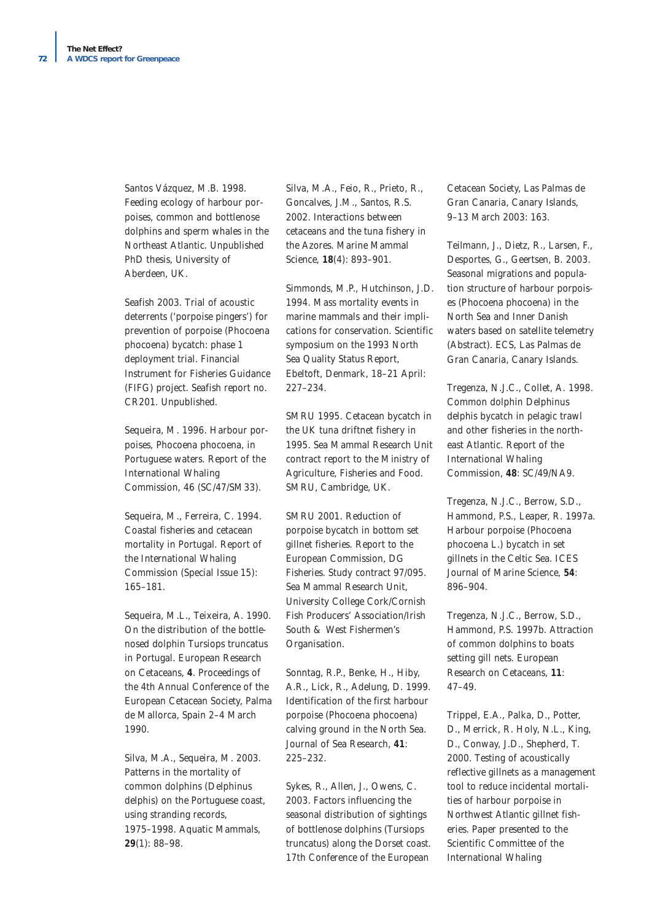Santos Vázquez, M.B. 1998. Feeding ecology of harbour porpoises, common and bottlenose dolphins and sperm whales in the Northeast Atlantic. Unpublished PhD thesis, University of Aberdeen, UK.

Seafish 2003. Trial of acoustic deterrents ('porpoise pingers') for prevention of porpoise (Phocoena phocoena) bycatch: phase 1 deployment trial. Financial Instrument for Fisheries Guidance (FIFG) project. Seafish report no. CR201. Unpublished.

Sequeira, M. 1996. Harbour porpoises, Phocoena phocoena, in Portuguese waters. Report of the International Whaling Commission, 46 (SC/47/SM33).

Sequeira, M., Ferreira, C. 1994. Coastal fisheries and cetacean mortality in Portugal. Report of the International Whaling Commission (Special Issue 15): 165–181.

Sequeira, M.L., Teixeira, A. 1990. On the distribution of the bottlenosed dolphin Tursiops truncatus in Portugal. European Research on Cetaceans, **4**. Proceedings of the 4th Annual Conference of the European Cetacean Society, Palma de Mallorca, Spain 2–4 March 1990.

Silva, M.A., Sequeira, M. 2003. Patterns in the mortality of common dolphins (Delphinus delphis) on the Portuguese coast, using stranding records, 1975–1998. Aquatic Mammals, **29**(1): 88–98.

Silva, M.A., Feio, R., Prieto, R., Goncalves, J.M., Santos, R.S. 2002. Interactions between cetaceans and the tuna fishery in the Azores. Marine Mammal Science, **18**(4): 893–901.

Simmonds, M.P., Hutchinson, J.D. 1994. Mass mortality events in marine mammals and their implications for conservation. Scientific symposium on the 1993 North Sea Quality Status Report, Ebeltoft, Denmark, 18–21 April: 227–234.

SMRU 1995. Cetacean bycatch in the UK tuna driftnet fishery in 1995. Sea Mammal Research Unit contract report to the Ministry of Agriculture, Fisheries and Food. SMRU, Cambridge, UK.

SMRU 2001. Reduction of porpoise bycatch in bottom set gillnet fisheries. Report to the European Commission, DG Fisheries. Study contract 97/095. Sea Mammal Research Unit, University College Cork/Cornish Fish Producers' Association/Irish South & West Fishermen's Organisation.

Sonntag, R.P., Benke, H., Hiby, A.R., Lick, R., Adelung, D. 1999. Identification of the first harbour porpoise (Phocoena phocoena) calving ground in the North Sea. Journal of Sea Research, **41**: 225–232.

Sykes, R., Allen, J., Owens, C. 2003. Factors influencing the seasonal distribution of sightings of bottlenose dolphins (Tursiops truncatus) along the Dorset coast. 17th Conference of the European Cetacean Society, Las Palmas de Gran Canaria, Canary Islands, 9–13 March 2003: 163.

Teilmann, J., Dietz, R., Larsen, F., Desportes, G., Geertsen, B. 2003. Seasonal migrations and population structure of harbour porpoises (Phocoena phocoena) in the North Sea and Inner Danish waters based on satellite telemetry (Abstract). ECS, Las Palmas de Gran Canaria, Canary Islands.

Tregenza, N.J.C., Collet, A. 1998. Common dolphin Delphinus delphis bycatch in pelagic trawl and other fisheries in the northeast Atlantic. Report of the International Whaling Commission, **48**: SC/49/NA9.

Tregenza, N.J.C., Berrow, S.D., Hammond, P.S., Leaper, R. 1997a. Harbour porpoise (Phocoena phocoena L.) bycatch in set gillnets in the Celtic Sea. ICES Journal of Marine Science, **54**: 896–904.

Tregenza, N.J.C., Berrow, S.D., Hammond, P.S. 1997b. Attraction of common dolphins to boats setting gill nets. European Research on Cetaceans, **11**: 47–49.

Trippel, E.A., Palka, D., Potter, D., Merrick, R. Holy, N.L., King, D., Conway, J.D., Shepherd, T. 2000. Testing of acoustically reflective gillnets as a management tool to reduce incidental mortalities of harbour porpoise in Northwest Atlantic gillnet fisheries. Paper presented to the Scientific Committee of the International Whaling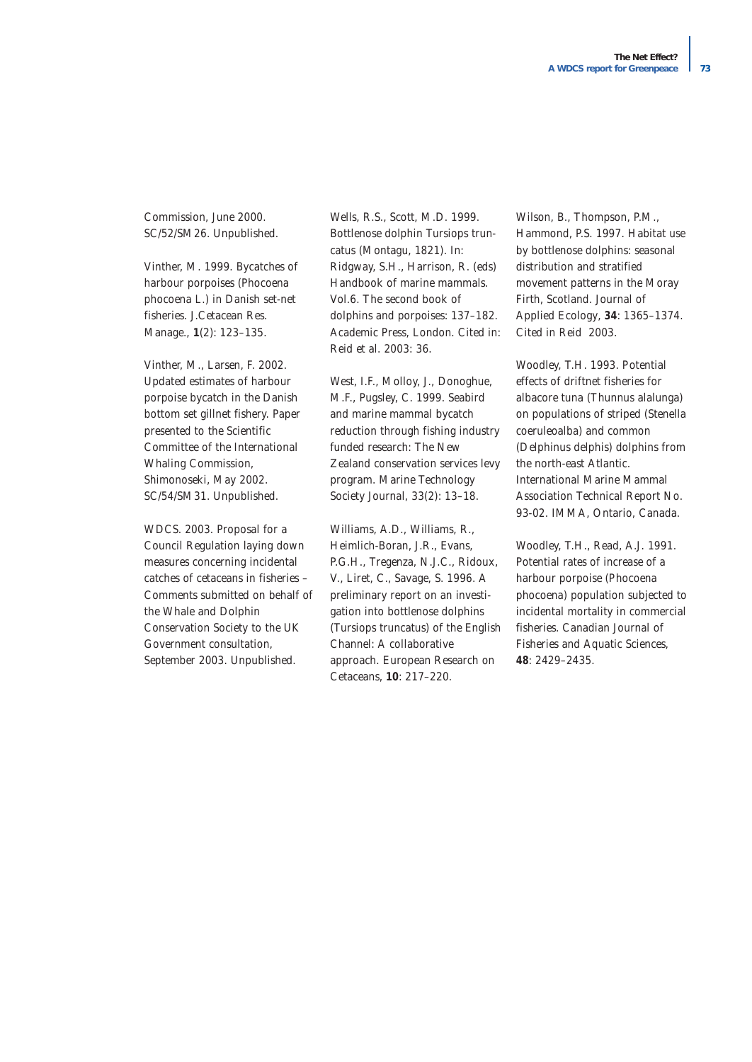Commission, June 2000. SC/52/SM26. Unpublished.

Vinther, M. 1999. Bycatches of harbour porpoises (Phocoena phocoena L.) in Danish set-net fisheries. J.Cetacean Res. Manage., **1**(2): 123–135.

Vinther, M., Larsen, F. 2002. Updated estimates of harbour porpoise bycatch in the Danish bottom set gillnet fishery. Paper presented to the Scientific Committee of the International Whaling Commission, Shimonoseki, May 2002. SC/54/SM31. Unpublished.

WDCS. 2003. Proposal for a Council Regulation laying down measures concerning incidental catches of cetaceans in fisheries – Comments submitted on behalf of the Whale and Dolphin Conservation Society to the UK Government consultation, September 2003. Unpublished.

Wells, R.S., Scott, M.D. 1999. Bottlenose dolphin Tursiops truncatus (Montagu, 1821). In: Ridgway, S.H., Harrison, R. (eds) Handbook of marine mammals. Vol.6. The second book of dolphins and porpoises: 137–182. Academic Press, London. Cited in: Reid et al. 2003: 36.

West, I.F., Molloy, J., Donoghue, M.F., Pugsley, C. 1999. Seabird and marine mammal bycatch reduction through fishing industry funded research: The New Zealand conservation services levy program. Marine Technology Society Journal, 33(2): 13–18.

Williams, A.D., Williams, R., Heimlich-Boran, J.R., Evans, P.G.H., Tregenza, N.J.C., Ridoux, V., Liret, C., Savage, S. 1996. A preliminary report on an investigation into bottlenose dolphins (Tursiops truncatus) of the English Channel: A collaborative approach. European Research on Cetaceans, **10**: 217–220.

Wilson, B., Thompson, P.M., Hammond, P.S. 1997. Habitat use by bottlenose dolphins: seasonal distribution and stratified movement patterns in the Moray Firth, Scotland. Journal of Applied Ecology, **34**: 1365–1374. Cited in Reid 2003.

Woodley, T.H. 1993. Potential effects of driftnet fisheries for albacore tuna (Thunnus alalunga) on populations of striped (Stenella coeruleoalba) and common (Delphinus delphis) dolphins from the north-east Atlantic. International Marine Mammal Association Technical Report No. 93-02. IMMA, Ontario, Canada.

Woodley, T.H., Read, A.J. 1991. Potential rates of increase of a harbour porpoise (Phocoena phocoena) population subjected to incidental mortality in commercial fisheries. Canadian Journal of Fisheries and Aquatic Sciences, **48**: 2429–2435.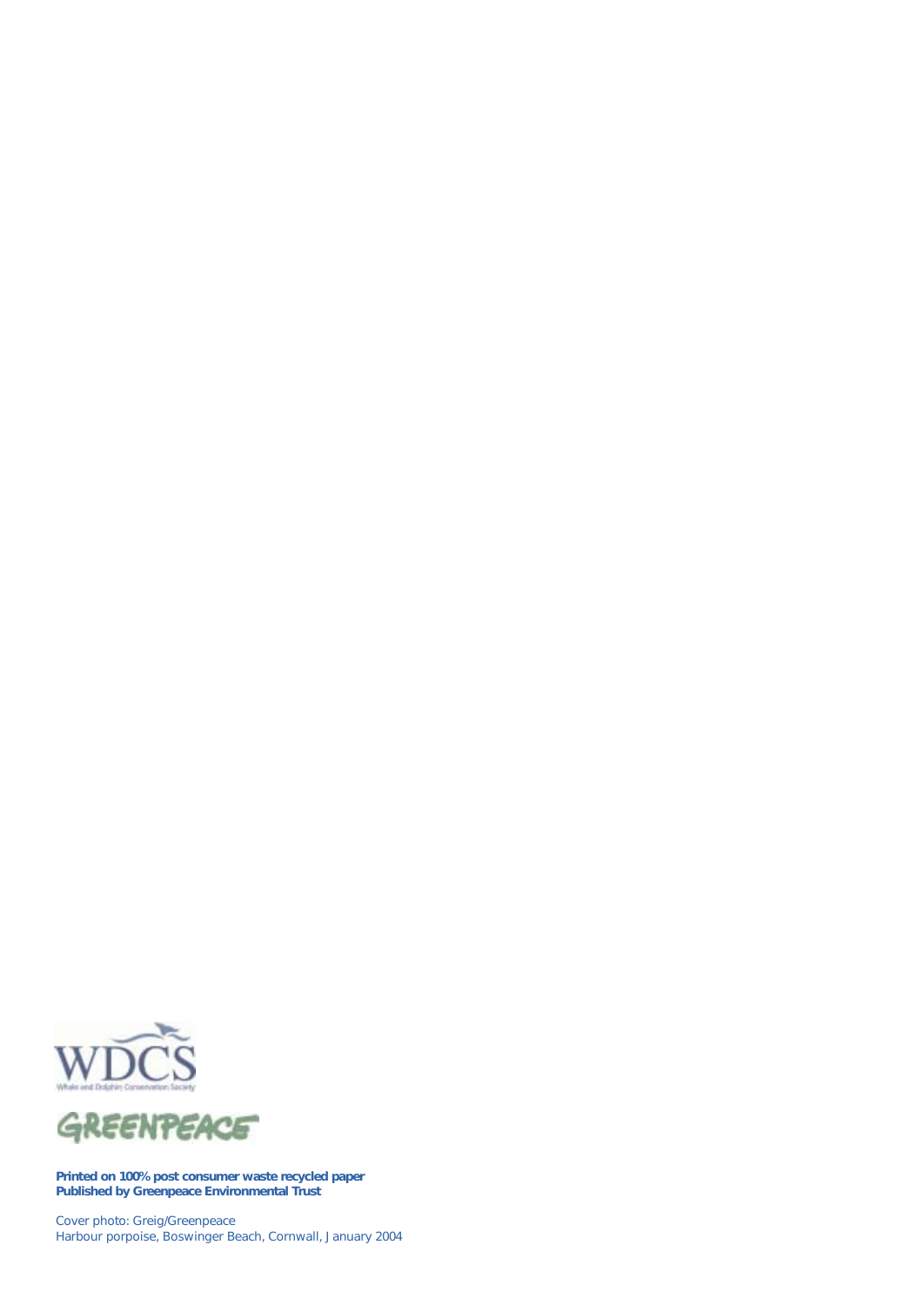WDCS

Whale and Dolphin Conservation Society

GREENPEACE

**Printed on 100% post consumer waste recycled paper**
**Published by Greenpeace Environmental Trust**

Cover photo: Greig/Greenpeace
Harbour porpoise, Boswinger Beach, Cornwall, January 2004